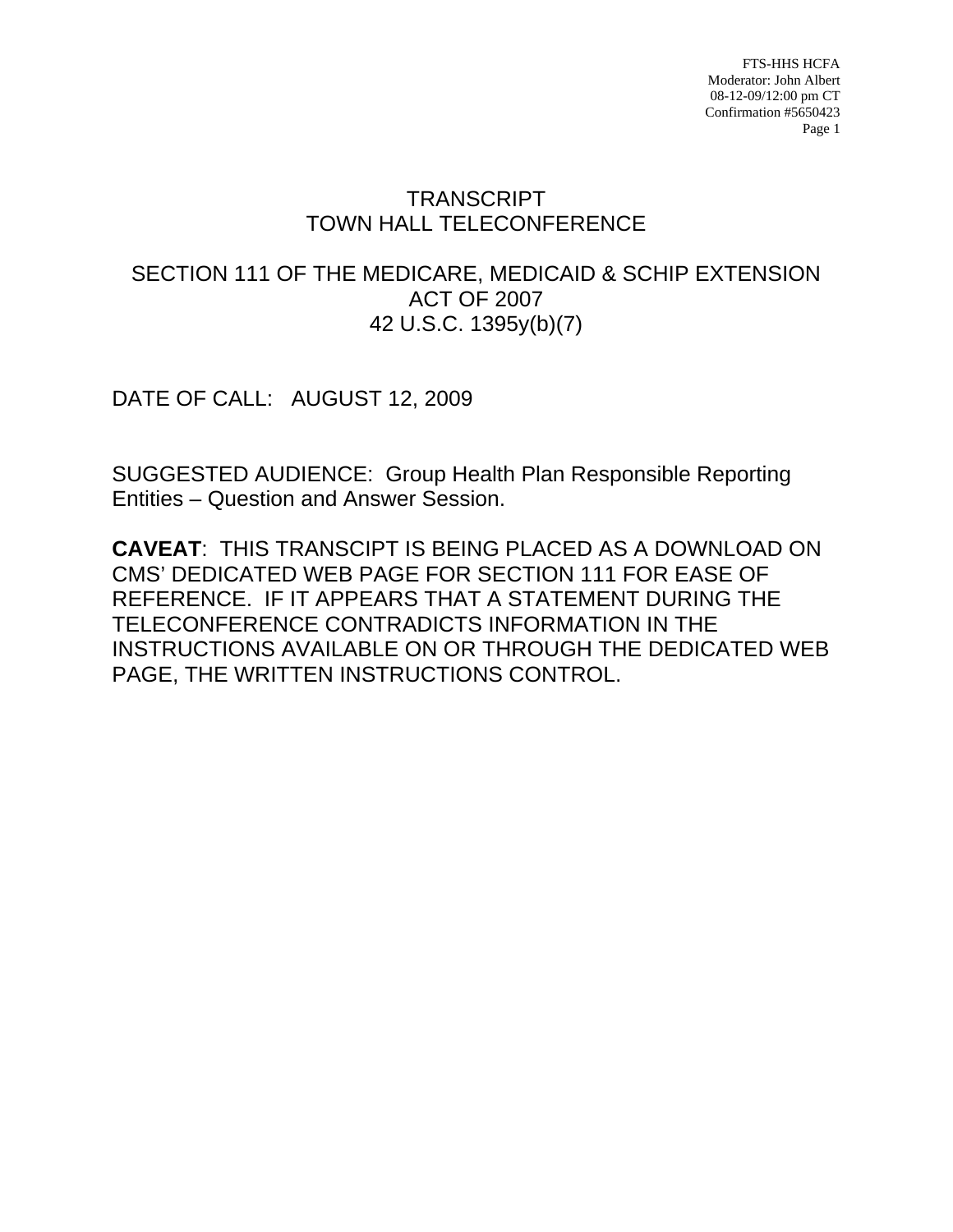# TRANSCRIPT
# TOWN HALL TELECONFERENCE

## SECTION 111 OF THE MEDICARE, MEDICAID & SCHIP EXTENSION ACT OF 2007
## 42 U.S.C. 1395y(b)(7)

DATE OF CALL: AUGUST 12, 2009

SUGGESTED AUDIENCE: Group Health Plan Responsible Reporting Entities – Question and Answer Session.

**CAVEAT**: THIS TRANSCIPT IS BEING PLACED AS A DOWNLOAD ON CMS' DEDICATED WEB PAGE FOR SECTION 111 FOR EASE OF REFERENCE. IF IT APPEARS THAT A STATEMENT DURING THE TELECONFERENCE CONTRADICTS INFORMATION IN THE INSTRUCTIONS AVAILABLE ON OR THROUGH THE DEDICATED WEB PAGE, THE WRITTEN INSTRUCTIONS CONTROL.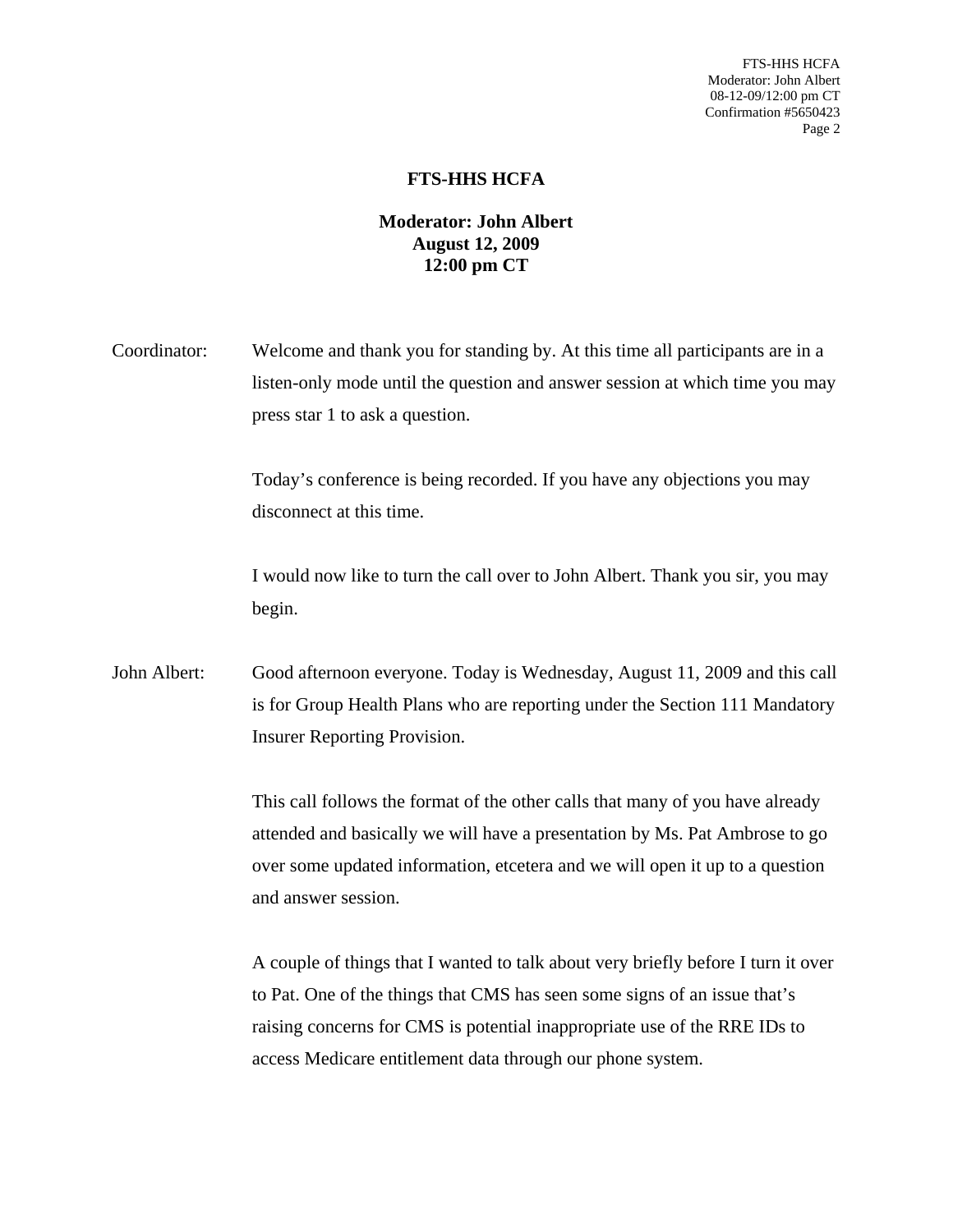# FTS-HHS HCFA

**Moderator: John Albert**
**August 12, 2009**
**12:00 pm CT**

Coordinator: Welcome and thank you for standing by. At this time all participants are in a listen-only mode until the question and answer session at which time you may press star 1 to ask a question.

Today's conference is being recorded. If you have any objections you may disconnect at this time.

I would now like to turn the call over to John Albert. Thank you sir, you may begin.

John Albert: Good afternoon everyone. Today is Wednesday, August 11, 2009 and this call is for Group Health Plans who are reporting under the Section 111 Mandatory Insurer Reporting Provision.

This call follows the format of the other calls that many of you have already attended and basically we will have a presentation by Ms. Pat Ambrose to go over some updated information, etcetera and we will open it up to a question and answer session.

A couple of things that I wanted to talk about very briefly before I turn it over to Pat. One of the things that CMS has seen some signs of an issue that's raising concerns for CMS is potential inappropriate use of the RRE IDs to access Medicare entitlement data through our phone system.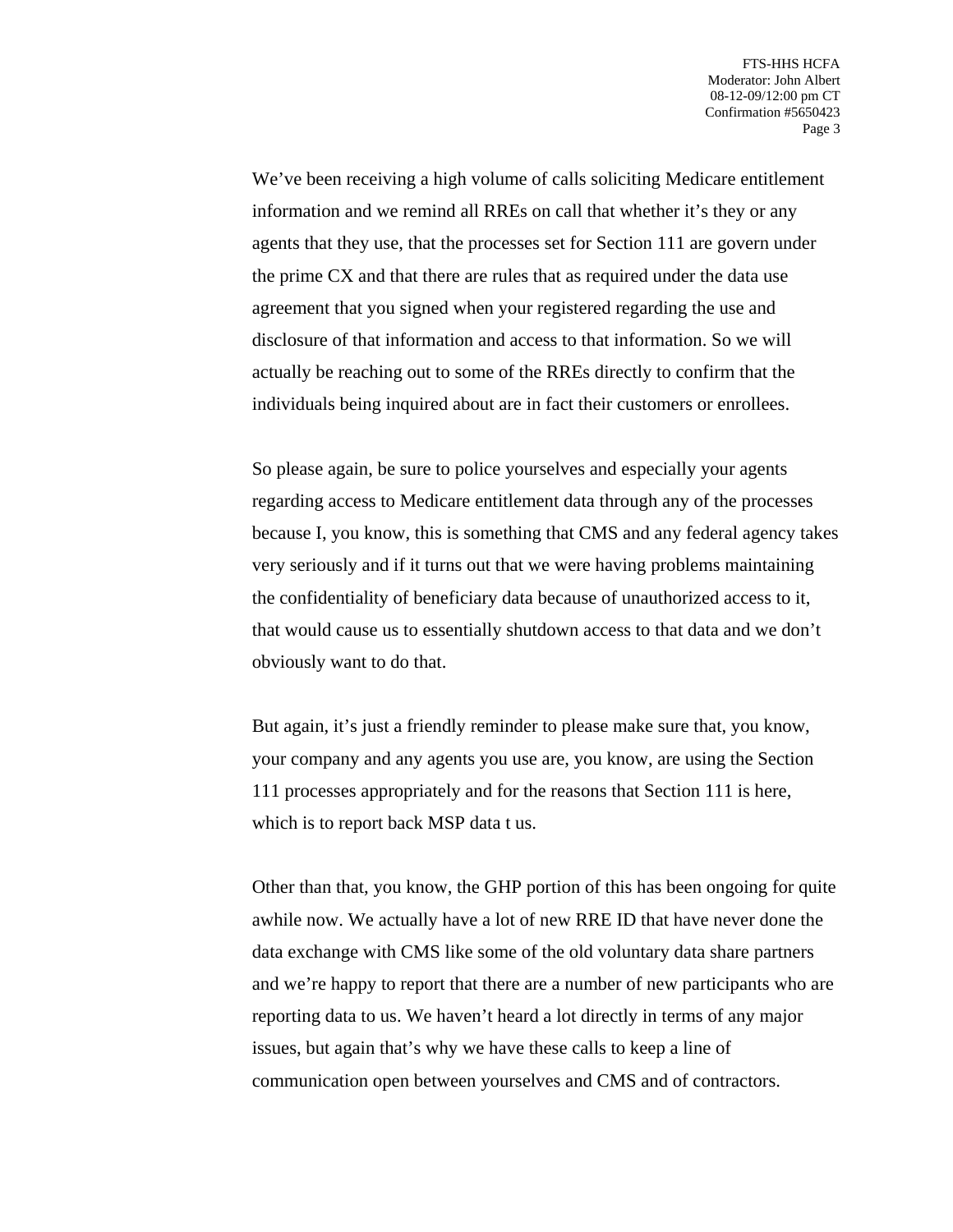We've been receiving a high volume of calls soliciting Medicare entitlement information and we remind all RREs on call that whether it's they or any agents that they use, that the processes set for Section 111 are govern under the prime CX and that there are rules that as required under the data use agreement that you signed when your registered regarding the use and disclosure of that information and access to that information. So we will actually be reaching out to some of the RREs directly to confirm that the individuals being inquired about are in fact their customers or enrollees.

So please again, be sure to police yourselves and especially your agents regarding access to Medicare entitlement data through any of the processes because I, you know, this is something that CMS and any federal agency takes very seriously and if it turns out that we were having problems maintaining the confidentiality of beneficiary data because of unauthorized access to it, that would cause us to essentially shutdown access to that data and we don't obviously want to do that.

But again, it's just a friendly reminder to please make sure that, you know, your company and any agents you use are, you know, are using the Section 111 processes appropriately and for the reasons that Section 111 is here, which is to report back MSP data t us.

Other than that, you know, the GHP portion of this has been ongoing for quite awhile now. We actually have a lot of new RRE ID that have never done the data exchange with CMS like some of the old voluntary data share partners and we're happy to report that there are a number of new participants who are reporting data to us. We haven't heard a lot directly in terms of any major issues, but again that's why we have these calls to keep a line of communication open between yourselves and CMS and of contractors.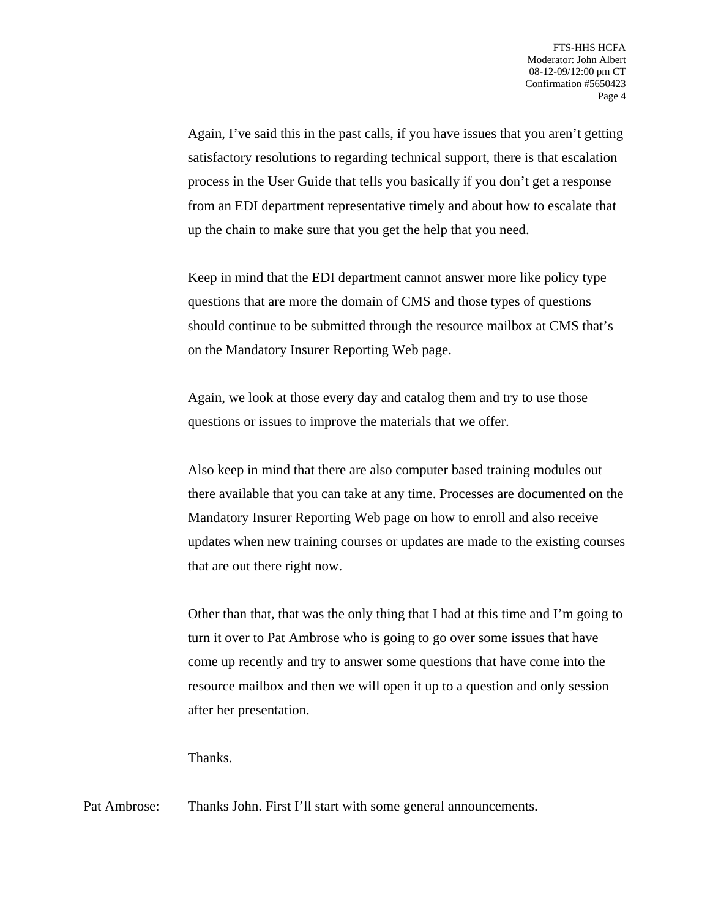Again, I've said this in the past calls, if you have issues that you aren't getting satisfactory resolutions to regarding technical support, there is that escalation process in the User Guide that tells you basically if you don't get a response from an EDI department representative timely and about how to escalate that up the chain to make sure that you get the help that you need.

Keep in mind that the EDI department cannot answer more like policy type questions that are more the domain of CMS and those types of questions should continue to be submitted through the resource mailbox at CMS that's on the Mandatory Insurer Reporting Web page.

Again, we look at those every day and catalog them and try to use those questions or issues to improve the materials that we offer.

Also keep in mind that there are also computer based training modules out there available that you can take at any time. Processes are documented on the Mandatory Insurer Reporting Web page on how to enroll and also receive updates when new training courses or updates are made to the existing courses that are out there right now.

Other than that, that was the only thing that I had at this time and I'm going to turn it over to Pat Ambrose who is going to go over some issues that have come up recently and try to answer some questions that have come into the resource mailbox and then we will open it up to a question and only session after her presentation.

Thanks.

Pat Ambrose: Thanks John. First I'll start with some general announcements.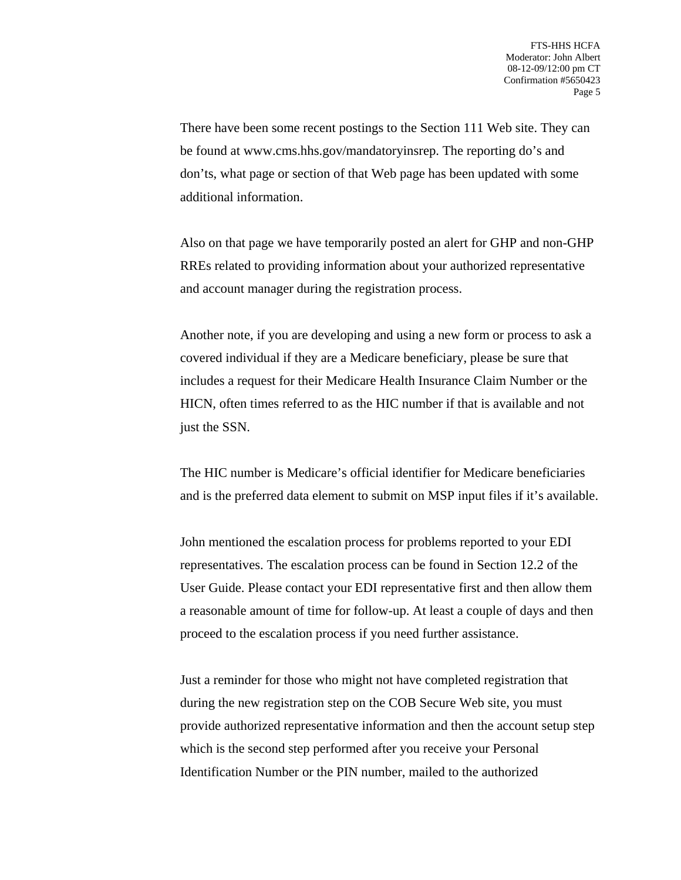There have been some recent postings to the Section 111 Web site. They can be found at www.cms.hhs.gov/mandatoryinsrep. The reporting do’s and don’ts, what page or section of that Web page has been updated with some additional information.

Also on that page we have temporarily posted an alert for GHP and non-GHP RREs related to providing information about your authorized representative and account manager during the registration process.

Another note, if you are developing and using a new form or process to ask a covered individual if they are a Medicare beneficiary, please be sure that includes a request for their Medicare Health Insurance Claim Number or the HICN, often times referred to as the HIC number if that is available and not just the SSN.

The HIC number is Medicare’s official identifier for Medicare beneficiaries and is the preferred data element to submit on MSP input files if it’s available.

John mentioned the escalation process for problems reported to your EDI representatives. The escalation process can be found in Section 12.2 of the User Guide. Please contact your EDI representative first and then allow them a reasonable amount of time for follow-up. At least a couple of days and then proceed to the escalation process if you need further assistance.

Just a reminder for those who might not have completed registration that during the new registration step on the COB Secure Web site, you must provide authorized representative information and then the account setup step which is the second step performed after you receive your Personal Identification Number or the PIN number, mailed to the authorized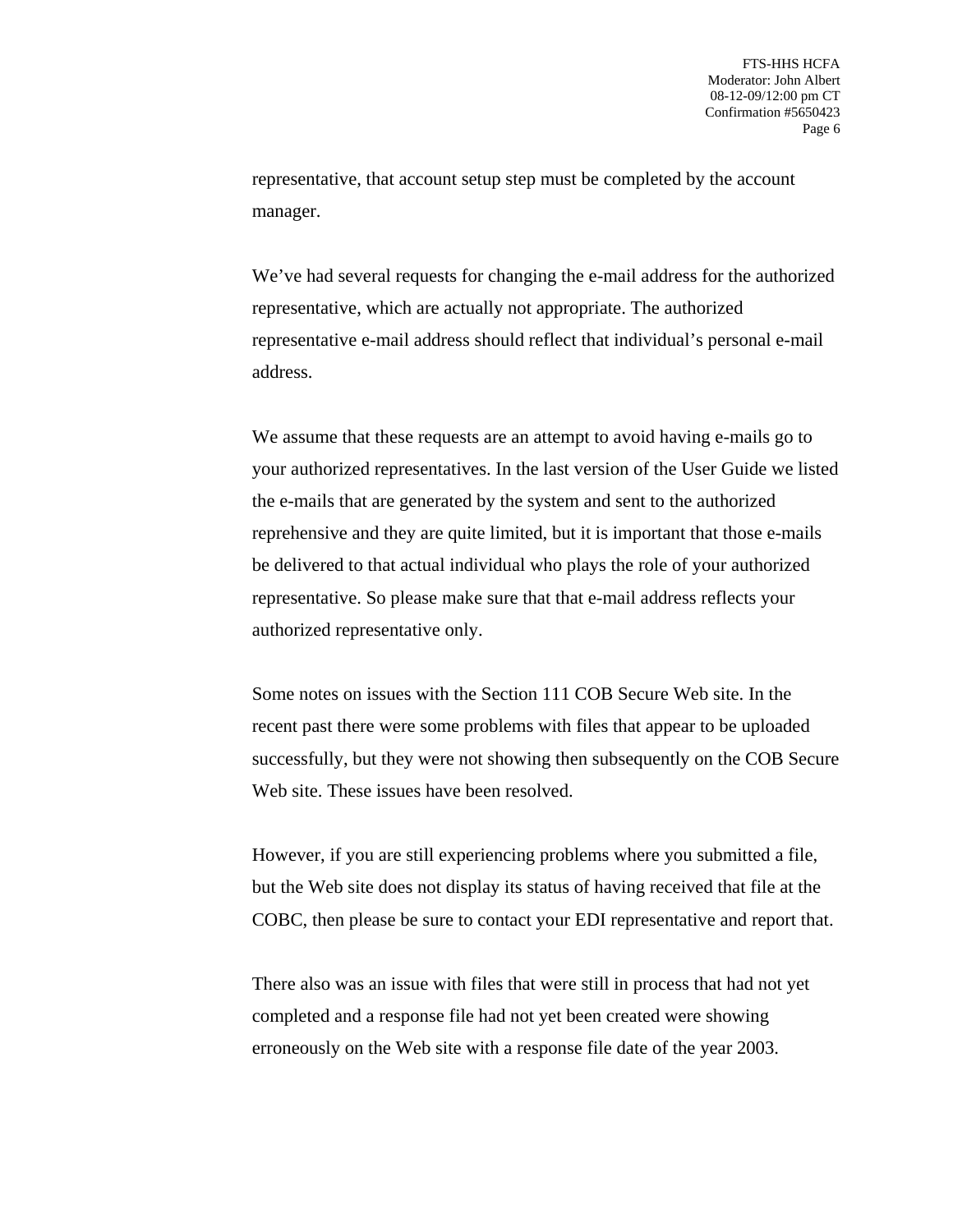representative, that account setup step must be completed by the account manager.

We've had several requests for changing the e-mail address for the authorized representative, which are actually not appropriate. The authorized representative e-mail address should reflect that individual's personal e-mail address.

We assume that these requests are an attempt to avoid having e-mails go to your authorized representatives. In the last version of the User Guide we listed the e-mails that are generated by the system and sent to the authorized reprehensive and they are quite limited, but it is important that those e-mails be delivered to that actual individual who plays the role of your authorized representative. So please make sure that that e-mail address reflects your authorized representative only.

Some notes on issues with the Section 111 COB Secure Web site. In the recent past there were some problems with files that appear to be uploaded successfully, but they were not showing then subsequently on the COB Secure Web site. These issues have been resolved.

However, if you are still experiencing problems where you submitted a file, but the Web site does not display its status of having received that file at the COBC, then please be sure to contact your EDI representative and report that.

There also was an issue with files that were still in process that had not yet completed and a response file had not yet been created were showing erroneously on the Web site with a response file date of the year 2003.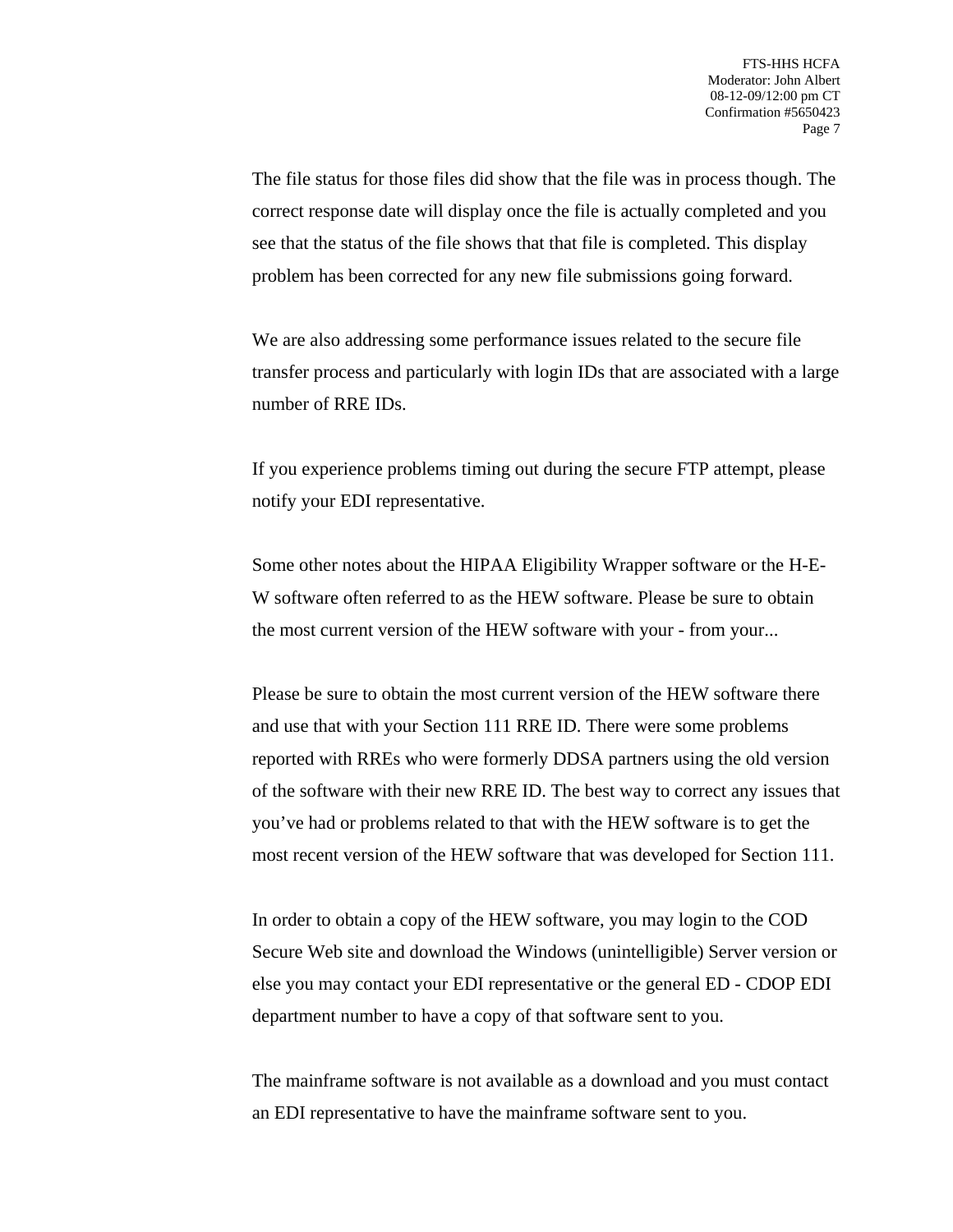The file status for those files did show that the file was in process though. The correct response date will display once the file is actually completed and you see that the status of the file shows that that file is completed. This display problem has been corrected for any new file submissions going forward.

We are also addressing some performance issues related to the secure file transfer process and particularly with login IDs that are associated with a large number of RRE IDs.

If you experience problems timing out during the secure FTP attempt, please notify your EDI representative.

Some other notes about the HIPAA Eligibility Wrapper software or the H-E-W software often referred to as the HEW software. Please be sure to obtain the most current version of the HEW software with your - from your...

Please be sure to obtain the most current version of the HEW software there and use that with your Section 111 RRE ID. There were some problems reported with RREs who were formerly DDSA partners using the old version of the software with their new RRE ID. The best way to correct any issues that you've had or problems related to that with the HEW software is to get the most recent version of the HEW software that was developed for Section 111.

In order to obtain a copy of the HEW software, you may login to the COD Secure Web site and download the Windows (unintelligible) Server version or else you may contact your EDI representative or the general ED - CDOP EDI department number to have a copy of that software sent to you.

The mainframe software is not available as a download and you must contact an EDI representative to have the mainframe software sent to you.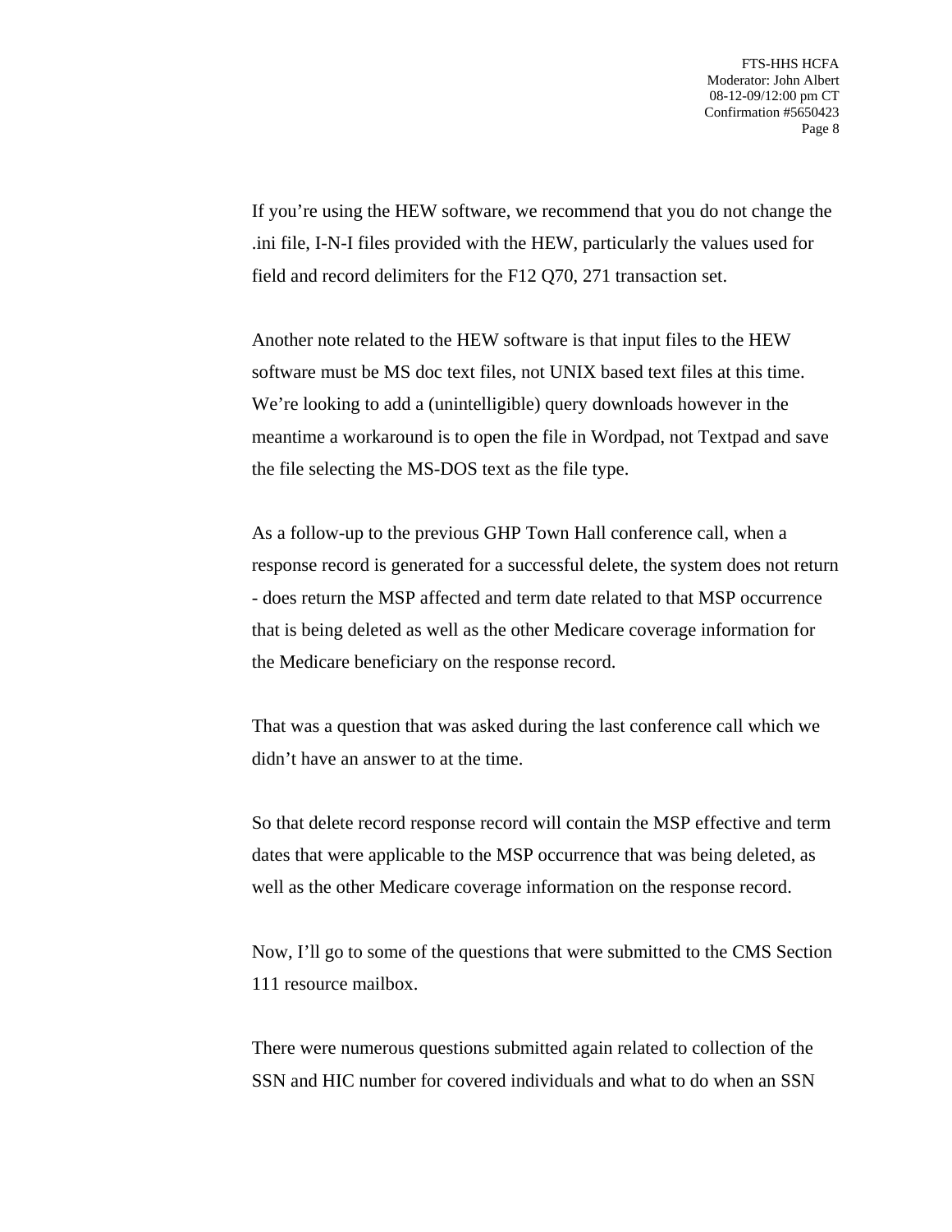If you're using the HEW software, we recommend that you do not change the .ini file, I-N-I files provided with the HEW, particularly the values used for field and record delimiters for the F12 Q70, 271 transaction set.

Another note related to the HEW software is that input files to the HEW software must be MS doc text files, not UNIX based text files at this time. We're looking to add a (unintelligible) query downloads however in the meantime a workaround is to open the file in Wordpad, not Textpad and save the file selecting the MS-DOS text as the file type.

As a follow-up to the previous GHP Town Hall conference call, when a response record is generated for a successful delete, the system does not return - does return the MSP affected and term date related to that MSP occurrence that is being deleted as well as the other Medicare coverage information for the Medicare beneficiary on the response record.

That was a question that was asked during the last conference call which we didn't have an answer to at the time.

So that delete record response record will contain the MSP effective and term dates that were applicable to the MSP occurrence that was being deleted, as well as the other Medicare coverage information on the response record.

Now, I'll go to some of the questions that were submitted to the CMS Section 111 resource mailbox.

There were numerous questions submitted again related to collection of the SSN and HIC number for covered individuals and what to do when an SSN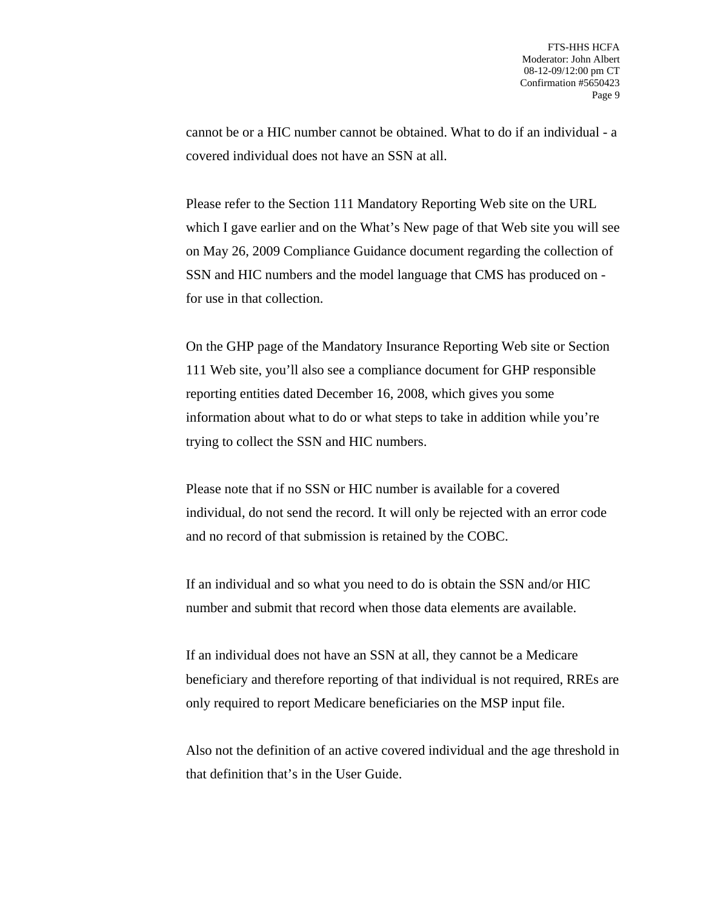cannot be or a HIC number cannot be obtained. What to do if an individual - a covered individual does not have an SSN at all.

Please refer to the Section 111 Mandatory Reporting Web site on the URL which I gave earlier and on the What's New page of that Web site you will see on May 26, 2009 Compliance Guidance document regarding the collection of SSN and HIC numbers and the model language that CMS has produced on - for use in that collection.

On the GHP page of the Mandatory Insurance Reporting Web site or Section 111 Web site, you'll also see a compliance document for GHP responsible reporting entities dated December 16, 2008, which gives you some information about what to do or what steps to take in addition while you're trying to collect the SSN and HIC numbers.

Please note that if no SSN or HIC number is available for a covered individual, do not send the record. It will only be rejected with an error code and no record of that submission is retained by the COBC.

If an individual and so what you need to do is obtain the SSN and/or HIC number and submit that record when those data elements are available.

If an individual does not have an SSN at all, they cannot be a Medicare beneficiary and therefore reporting of that individual is not required, RREs are only required to report Medicare beneficiaries on the MSP input file.

Also not the definition of an active covered individual and the age threshold in that definition that's in the User Guide.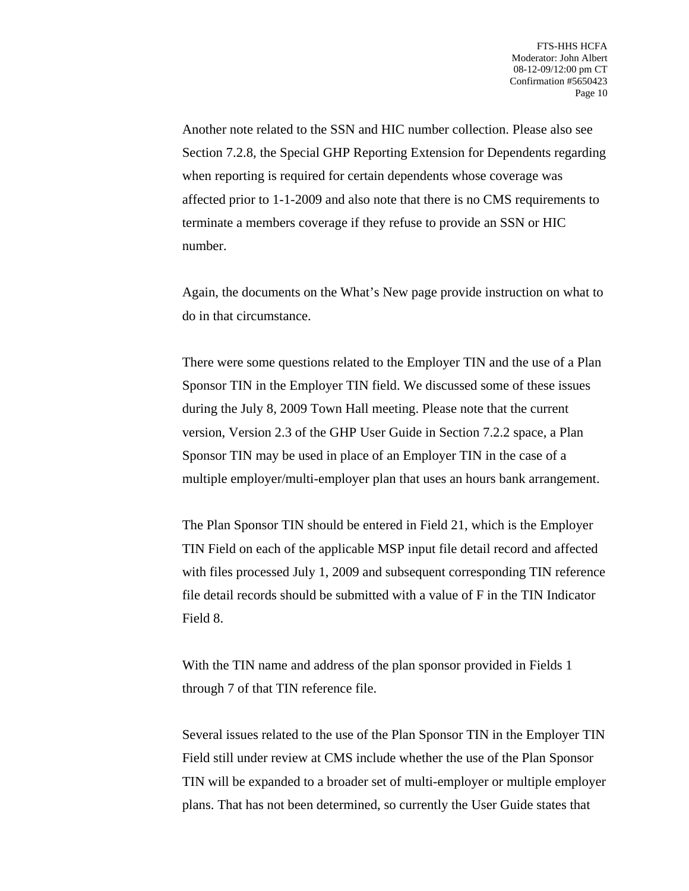Another note related to the SSN and HIC number collection. Please also see Section 7.2.8, the Special GHP Reporting Extension for Dependents regarding when reporting is required for certain dependents whose coverage was affected prior to 1-1-2009 and also note that there is no CMS requirements to terminate a members coverage if they refuse to provide an SSN or HIC number.

Again, the documents on the What's New page provide instruction on what to do in that circumstance.

There were some questions related to the Employer TIN and the use of a Plan Sponsor TIN in the Employer TIN field. We discussed some of these issues during the July 8, 2009 Town Hall meeting. Please note that the current version, Version 2.3 of the GHP User Guide in Section 7.2.2 space, a Plan Sponsor TIN may be used in place of an Employer TIN in the case of a multiple employer/multi-employer plan that uses an hours bank arrangement.

The Plan Sponsor TIN should be entered in Field 21, which is the Employer TIN Field on each of the applicable MSP input file detail record and affected with files processed July 1, 2009 and subsequent corresponding TIN reference file detail records should be submitted with a value of F in the TIN Indicator Field 8.

With the TIN name and address of the plan sponsor provided in Fields 1 through 7 of that TIN reference file.

Several issues related to the use of the Plan Sponsor TIN in the Employer TIN Field still under review at CMS include whether the use of the Plan Sponsor TIN will be expanded to a broader set of multi-employer or multiple employer plans. That has not been determined, so currently the User Guide states that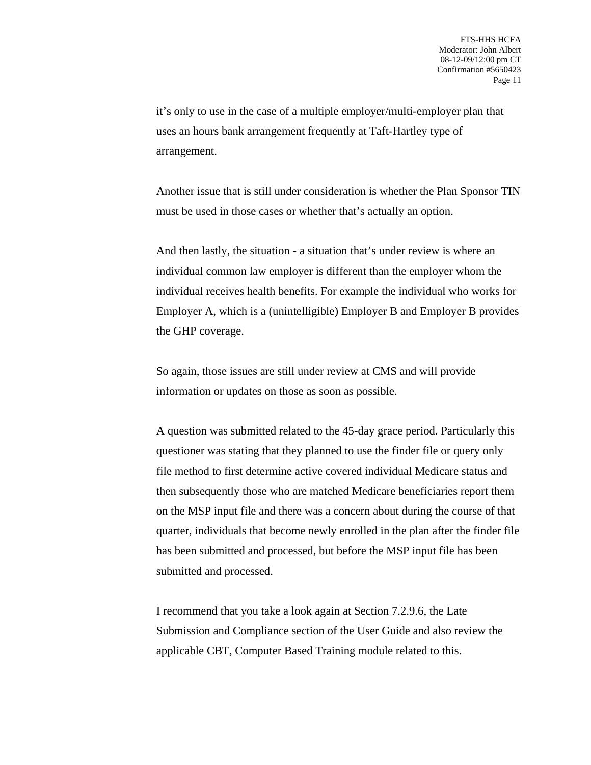it's only to use in the case of a multiple employer/multi-employer plan that uses an hours bank arrangement frequently at Taft-Hartley type of arrangement.

Another issue that is still under consideration is whether the Plan Sponsor TIN must be used in those cases or whether that's actually an option.

And then lastly, the situation - a situation that's under review is where an individual common law employer is different than the employer whom the individual receives health benefits. For example the individual who works for Employer A, which is a (unintelligible) Employer B and Employer B provides the GHP coverage.

So again, those issues are still under review at CMS and will provide information or updates on those as soon as possible.

A question was submitted related to the 45-day grace period. Particularly this questioner was stating that they planned to use the finder file or query only file method to first determine active covered individual Medicare status and then subsequently those who are matched Medicare beneficiaries report them on the MSP input file and there was a concern about during the course of that quarter, individuals that become newly enrolled in the plan after the finder file has been submitted and processed, but before the MSP input file has been submitted and processed.

I recommend that you take a look again at Section 7.2.9.6, the Late Submission and Compliance section of the User Guide and also review the applicable CBT, Computer Based Training module related to this.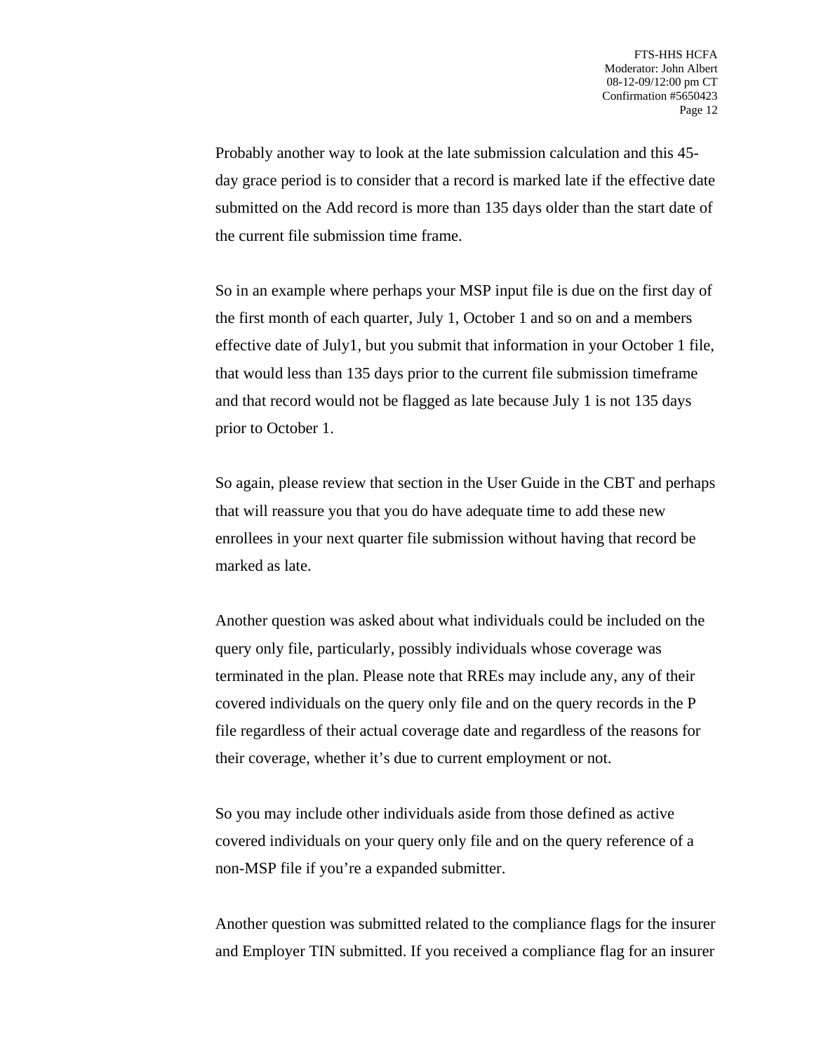Probably another way to look at the late submission calculation and this 45-day grace period is to consider that a record is marked late if the effective date submitted on the Add record is more than 135 days older than the start date of the current file submission time frame.

So in an example where perhaps your MSP input file is due on the first day of the first month of each quarter, July 1, October 1 and so on and a members effective date of July1, but you submit that information in your October 1 file, that would less than 135 days prior to the current file submission timeframe and that record would not be flagged as late because July 1 is not 135 days prior to October 1.

So again, please review that section in the User Guide in the CBT and perhaps that will reassure you that you do have adequate time to add these new enrollees in your next quarter file submission without having that record be marked as late.

Another question was asked about what individuals could be included on the query only file, particularly, possibly individuals whose coverage was terminated in the plan. Please note that RREs may include any, any of their covered individuals on the query only file and on the query records in the P file regardless of their actual coverage date and regardless of the reasons for their coverage, whether it's due to current employment or not.

So you may include other individuals aside from those defined as active covered individuals on your query only file and on the query reference of a non-MSP file if you're a expanded submitter.

Another question was submitted related to the compliance flags for the insurer and Employer TIN submitted. If you received a compliance flag for an insurer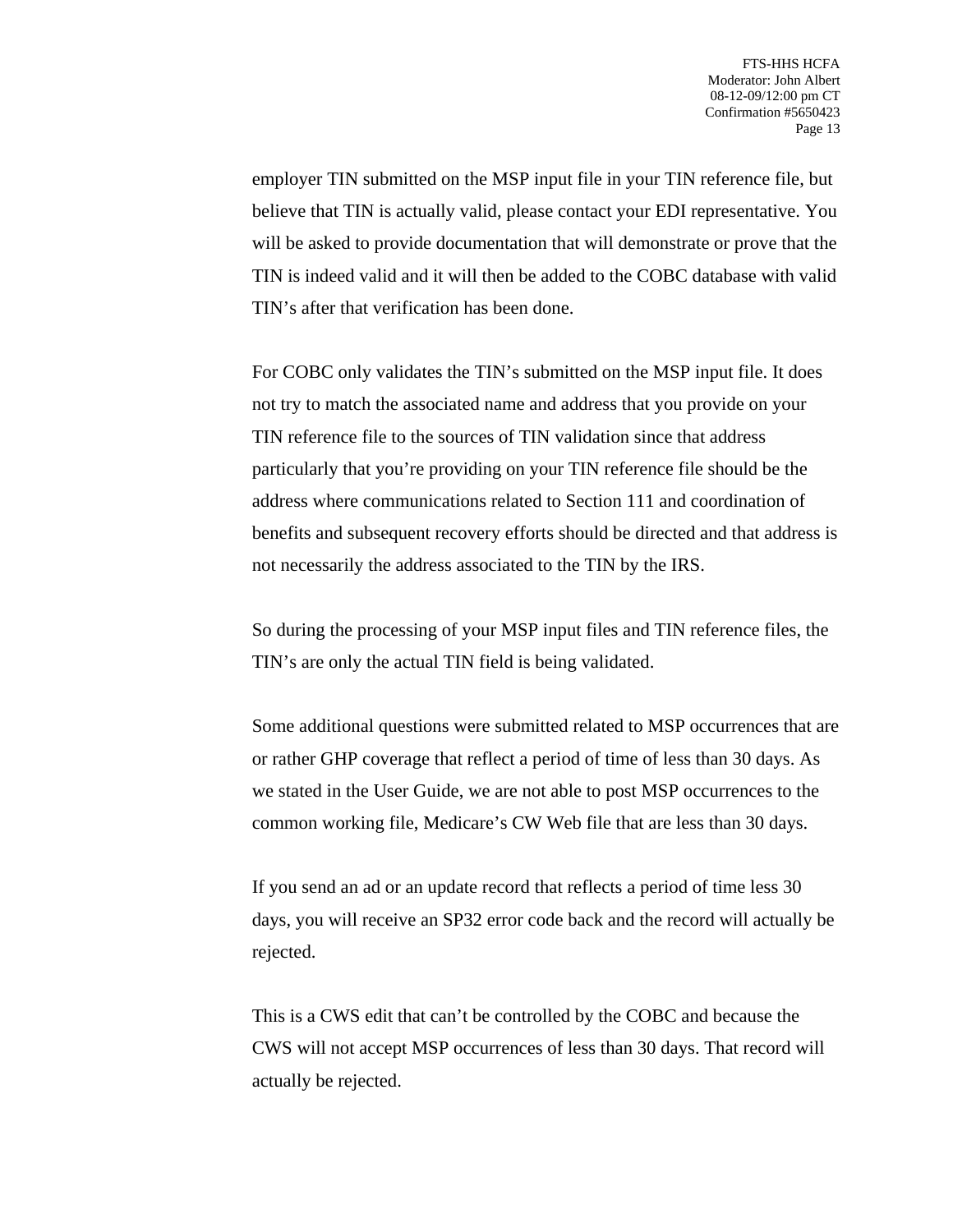employer TIN submitted on the MSP input file in your TIN reference file, but believe that TIN is actually valid, please contact your EDI representative. You will be asked to provide documentation that will demonstrate or prove that the TIN is indeed valid and it will then be added to the COBC database with valid TIN's after that verification has been done.

For COBC only validates the TIN's submitted on the MSP input file. It does not try to match the associated name and address that you provide on your TIN reference file to the sources of TIN validation since that address particularly that you're providing on your TIN reference file should be the address where communications related to Section 111 and coordination of benefits and subsequent recovery efforts should be directed and that address is not necessarily the address associated to the TIN by the IRS.

So during the processing of your MSP input files and TIN reference files, the TIN's are only the actual TIN field is being validated.

Some additional questions were submitted related to MSP occurrences that are or rather GHP coverage that reflect a period of time of less than 30 days. As we stated in the User Guide, we are not able to post MSP occurrences to the common working file, Medicare's CW Web file that are less than 30 days.

If you send an ad or an update record that reflects a period of time less 30 days, you will receive an SP32 error code back and the record will actually be rejected.

This is a CWS edit that can't be controlled by the COBC and because the CWS will not accept MSP occurrences of less than 30 days. That record will actually be rejected.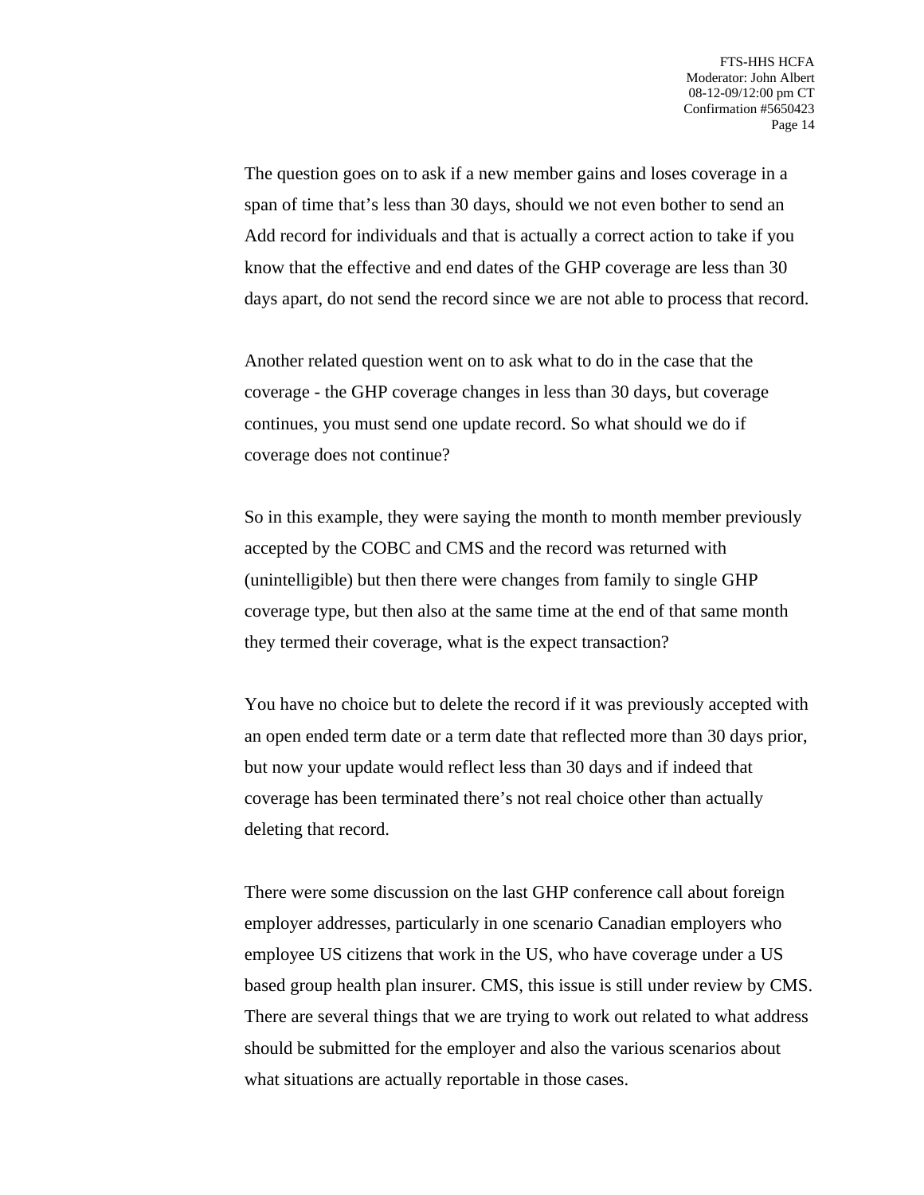The question goes on to ask if a new member gains and loses coverage in a span of time that's less than 30 days, should we not even bother to send an Add record for individuals and that is actually a correct action to take if you know that the effective and end dates of the GHP coverage are less than 30 days apart, do not send the record since we are not able to process that record.

Another related question went on to ask what to do in the case that the coverage - the GHP coverage changes in less than 30 days, but coverage continues, you must send one update record. So what should we do if coverage does not continue?

So in this example, they were saying the month to month member previously accepted by the COBC and CMS and the record was returned with (unintelligible) but then there were changes from family to single GHP coverage type, but then also at the same time at the end of that same month they termed their coverage, what is the expect transaction?

You have no choice but to delete the record if it was previously accepted with an open ended term date or a term date that reflected more than 30 days prior, but now your update would reflect less than 30 days and if indeed that coverage has been terminated there's not real choice other than actually deleting that record.

There were some discussion on the last GHP conference call about foreign employer addresses, particularly in one scenario Canadian employers who employee US citizens that work in the US, who have coverage under a US based group health plan insurer. CMS, this issue is still under review by CMS. There are several things that we are trying to work out related to what address should be submitted for the employer and also the various scenarios about what situations are actually reportable in those cases.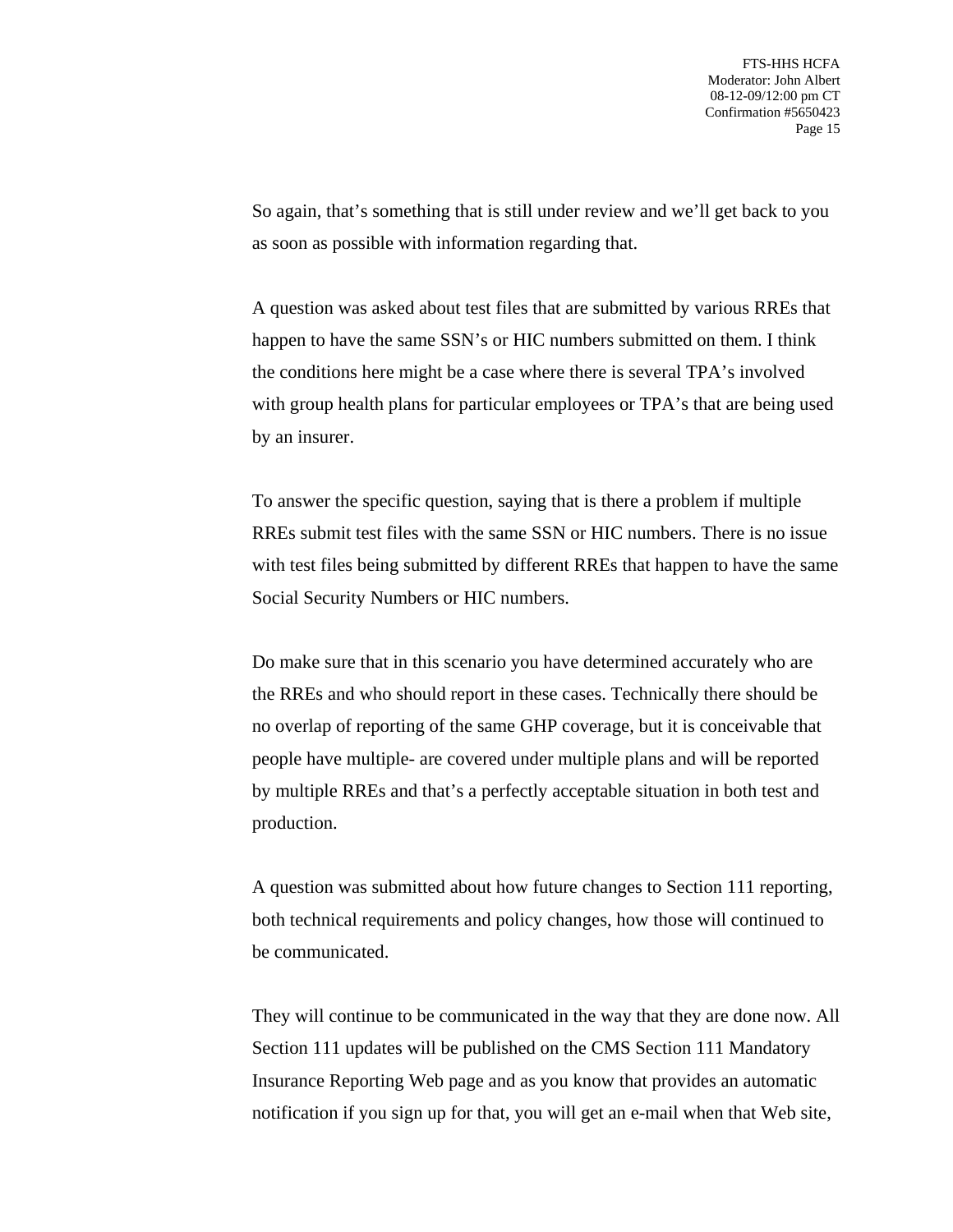So again, that's something that is still under review and we'll get back to you as soon as possible with information regarding that.

A question was asked about test files that are submitted by various RREs that happen to have the same SSN's or HIC numbers submitted on them. I think the conditions here might be a case where there is several TPA's involved with group health plans for particular employees or TPA's that are being used by an insurer.

To answer the specific question, saying that is there a problem if multiple RREs submit test files with the same SSN or HIC numbers. There is no issue with test files being submitted by different RREs that happen to have the same Social Security Numbers or HIC numbers.

Do make sure that in this scenario you have determined accurately who are the RREs and who should report in these cases. Technically there should be no overlap of reporting of the same GHP coverage, but it is conceivable that people have multiple- are covered under multiple plans and will be reported by multiple RREs and that's a perfectly acceptable situation in both test and production.

A question was submitted about how future changes to Section 111 reporting, both technical requirements and policy changes, how those will continued to be communicated.

They will continue to be communicated in the way that they are done now. All Section 111 updates will be published on the CMS Section 111 Mandatory Insurance Reporting Web page and as you know that provides an automatic notification if you sign up for that, you will get an e-mail when that Web site,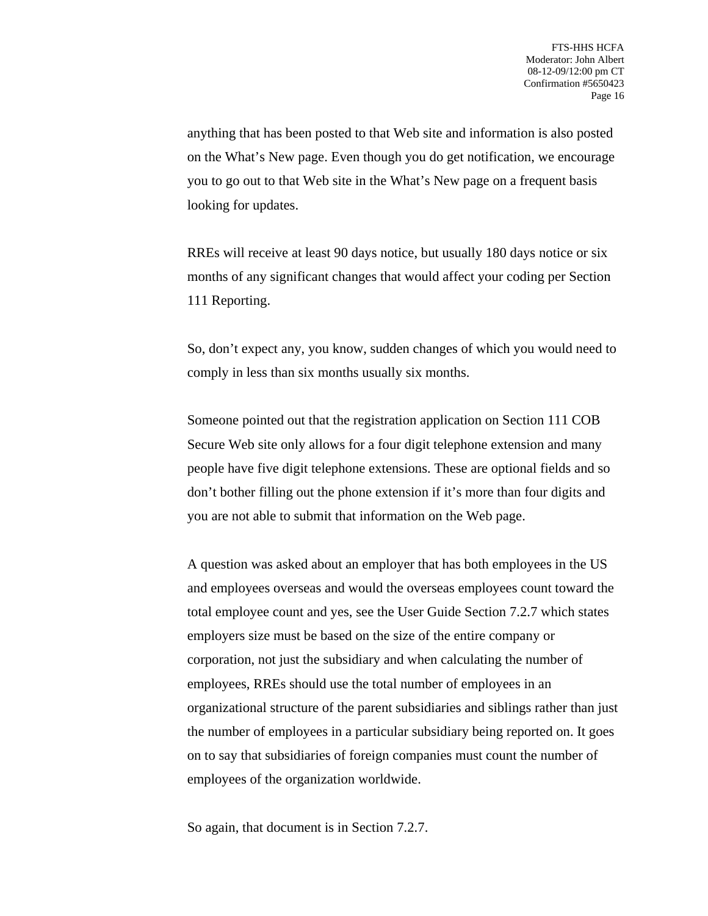anything that has been posted to that Web site and information is also posted on the What's New page. Even though you do get notification, we encourage you to go out to that Web site in the What's New page on a frequent basis looking for updates.

RREs will receive at least 90 days notice, but usually 180 days notice or six months of any significant changes that would affect your coding per Section 111 Reporting.

So, don't expect any, you know, sudden changes of which you would need to comply in less than six months usually six months.

Someone pointed out that the registration application on Section 111 COB Secure Web site only allows for a four digit telephone extension and many people have five digit telephone extensions. These are optional fields and so don't bother filling out the phone extension if it's more than four digits and you are not able to submit that information on the Web page.

A question was asked about an employer that has both employees in the US and employees overseas and would the overseas employees count toward the total employee count and yes, see the User Guide Section 7.2.7 which states employers size must be based on the size of the entire company or corporation, not just the subsidiary and when calculating the number of employees, RREs should use the total number of employees in an organizational structure of the parent subsidiaries and siblings rather than just the number of employees in a particular subsidiary being reported on. It goes on to say that subsidiaries of foreign companies must count the number of employees of the organization worldwide.

So again, that document is in Section 7.2.7.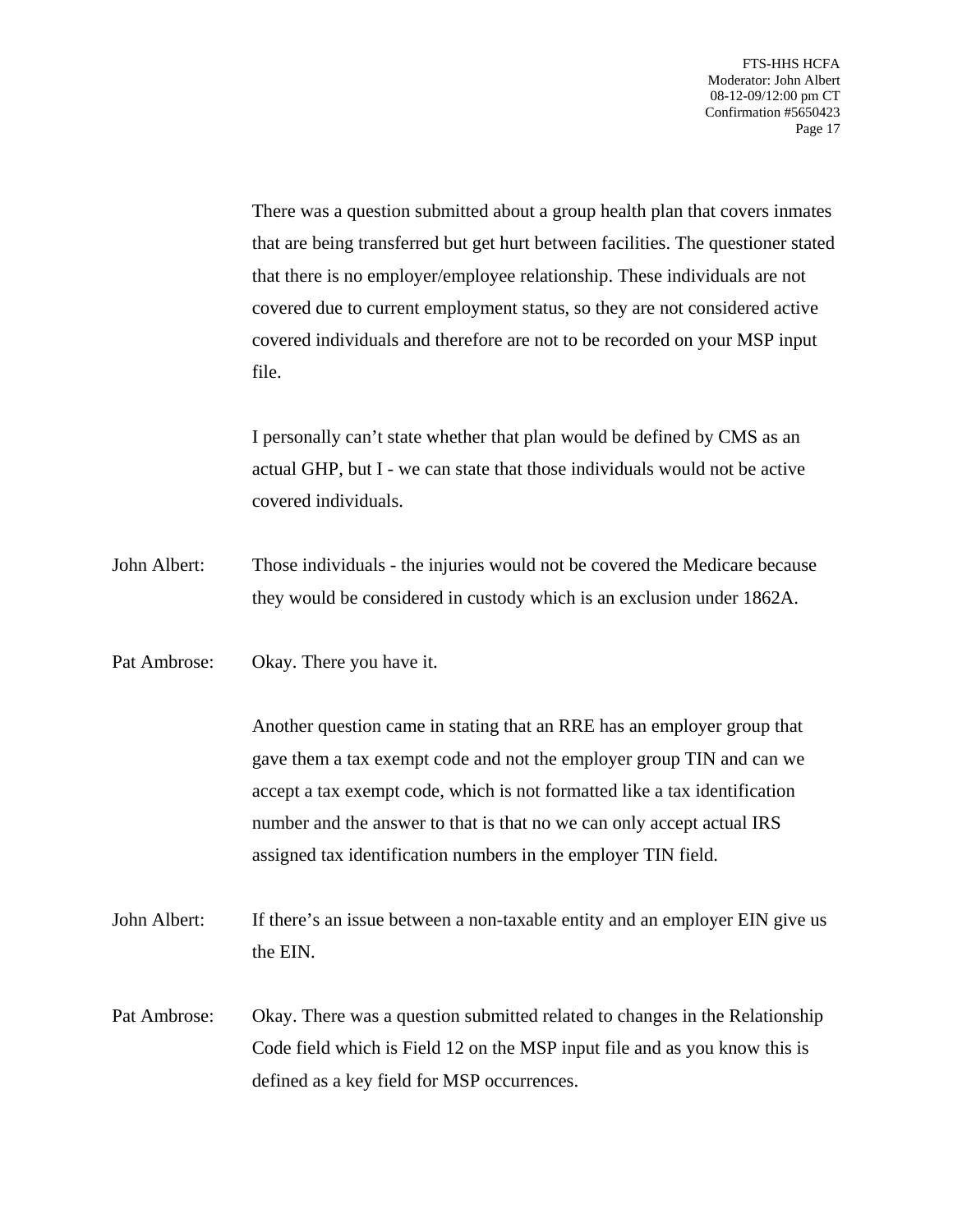There was a question submitted about a group health plan that covers inmates that are being transferred but get hurt between facilities. The questioner stated that there is no employer/employee relationship. These individuals are not covered due to current employment status, so they are not considered active covered individuals and therefore are not to be recorded on your MSP input file.

I personally can't state whether that plan would be defined by CMS as an actual GHP, but I - we can state that those individuals would not be active covered individuals.

John Albert: Those individuals - the injuries would not be covered the Medicare because they would be considered in custody which is an exclusion under 1862A.

Pat Ambrose: Okay. There you have it.

Another question came in stating that an RRE has an employer group that gave them a tax exempt code and not the employer group TIN and can we accept a tax exempt code, which is not formatted like a tax identification number and the answer to that is that no we can only accept actual IRS assigned tax identification numbers in the employer TIN field.

John Albert: If there's an issue between a non-taxable entity and an employer EIN give us the EIN.

Pat Ambrose: Okay. There was a question submitted related to changes in the Relationship Code field which is Field 12 on the MSP input file and as you know this is defined as a key field for MSP occurrences.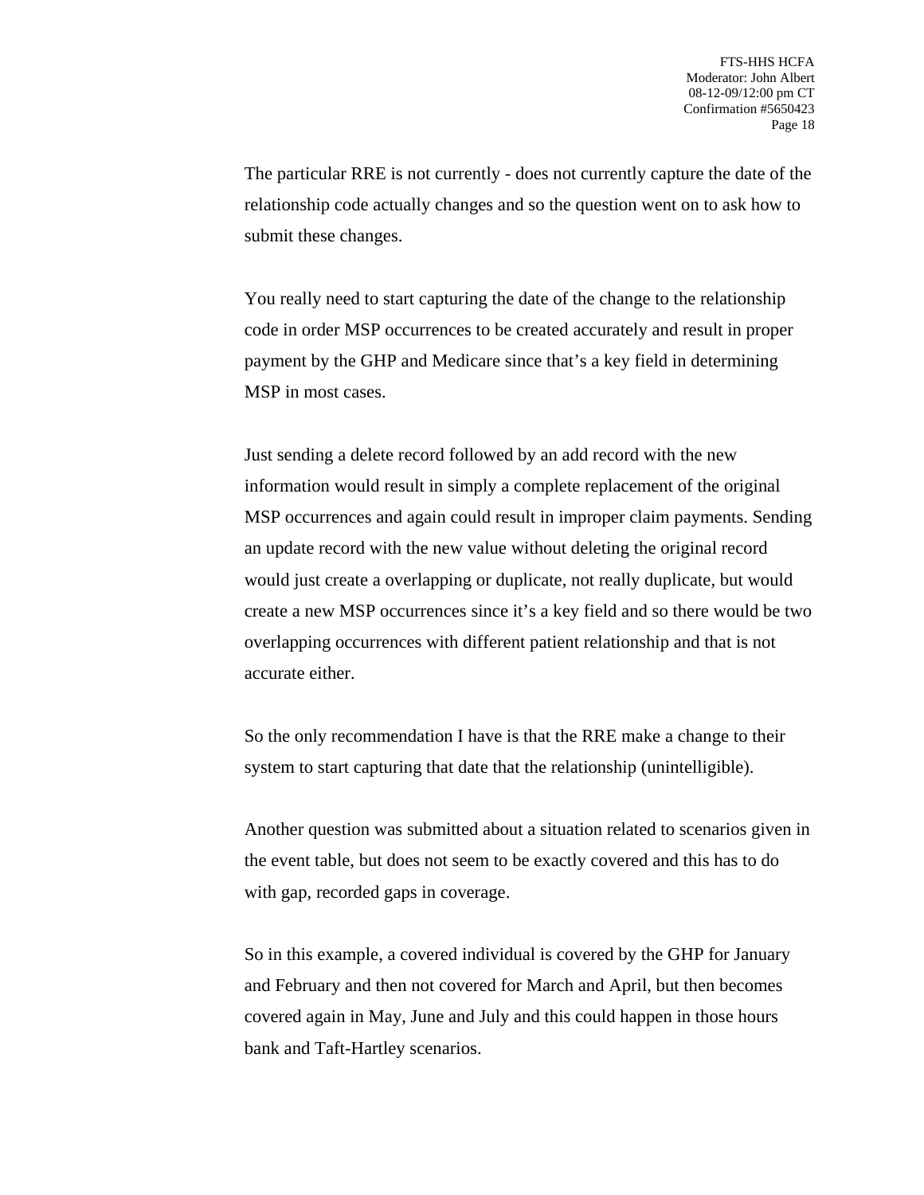The particular RRE is not currently - does not currently capture the date of the relationship code actually changes and so the question went on to ask how to submit these changes.

You really need to start capturing the date of the change to the relationship code in order MSP occurrences to be created accurately and result in proper payment by the GHP and Medicare since that's a key field in determining MSP in most cases.

Just sending a delete record followed by an add record with the new information would result in simply a complete replacement of the original MSP occurrences and again could result in improper claim payments. Sending an update record with the new value without deleting the original record would just create a overlapping or duplicate, not really duplicate, but would create a new MSP occurrences since it's a key field and so there would be two overlapping occurrences with different patient relationship and that is not accurate either.

So the only recommendation I have is that the RRE make a change to their system to start capturing that date that the relationship (unintelligible).

Another question was submitted about a situation related to scenarios given in the event table, but does not seem to be exactly covered and this has to do with gap, recorded gaps in coverage.

So in this example, a covered individual is covered by the GHP for January and February and then not covered for March and April, but then becomes covered again in May, June and July and this could happen in those hours bank and Taft-Hartley scenarios.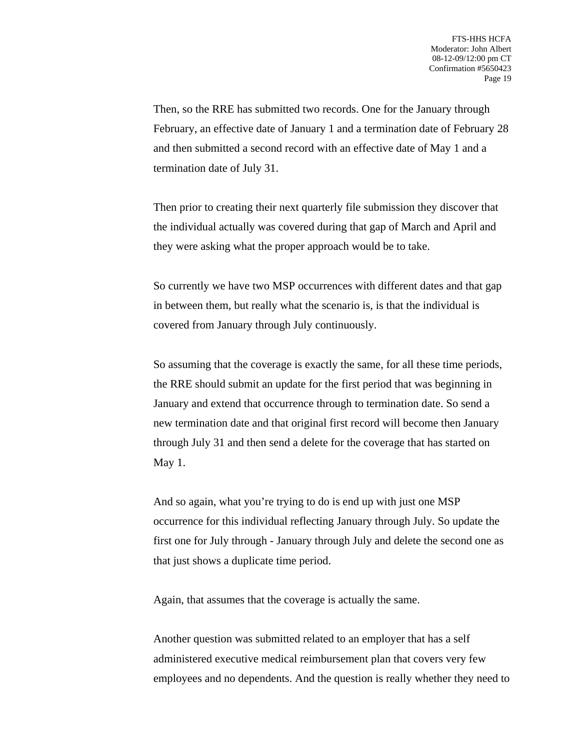Then, so the RRE has submitted two records. One for the January through February, an effective date of January 1 and a termination date of February 28 and then submitted a second record with an effective date of May 1 and a termination date of July 31.

Then prior to creating their next quarterly file submission they discover that the individual actually was covered during that gap of March and April and they were asking what the proper approach would be to take.

So currently we have two MSP occurrences with different dates and that gap in between them, but really what the scenario is, is that the individual is covered from January through July continuously.

So assuming that the coverage is exactly the same, for all these time periods, the RRE should submit an update for the first period that was beginning in January and extend that occurrence through to termination date. So send a new termination date and that original first record will become then January through July 31 and then send a delete for the coverage that has started on May 1.

And so again, what you're trying to do is end up with just one MSP occurrence for this individual reflecting January through July. So update the first one for July through - January through July and delete the second one as that just shows a duplicate time period.

Again, that assumes that the coverage is actually the same.

Another question was submitted related to an employer that has a self administered executive medical reimbursement plan that covers very few employees and no dependents. And the question is really whether they need to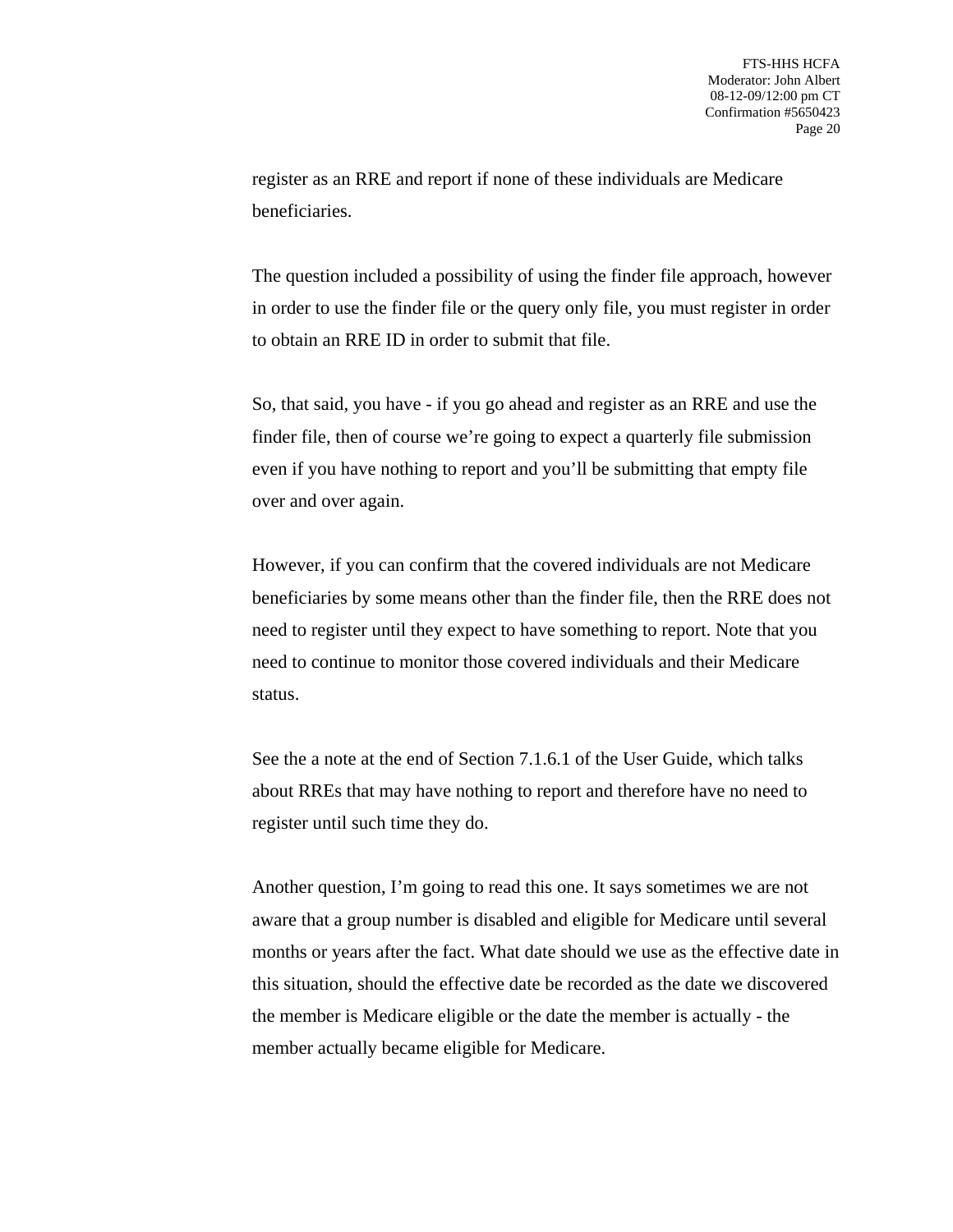register as an RRE and report if none of these individuals are Medicare beneficiaries.

The question included a possibility of using the finder file approach, however in order to use the finder file or the query only file, you must register in order to obtain an RRE ID in order to submit that file.

So, that said, you have - if you go ahead and register as an RRE and use the finder file, then of course we're going to expect a quarterly file submission even if you have nothing to report and you'll be submitting that empty file over and over again.

However, if you can confirm that the covered individuals are not Medicare beneficiaries by some means other than the finder file, then the RRE does not need to register until they expect to have something to report. Note that you need to continue to monitor those covered individuals and their Medicare status.

See the a note at the end of Section 7.1.6.1 of the User Guide, which talks about RREs that may have nothing to report and therefore have no need to register until such time they do.

Another question, I'm going to read this one. It says sometimes we are not aware that a group number is disabled and eligible for Medicare until several months or years after the fact. What date should we use as the effective date in this situation, should the effective date be recorded as the date we discovered the member is Medicare eligible or the date the member is actually - the member actually became eligible for Medicare.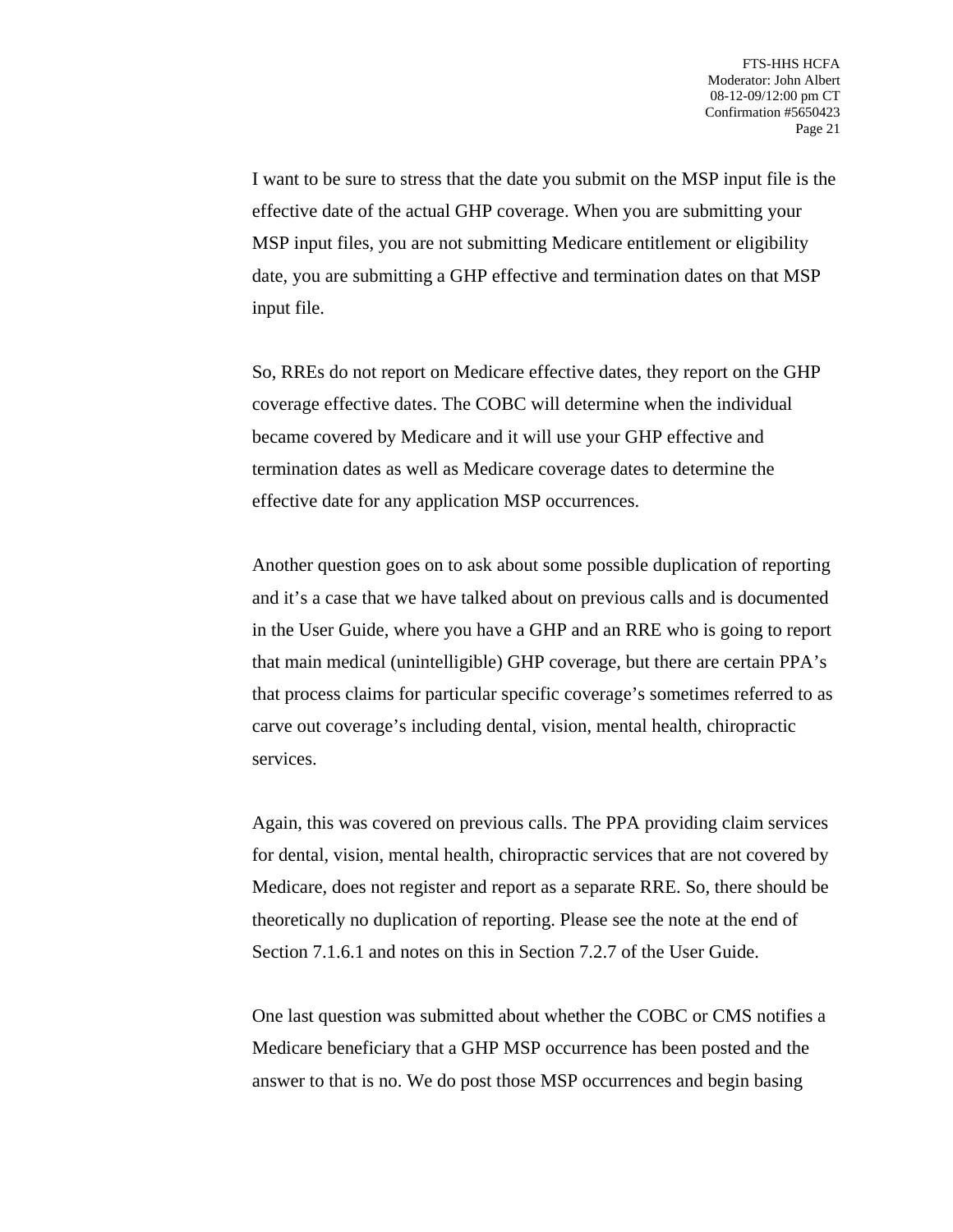I want to be sure to stress that the date you submit on the MSP input file is the effective date of the actual GHP coverage. When you are submitting your MSP input files, you are not submitting Medicare entitlement or eligibility date, you are submitting a GHP effective and termination dates on that MSP input file.

So, RREs do not report on Medicare effective dates, they report on the GHP coverage effective dates. The COBC will determine when the individual became covered by Medicare and it will use your GHP effective and termination dates as well as Medicare coverage dates to determine the effective date for any application MSP occurrences.

Another question goes on to ask about some possible duplication of reporting and it's a case that we have talked about on previous calls and is documented in the User Guide, where you have a GHP and an RRE who is going to report that main medical (unintelligible) GHP coverage, but there are certain PPA's that process claims for particular specific coverage's sometimes referred to as carve out coverage's including dental, vision, mental health, chiropractic services.

Again, this was covered on previous calls. The PPA providing claim services for dental, vision, mental health, chiropractic services that are not covered by Medicare, does not register and report as a separate RRE. So, there should be theoretically no duplication of reporting. Please see the note at the end of Section 7.1.6.1 and notes on this in Section 7.2.7 of the User Guide.

One last question was submitted about whether the COBC or CMS notifies a Medicare beneficiary that a GHP MSP occurrence has been posted and the answer to that is no. We do post those MSP occurrences and begin basing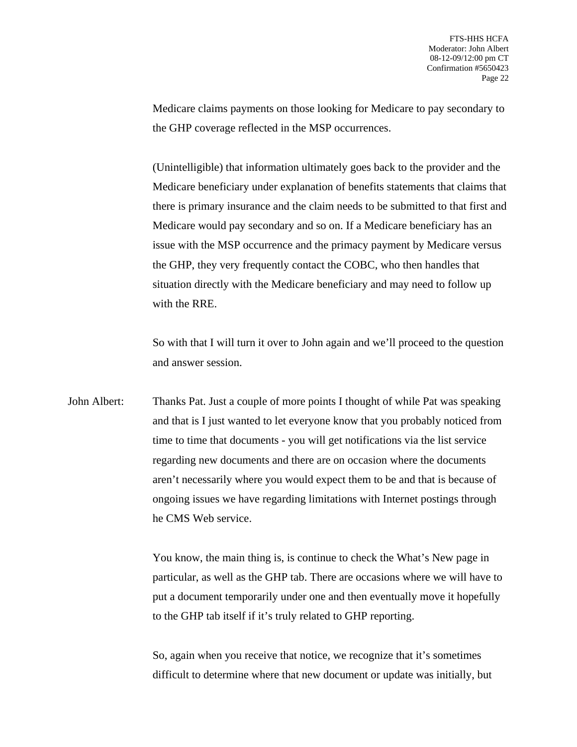Medicare claims payments on those looking for Medicare to pay secondary to the GHP coverage reflected in the MSP occurrences.

(Unintelligible) that information ultimately goes back to the provider and the Medicare beneficiary under explanation of benefits statements that claims that there is primary insurance and the claim needs to be submitted to that first and Medicare would pay secondary and so on. If a Medicare beneficiary has an issue with the MSP occurrence and the primacy payment by Medicare versus the GHP, they very frequently contact the COBC, who then handles that situation directly with the Medicare beneficiary and may need to follow up with the RRE.

So with that I will turn it over to John again and we'll proceed to the question and answer session.

John Albert: Thanks Pat. Just a couple of more points I thought of while Pat was speaking and that is I just wanted to let everyone know that you probably noticed from time to time that documents - you will get notifications via the list service regarding new documents and there are on occasion where the documents aren't necessarily where you would expect them to be and that is because of ongoing issues we have regarding limitations with Internet postings through he CMS Web service.

You know, the main thing is, is continue to check the What's New page in particular, as well as the GHP tab. There are occasions where we will have to put a document temporarily under one and then eventually move it hopefully to the GHP tab itself if it's truly related to GHP reporting.

So, again when you receive that notice, we recognize that it's sometimes difficult to determine where that new document or update was initially, but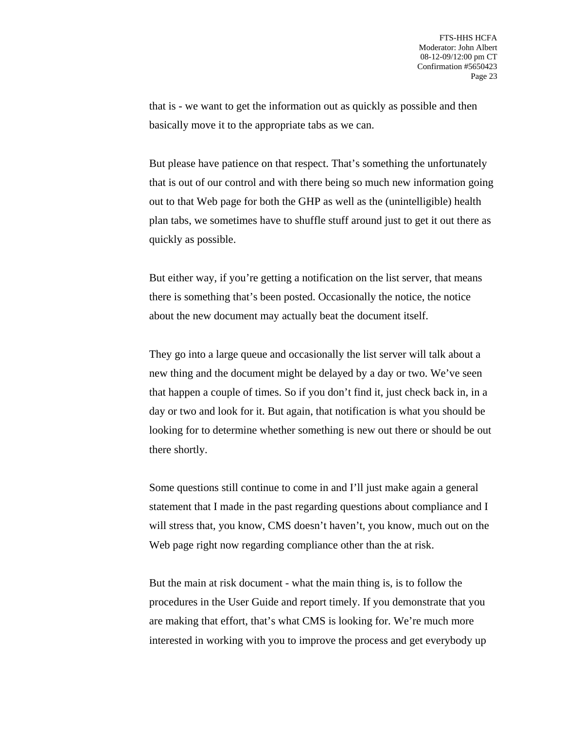that is - we want to get the information out as quickly as possible and then basically move it to the appropriate tabs as we can.

But please have patience on that respect. That's something the unfortunately that is out of our control and with there being so much new information going out to that Web page for both the GHP as well as the (unintelligible) health plan tabs, we sometimes have to shuffle stuff around just to get it out there as quickly as possible.

But either way, if you're getting a notification on the list server, that means there is something that's been posted. Occasionally the notice, the notice about the new document may actually beat the document itself.

They go into a large queue and occasionally the list server will talk about a new thing and the document might be delayed by a day or two. We've seen that happen a couple of times. So if you don't find it, just check back in, in a day or two and look for it. But again, that notification is what you should be looking for to determine whether something is new out there or should be out there shortly.

Some questions still continue to come in and I'll just make again a general statement that I made in the past regarding questions about compliance and I will stress that, you know, CMS doesn't haven't, you know, much out on the Web page right now regarding compliance other than the at risk.

But the main at risk document - what the main thing is, is to follow the procedures in the User Guide and report timely. If you demonstrate that you are making that effort, that's what CMS is looking for. We're much more interested in working with you to improve the process and get everybody up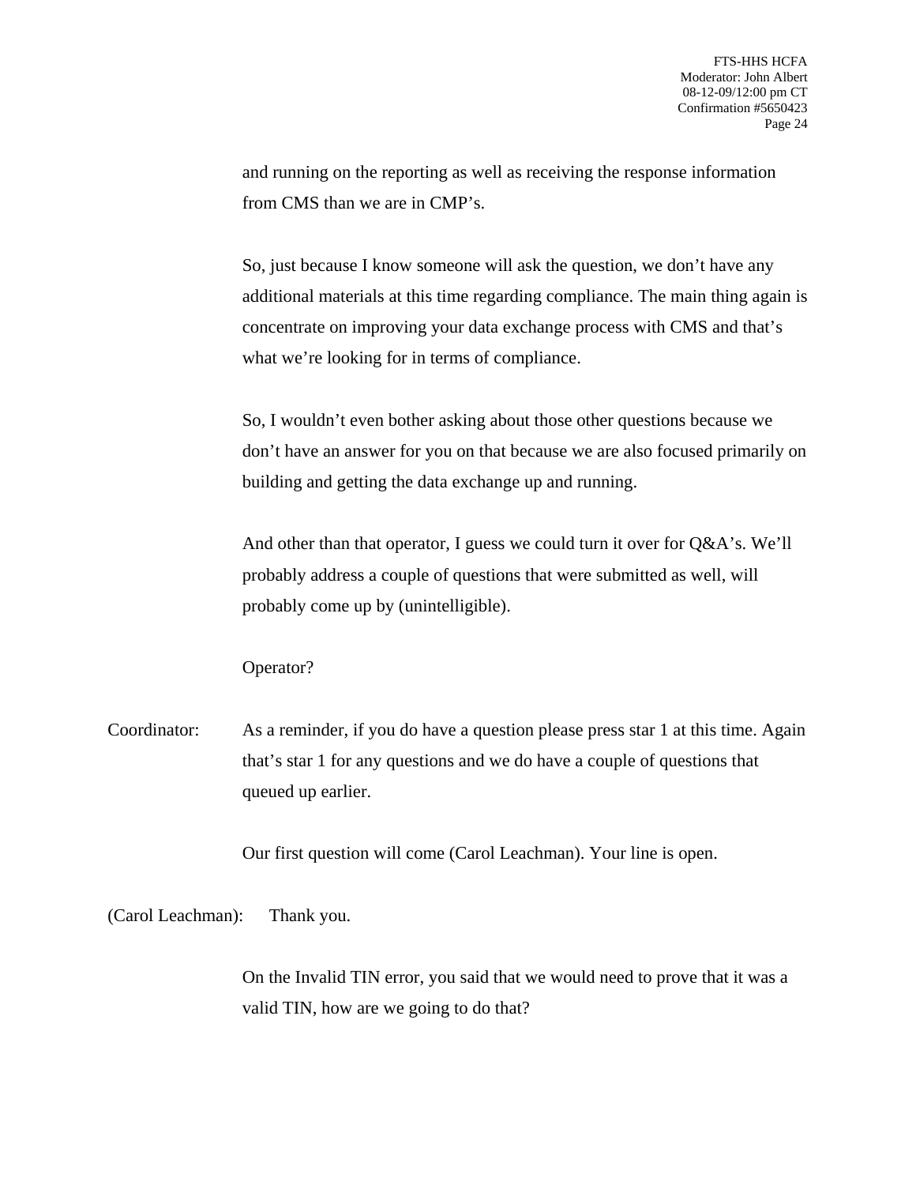and running on the reporting as well as receiving the response information from CMS than we are in CMP's.

So, just because I know someone will ask the question, we don't have any additional materials at this time regarding compliance. The main thing again is concentrate on improving your data exchange process with CMS and that's what we're looking for in terms of compliance.

So, I wouldn't even bother asking about those other questions because we don't have an answer for you on that because we are also focused primarily on building and getting the data exchange up and running.

And other than that operator, I guess we could turn it over for Q&A's. We'll probably address a couple of questions that were submitted as well, will probably come up by (unintelligible).

Operator?

Coordinator: As a reminder, if you do have a question please press star 1 at this time. Again that's star 1 for any questions and we do have a couple of questions that queued up earlier.

Our first question will come (Carol Leachman). Your line is open.

(Carol Leachman): Thank you.

On the Invalid TIN error, you said that we would need to prove that it was a valid TIN, how are we going to do that?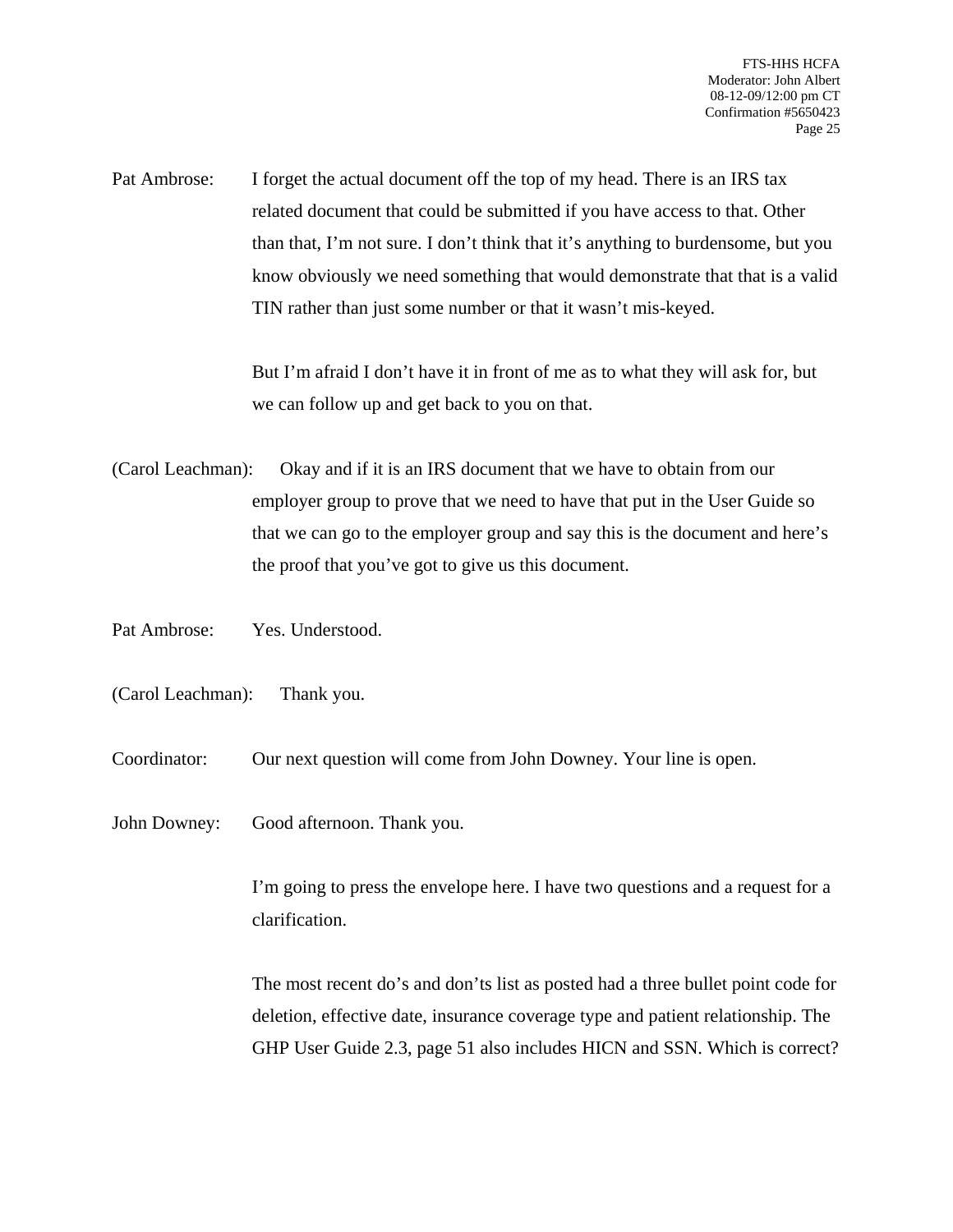Pat Ambrose: I forget the actual document off the top of my head. There is an IRS tax related document that could be submitted if you have access to that. Other than that, I'm not sure. I don't think that it's anything to burdensome, but you know obviously we need something that would demonstrate that that is a valid TIN rather than just some number or that it wasn't mis-keyed.

But I'm afraid I don't have it in front of me as to what they will ask for, but we can follow up and get back to you on that.

(Carol Leachman): Okay and if it is an IRS document that we have to obtain from our employer group to prove that we need to have that put in the User Guide so that we can go to the employer group and say this is the document and here's the proof that you've got to give us this document.

Pat Ambrose: Yes. Understood.

(Carol Leachman): Thank you.

Coordinator: Our next question will come from John Downey. Your line is open.

John Downey: Good afternoon. Thank you.

I'm going to press the envelope here. I have two questions and a request for a clarification.

The most recent do's and don'ts list as posted had a three bullet point code for deletion, effective date, insurance coverage type and patient relationship. The GHP User Guide 2.3, page 51 also includes HICN and SSN. Which is correct?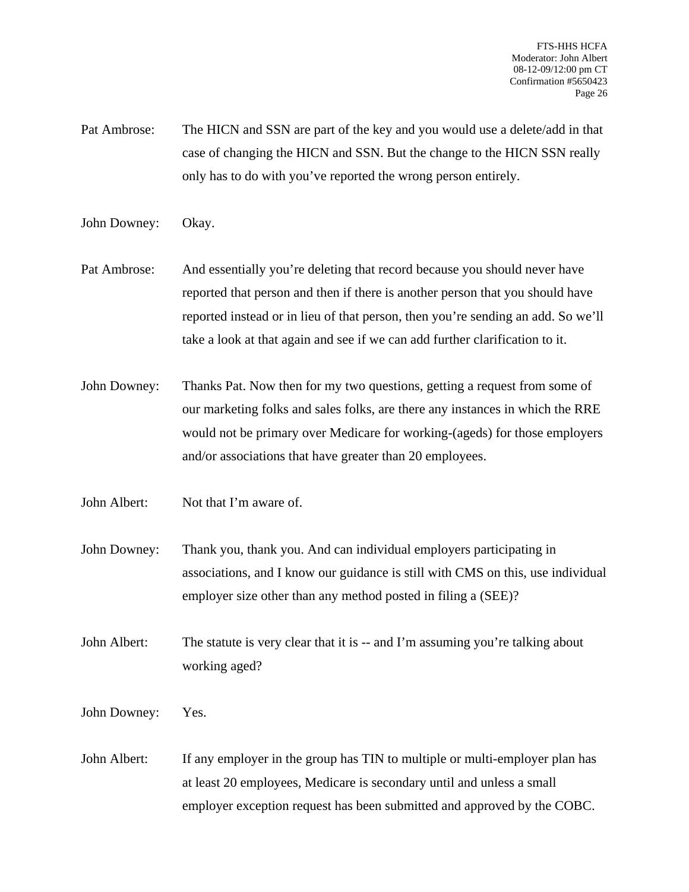Pat Ambrose: The HICN and SSN are part of the key and you would use a delete/add in that case of changing the HICN and SSN. But the change to the HICN SSN really only has to do with you've reported the wrong person entirely.

John Downey: Okay.

Pat Ambrose: And essentially you're deleting that record because you should never have reported that person and then if there is another person that you should have reported instead or in lieu of that person, then you're sending an add. So we'll take a look at that again and see if we can add further clarification to it.

John Downey: Thanks Pat. Now then for my two questions, getting a request from some of our marketing folks and sales folks, are there any instances in which the RRE would not be primary over Medicare for working-(ageds) for those employers and/or associations that have greater than 20 employees.

John Albert: Not that I'm aware of.

John Downey: Thank you, thank you. And can individual employers participating in associations, and I know our guidance is still with CMS on this, use individual employer size other than any method posted in filing a (SEE)?

John Albert: The statute is very clear that it is -- and I'm assuming you're talking about working aged?

John Downey: Yes.

John Albert: If any employer in the group has TIN to multiple or multi-employer plan has at least 20 employees, Medicare is secondary until and unless a small employer exception request has been submitted and approved by the COBC.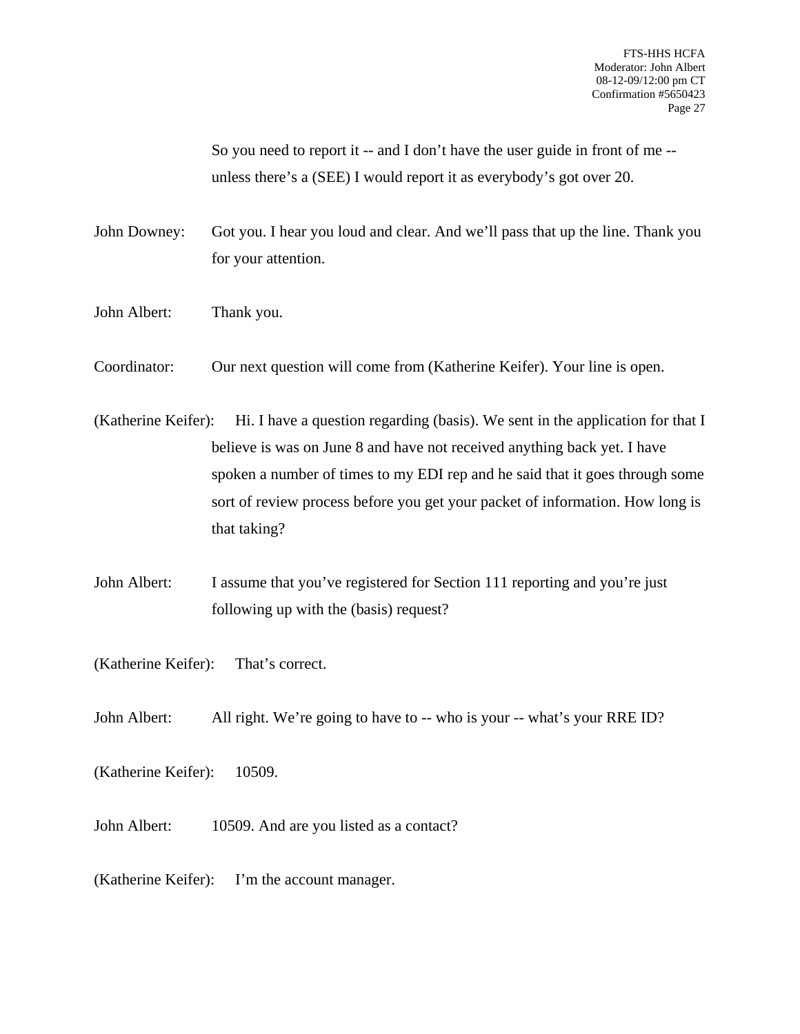So you need to report it -- and I don't have the user guide in front of me -- unless there's a (SEE) I would report it as everybody's got over 20.

John Downey: Got you. I hear you loud and clear. And we'll pass that up the line. Thank you for your attention.

John Albert: Thank you.

Coordinator: Our next question will come from (Katherine Keifer). Your line is open.

(Katherine Keifer): Hi. I have a question regarding (basis). We sent in the application for that I believe is was on June 8 and have not received anything back yet. I have spoken a number of times to my EDI rep and he said that it goes through some sort of review process before you get your packet of information. How long is that taking?

John Albert: I assume that you've registered for Section 111 reporting and you're just following up with the (basis) request?

(Katherine Keifer): That's correct.

John Albert: All right. We're going to have to -- who is your -- what's your RRE ID?

(Katherine Keifer): 10509.

John Albert: 10509. And are you listed as a contact?

(Katherine Keifer): I'm the account manager.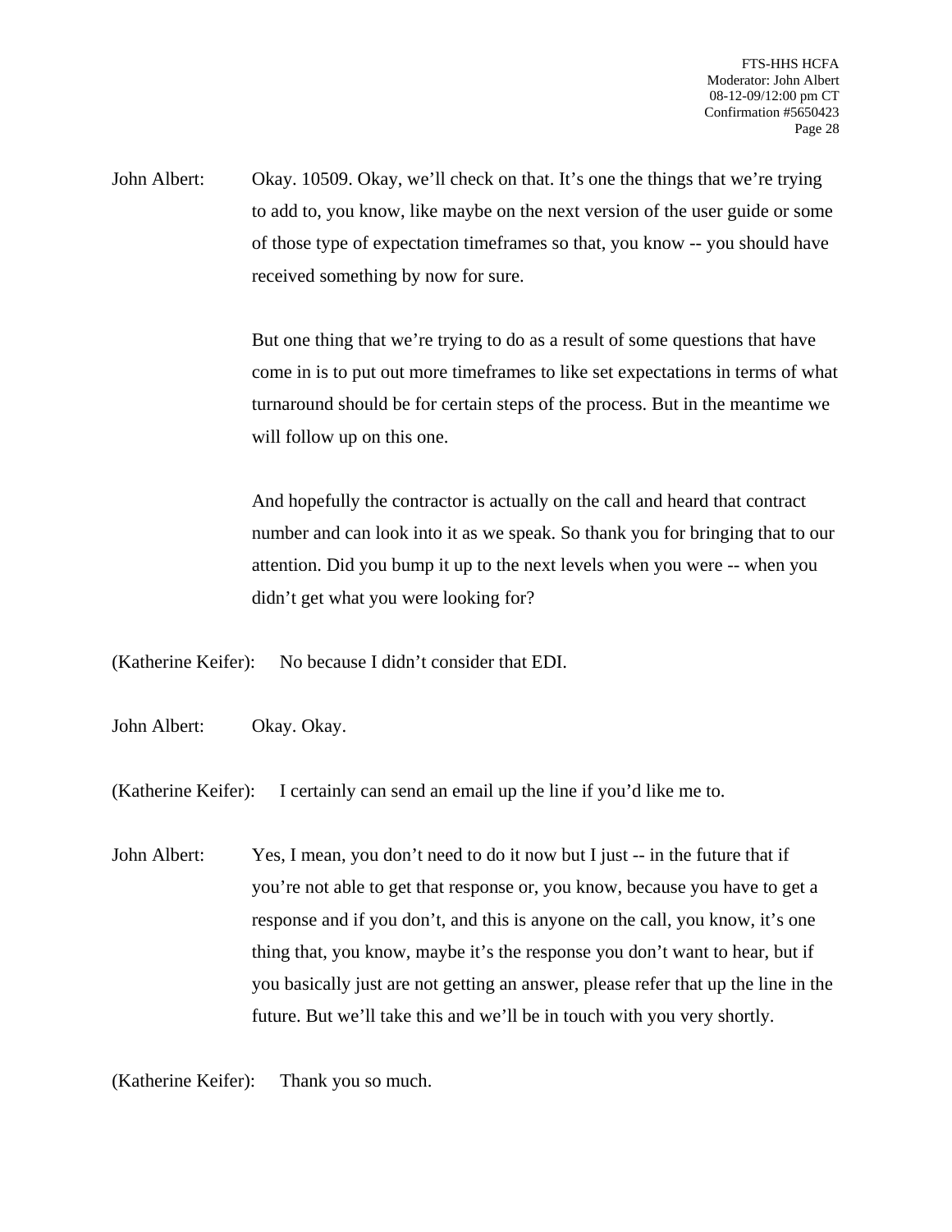John Albert: Okay. 10509. Okay, we'll check on that. It's one the things that we're trying to add to, you know, like maybe on the next version of the user guide or some of those type of expectation timeframes so that, you know -- you should have received something by now for sure.

But one thing that we're trying to do as a result of some questions that have come in is to put out more timeframes to like set expectations in terms of what turnaround should be for certain steps of the process. But in the meantime we will follow up on this one.

And hopefully the contractor is actually on the call and heard that contract number and can look into it as we speak. So thank you for bringing that to our attention. Did you bump it up to the next levels when you were -- when you didn't get what you were looking for?

(Katherine Keifer): No because I didn't consider that EDI.

John Albert: Okay. Okay.

(Katherine Keifer): I certainly can send an email up the line if you'd like me to.

John Albert: Yes, I mean, you don't need to do it now but I just -- in the future that if you're not able to get that response or, you know, because you have to get a response and if you don't, and this is anyone on the call, you know, it's one thing that, you know, maybe it's the response you don't want to hear, but if you basically just are not getting an answer, please refer that up the line in the future. But we'll take this and we'll be in touch with you very shortly.

(Katherine Keifer): Thank you so much.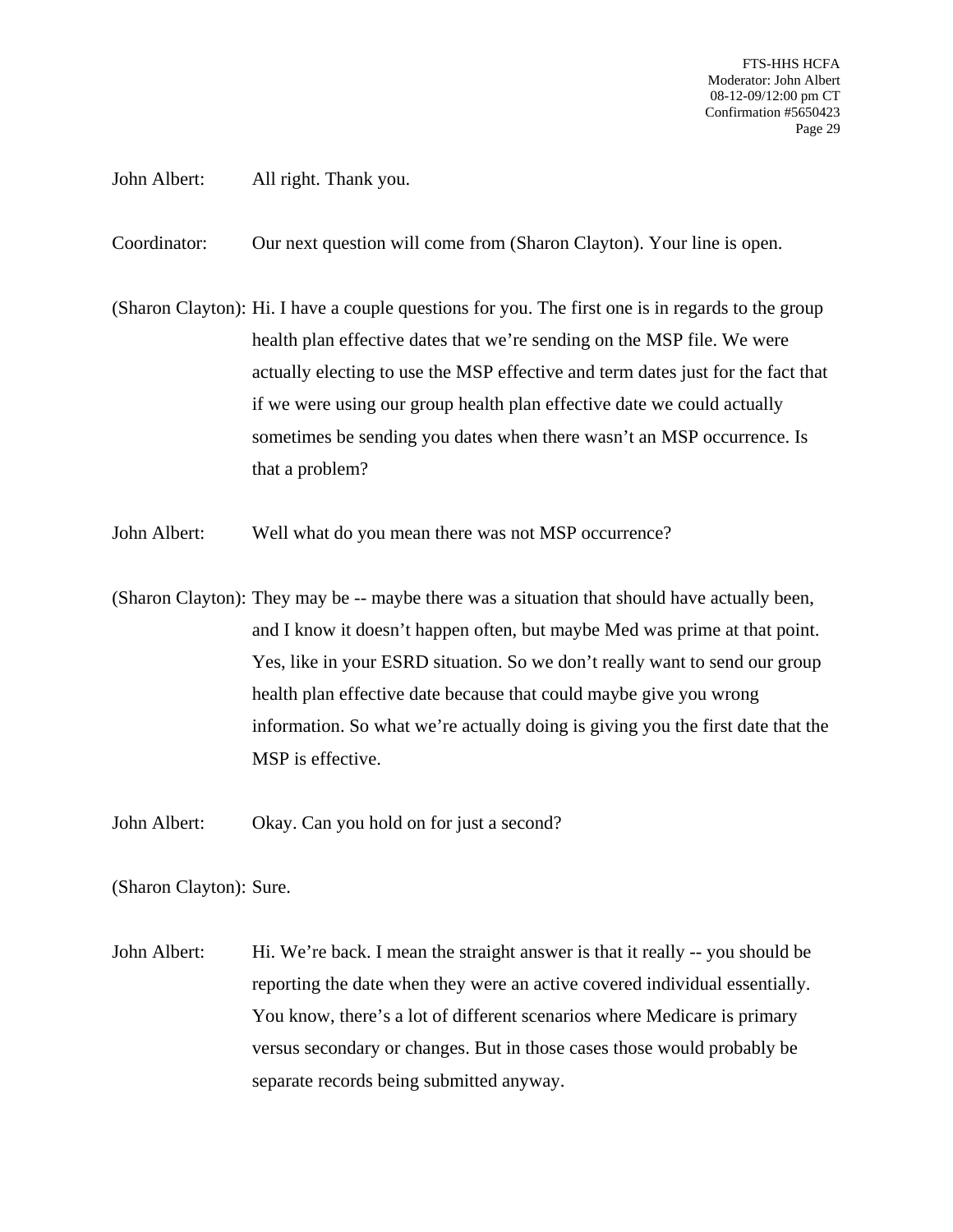John Albert: All right. Thank you.

Coordinator: Our next question will come from (Sharon Clayton). Your line is open.

(Sharon Clayton): Hi. I have a couple questions for you. The first one is in regards to the group health plan effective dates that we're sending on the MSP file. We were actually electing to use the MSP effective and term dates just for the fact that if we were using our group health plan effective date we could actually sometimes be sending you dates when there wasn't an MSP occurrence. Is that a problem?

John Albert: Well what do you mean there was not MSP occurrence?

(Sharon Clayton): They may be -- maybe there was a situation that should have actually been, and I know it doesn't happen often, but maybe Med was prime at that point. Yes, like in your ESRD situation. So we don't really want to send our group health plan effective date because that could maybe give you wrong information. So what we're actually doing is giving you the first date that the MSP is effective.

John Albert: Okay. Can you hold on for just a second?

(Sharon Clayton): Sure.

John Albert: Hi. We're back. I mean the straight answer is that it really -- you should be reporting the date when they were an active covered individual essentially. You know, there's a lot of different scenarios where Medicare is primary versus secondary or changes. But in those cases those would probably be separate records being submitted anyway.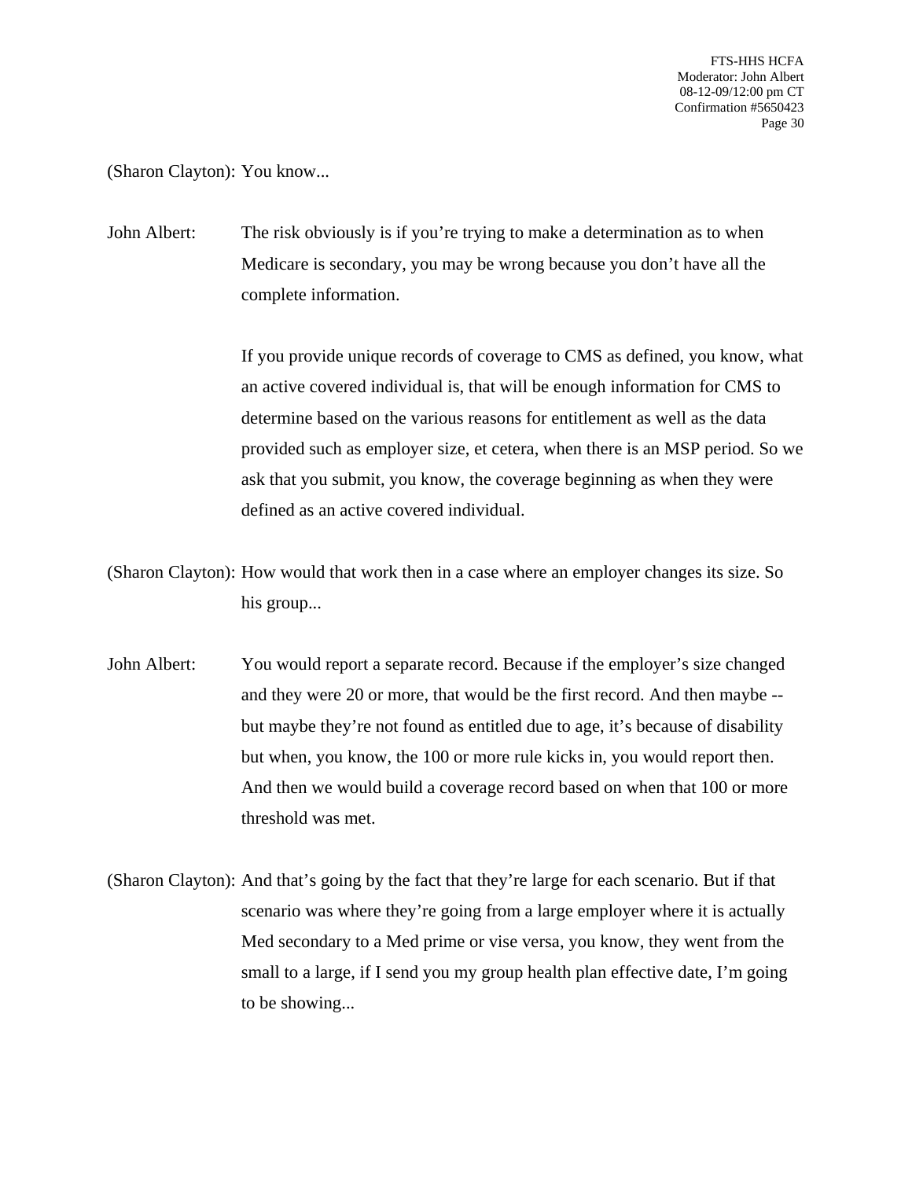(Sharon Clayton): You know...

John Albert: The risk obviously is if you're trying to make a determination as to when Medicare is secondary, you may be wrong because you don't have all the complete information.

If you provide unique records of coverage to CMS as defined, you know, what an active covered individual is, that will be enough information for CMS to determine based on the various reasons for entitlement as well as the data provided such as employer size, et cetera, when there is an MSP period. So we ask that you submit, you know, the coverage beginning as when they were defined as an active covered individual.

(Sharon Clayton): How would that work then in a case where an employer changes its size. So his group...

John Albert: You would report a separate record. Because if the employer's size changed and they were 20 or more, that would be the first record. And then maybe -- but maybe they're not found as entitled due to age, it's because of disability but when, you know, the 100 or more rule kicks in, you would report then. And then we would build a coverage record based on when that 100 or more threshold was met.

(Sharon Clayton): And that's going by the fact that they're large for each scenario. But if that scenario was where they're going from a large employer where it is actually Med secondary to a Med prime or vise versa, you know, they went from the small to a large, if I send you my group health plan effective date, I'm going to be showing...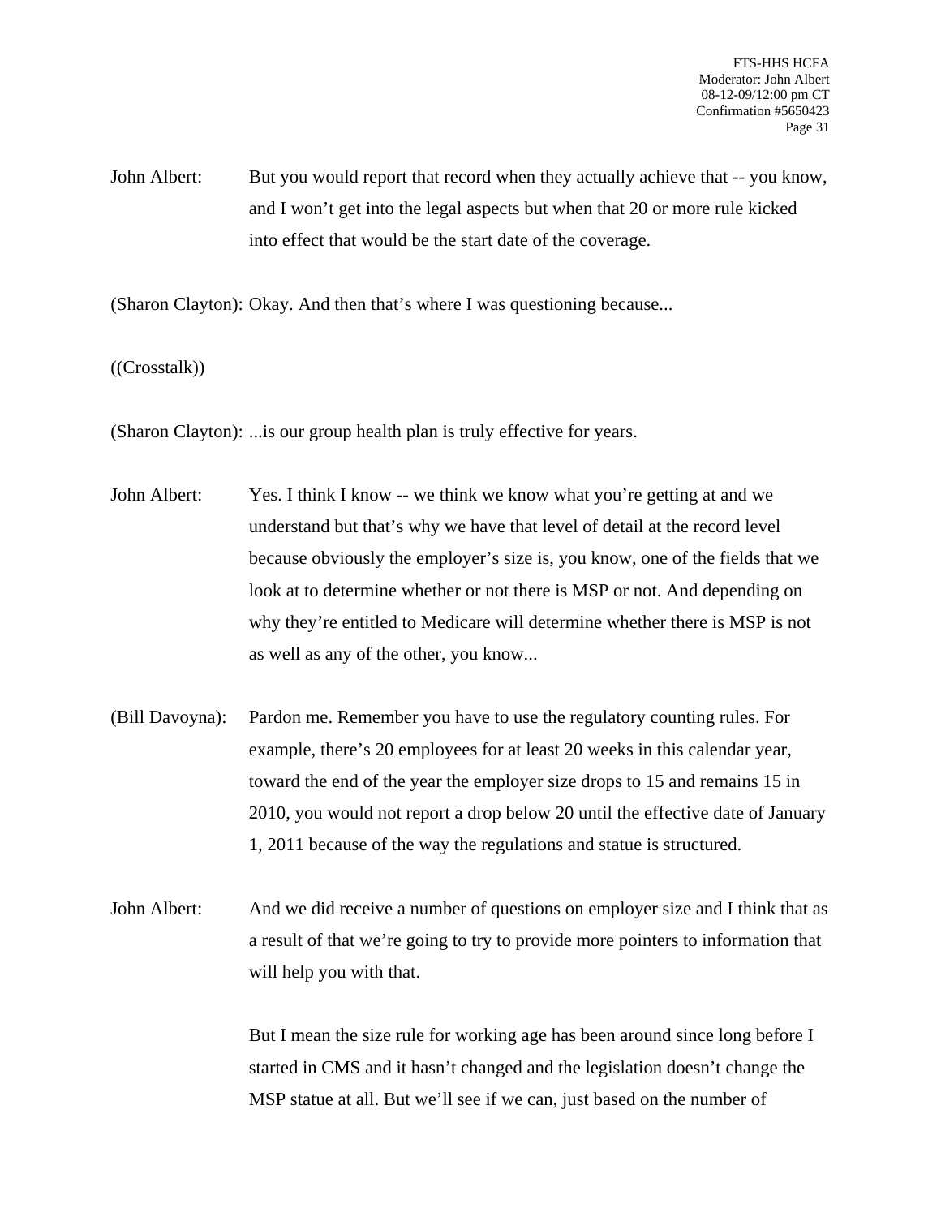John Albert: But you would report that record when they actually achieve that -- you know, and I won't get into the legal aspects but when that 20 or more rule kicked into effect that would be the start date of the coverage.

(Sharon Clayton): Okay. And then that's where I was questioning because...

((Crosstalk))

(Sharon Clayton): ...is our group health plan is truly effective for years.

John Albert: Yes. I think I know -- we think we know what you're getting at and we understand but that's why we have that level of detail at the record level because obviously the employer's size is, you know, one of the fields that we look at to determine whether or not there is MSP or not. And depending on why they're entitled to Medicare will determine whether there is MSP is not as well as any of the other, you know...

(Bill Davoyna): Pardon me. Remember you have to use the regulatory counting rules. For example, there's 20 employees for at least 20 weeks in this calendar year, toward the end of the year the employer size drops to 15 and remains 15 in 2010, you would not report a drop below 20 until the effective date of January 1, 2011 because of the way the regulations and statue is structured.

John Albert: And we did receive a number of questions on employer size and I think that as a result of that we're going to try to provide more pointers to information that will help you with that.

But I mean the size rule for working age has been around since long before I started in CMS and it hasn't changed and the legislation doesn't change the MSP statue at all. But we'll see if we can, just based on the number of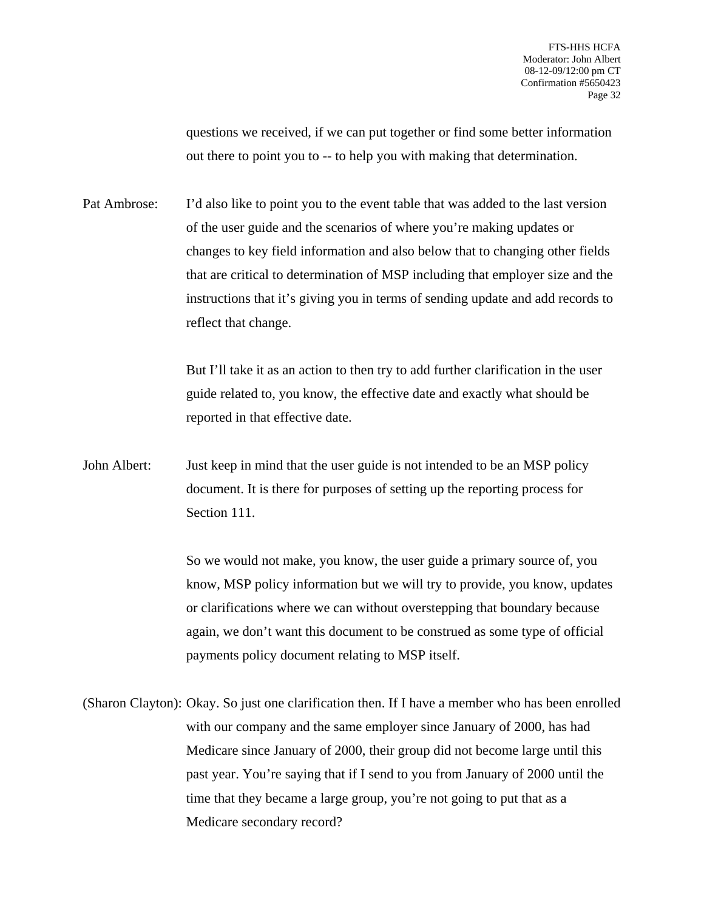questions we received, if we can put together or find some better information out there to point you to -- to help you with making that determination.

Pat Ambrose: I'd also like to point you to the event table that was added to the last version of the user guide and the scenarios of where you're making updates or changes to key field information and also below that to changing other fields that are critical to determination of MSP including that employer size and the instructions that it's giving you in terms of sending update and add records to reflect that change.

But I'll take it as an action to then try to add further clarification in the user guide related to, you know, the effective date and exactly what should be reported in that effective date.

John Albert: Just keep in mind that the user guide is not intended to be an MSP policy document. It is there for purposes of setting up the reporting process for Section 111.

So we would not make, you know, the user guide a primary source of, you know, MSP policy information but we will try to provide, you know, updates or clarifications where we can without overstepping that boundary because again, we don't want this document to be construed as some type of official payments policy document relating to MSP itself.

(Sharon Clayton): Okay. So just one clarification then. If I have a member who has been enrolled with our company and the same employer since January of 2000, has had Medicare since January of 2000, their group did not become large until this past year. You're saying that if I send to you from January of 2000 until the time that they became a large group, you're not going to put that as a Medicare secondary record?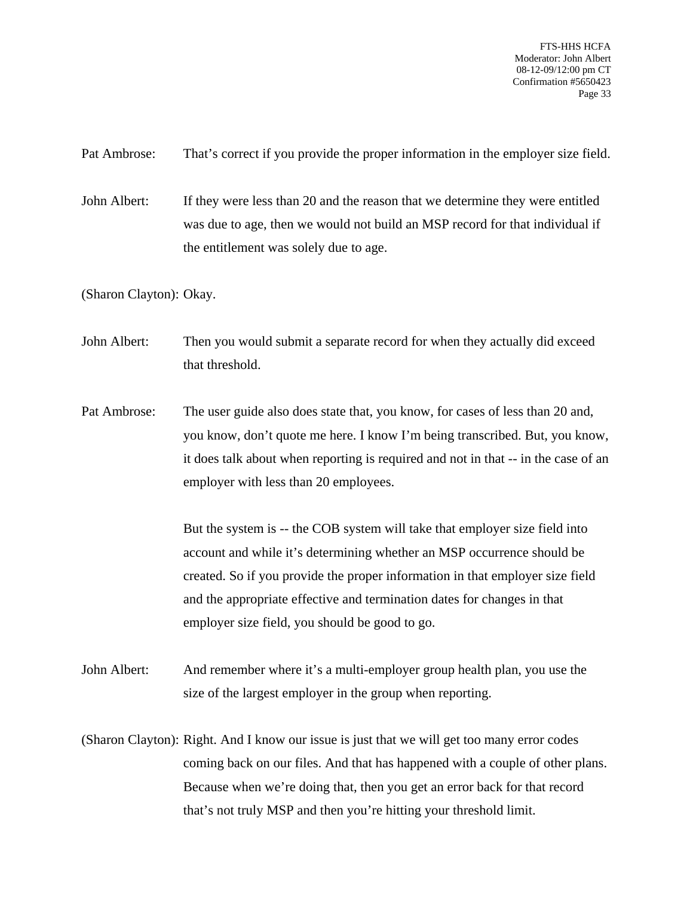Pat Ambrose: That's correct if you provide the proper information in the employer size field.

John Albert: If they were less than 20 and the reason that we determine they were entitled was due to age, then we would not build an MSP record for that individual if the entitlement was solely due to age.

(Sharon Clayton): Okay.

John Albert: Then you would submit a separate record for when they actually did exceed that threshold.

Pat Ambrose: The user guide also does state that, you know, for cases of less than 20 and, you know, don't quote me here. I know I'm being transcribed. But, you know, it does talk about when reporting is required and not in that -- in the case of an employer with less than 20 employees.

But the system is -- the COB system will take that employer size field into account and while it's determining whether an MSP occurrence should be created. So if you provide the proper information in that employer size field and the appropriate effective and termination dates for changes in that employer size field, you should be good to go.

John Albert: And remember where it's a multi-employer group health plan, you use the size of the largest employer in the group when reporting.

(Sharon Clayton): Right. And I know our issue is just that we will get too many error codes coming back on our files. And that has happened with a couple of other plans. Because when we're doing that, then you get an error back for that record that's not truly MSP and then you're hitting your threshold limit.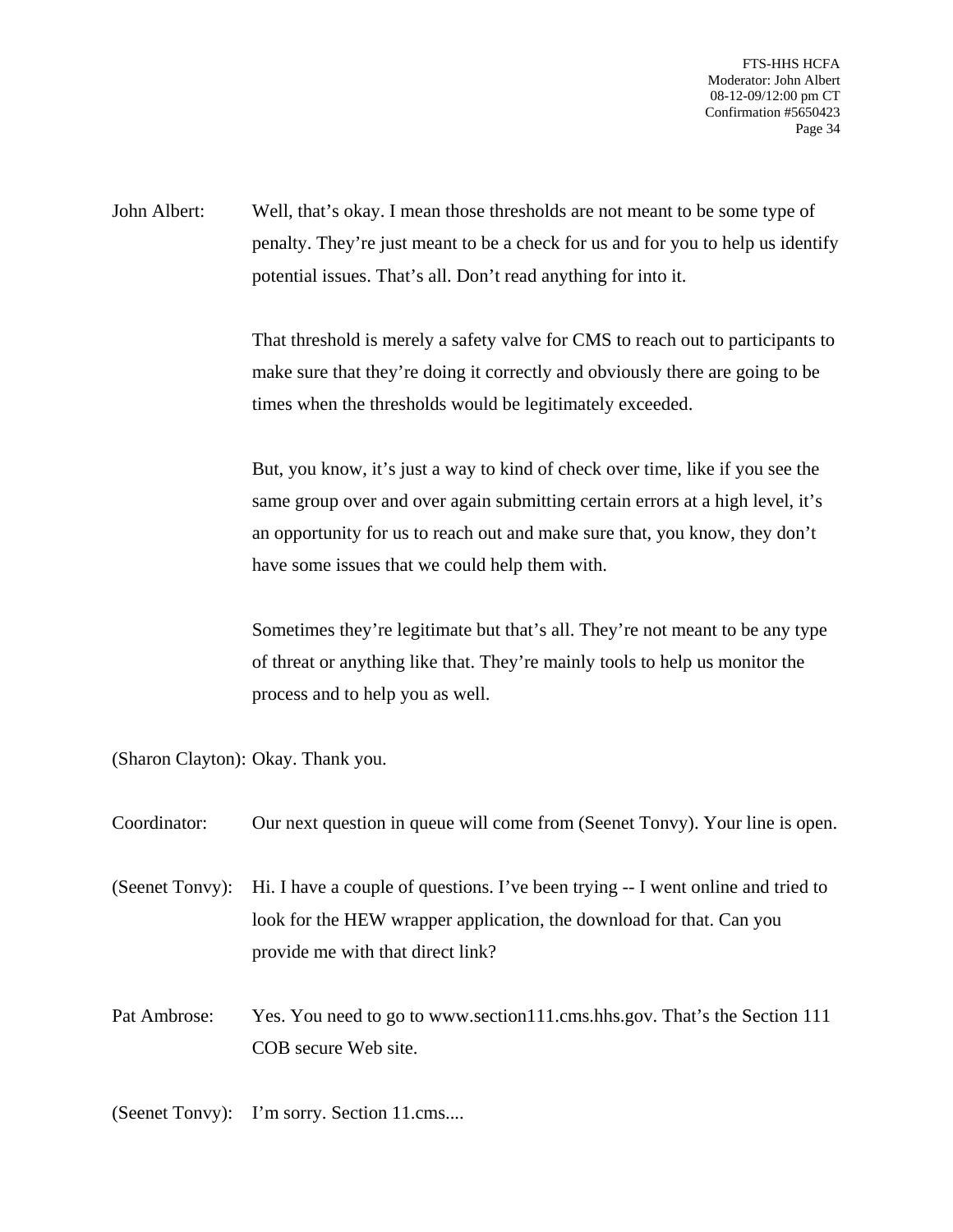John Albert: Well, that's okay. I mean those thresholds are not meant to be some type of penalty. They're just meant to be a check for us and for you to help us identify potential issues. That's all. Don't read anything for into it.

That threshold is merely a safety valve for CMS to reach out to participants to make sure that they're doing it correctly and obviously there are going to be times when the thresholds would be legitimately exceeded.

But, you know, it's just a way to kind of check over time, like if you see the same group over and over again submitting certain errors at a high level, it's an opportunity for us to reach out and make sure that, you know, they don't have some issues that we could help them with.

Sometimes they're legitimate but that's all. They're not meant to be any type of threat or anything like that. They're mainly tools to help us monitor the process and to help you as well.

(Sharon Clayton): Okay. Thank you.

Coordinator: Our next question in queue will come from (Seenet Tonvy). Your line is open.

(Seenet Tonvy): Hi. I have a couple of questions. I've been trying -- I went online and tried to look for the HEW wrapper application, the download for that. Can you provide me with that direct link?

Pat Ambrose: Yes. You need to go to www.section111.cms.hhs.gov. That's the Section 111 COB secure Web site.

(Seenet Tonvy): I'm sorry. Section 11.cms....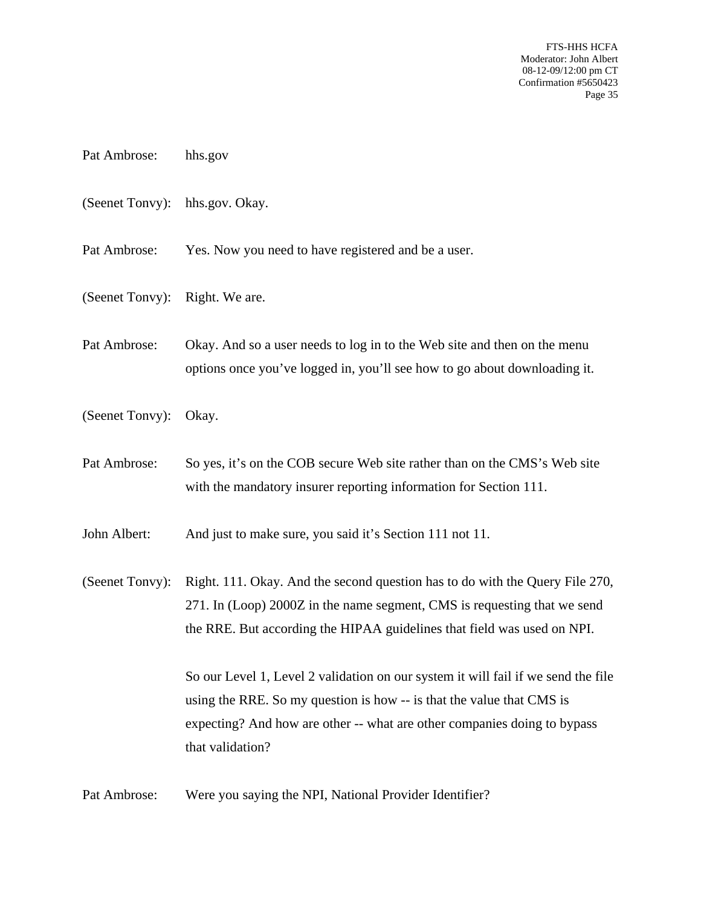Pat Ambrose: hhs.gov

(Seenet Tonvy): hhs.gov. Okay.

Pat Ambrose: Yes. Now you need to have registered and be a user.

(Seenet Tonvy): Right. We are.

Pat Ambrose: Okay. And so a user needs to log in to the Web site and then on the menu options once you've logged in, you'll see how to go about downloading it.

(Seenet Tonvy): Okay.

Pat Ambrose: So yes, it's on the COB secure Web site rather than on the CMS's Web site with the mandatory insurer reporting information for Section 111.

John Albert: And just to make sure, you said it's Section 111 not 11.

(Seenet Tonvy): Right. 111. Okay. And the second question has to do with the Query File 270, 271. In (Loop) 2000Z in the name segment, CMS is requesting that we send the RRE. But according the HIPAA guidelines that field was used on NPI.

So our Level 1, Level 2 validation on our system it will fail if we send the file using the RRE. So my question is how -- is that the value that CMS is expecting? And how are other -- what are other companies doing to bypass that validation?

Pat Ambrose: Were you saying the NPI, National Provider Identifier?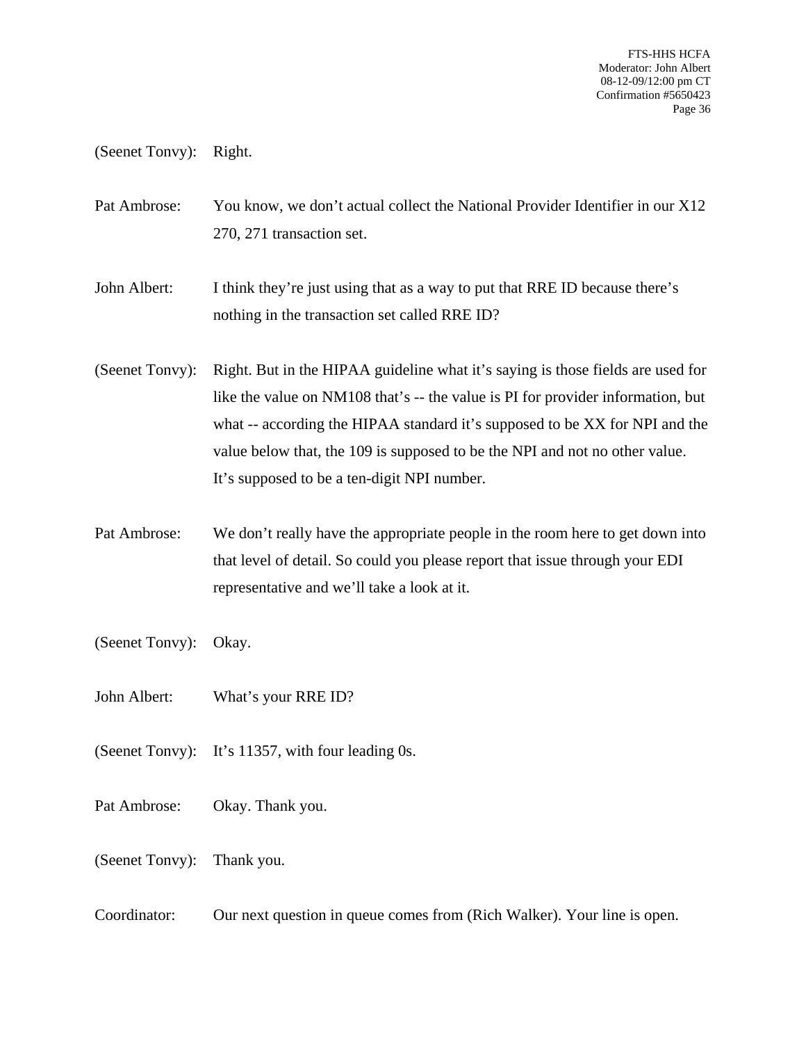(Seenet Tonvy): Right.

Pat Ambrose: You know, we don't actual collect the National Provider Identifier in our X12 270, 271 transaction set.

John Albert: I think they're just using that as a way to put that RRE ID because there's nothing in the transaction set called RRE ID?

(Seenet Tonvy): Right. But in the HIPAA guideline what it's saying is those fields are used for like the value on NM108 that's -- the value is PI for provider information, but what -- according the HIPAA standard it's supposed to be XX for NPI and the value below that, the 109 is supposed to be the NPI and not no other value. It's supposed to be a ten-digit NPI number.

Pat Ambrose: We don't really have the appropriate people in the room here to get down into that level of detail. So could you please report that issue through your EDI representative and we'll take a look at it.

(Seenet Tonvy): Okay.

John Albert: What's your RRE ID?

(Seenet Tonvy): It's 11357, with four leading 0s.

Pat Ambrose: Okay. Thank you.

(Seenet Tonvy): Thank you.

Coordinator: Our next question in queue comes from (Rich Walker). Your line is open.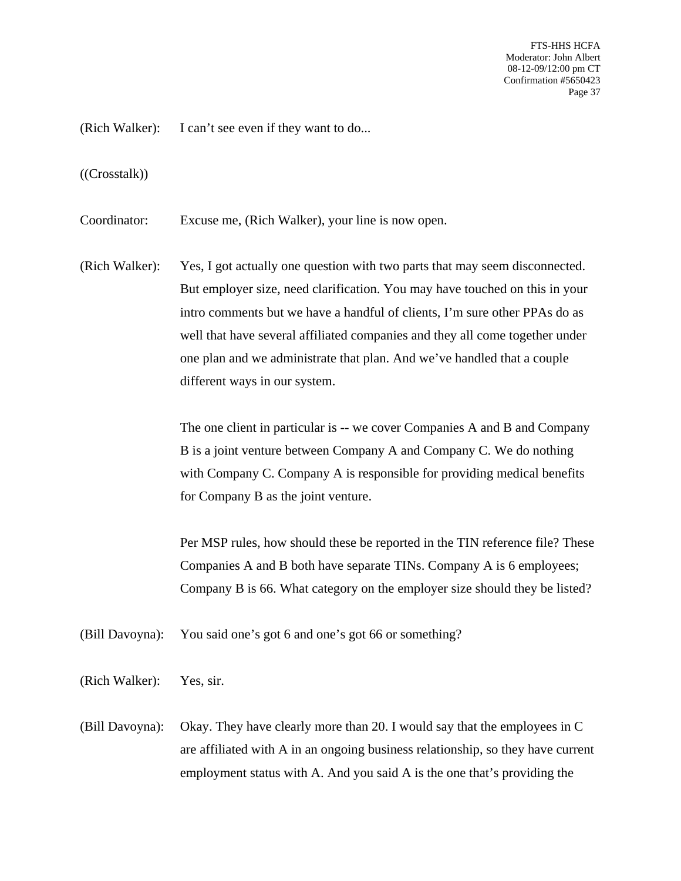(Rich Walker): I can't see even if they want to do...

((Crosstalk))

Coordinator: Excuse me, (Rich Walker), your line is now open.

(Rich Walker): Yes, I got actually one question with two parts that may seem disconnected. But employer size, need clarification. You may have touched on this in your intro comments but we have a handful of clients, I'm sure other PPAs do as well that have several affiliated companies and they all come together under one plan and we administrate that plan. And we've handled that a couple different ways in our system.

The one client in particular is -- we cover Companies A and B and Company B is a joint venture between Company A and Company C. We do nothing with Company C. Company A is responsible for providing medical benefits for Company B as the joint venture.

Per MSP rules, how should these be reported in the TIN reference file? These Companies A and B both have separate TINs. Company A is 6 employees; Company B is 66. What category on the employer size should they be listed?

(Bill Davoyna): You said one's got 6 and one's got 66 or something?

(Rich Walker): Yes, sir.

(Bill Davoyna): Okay. They have clearly more than 20. I would say that the employees in C are affiliated with A in an ongoing business relationship, so they have current employment status with A. And you said A is the one that's providing the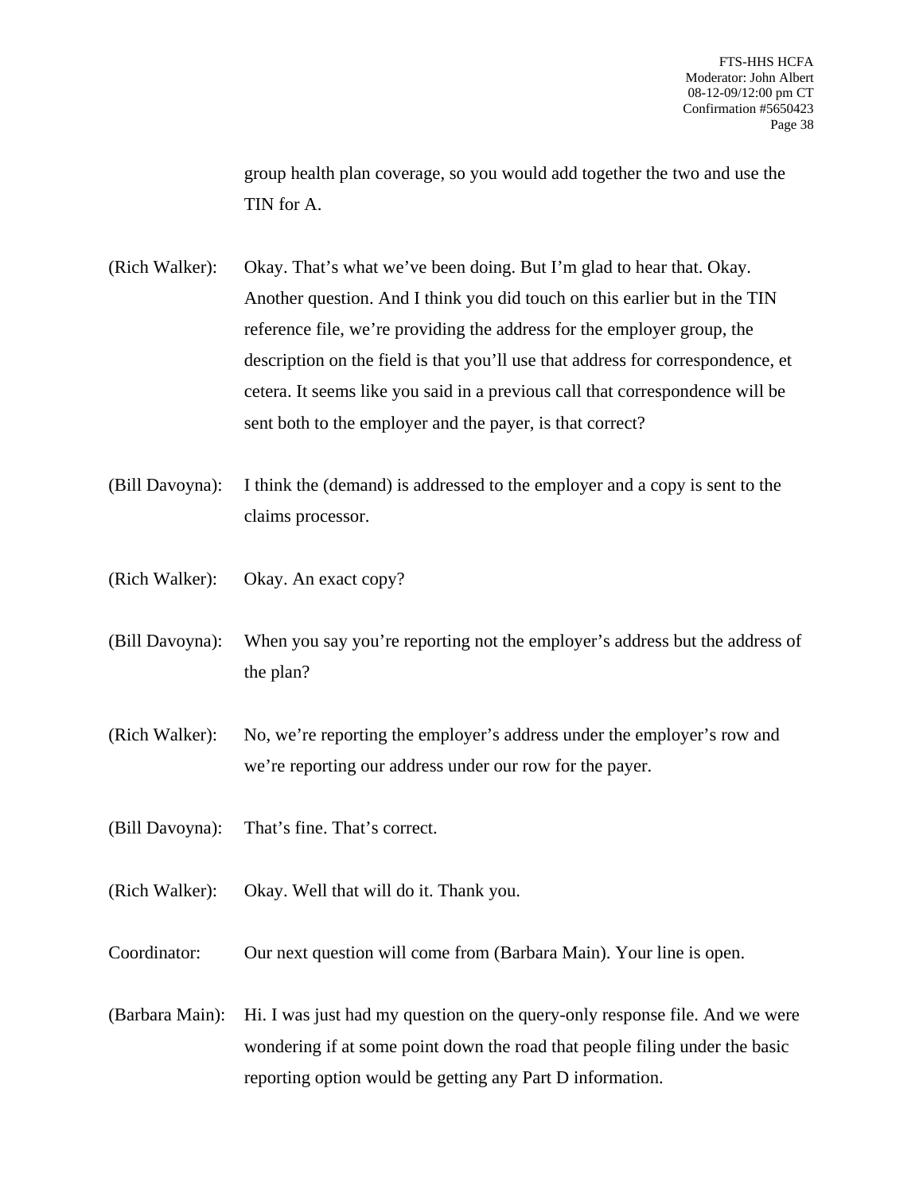group health plan coverage, so you would add together the two and use the TIN for A.

(Rich Walker): Okay. That's what we've been doing. But I'm glad to hear that. Okay. Another question. And I think you did touch on this earlier but in the TIN reference file, we're providing the address for the employer group, the description on the field is that you'll use that address for correspondence, et cetera. It seems like you said in a previous call that correspondence will be sent both to the employer and the payer, is that correct?

(Bill Davoyna): I think the (demand) is addressed to the employer and a copy is sent to the claims processor.

(Rich Walker): Okay. An exact copy?

(Bill Davoyna): When you say you're reporting not the employer's address but the address of the plan?

(Rich Walker): No, we're reporting the employer's address under the employer's row and we're reporting our address under our row for the payer.

(Bill Davoyna): That's fine. That's correct.

(Rich Walker): Okay. Well that will do it. Thank you.

Coordinator: Our next question will come from (Barbara Main). Your line is open.

(Barbara Main): Hi. I was just had my question on the query-only response file. And we were wondering if at some point down the road that people filing under the basic reporting option would be getting any Part D information.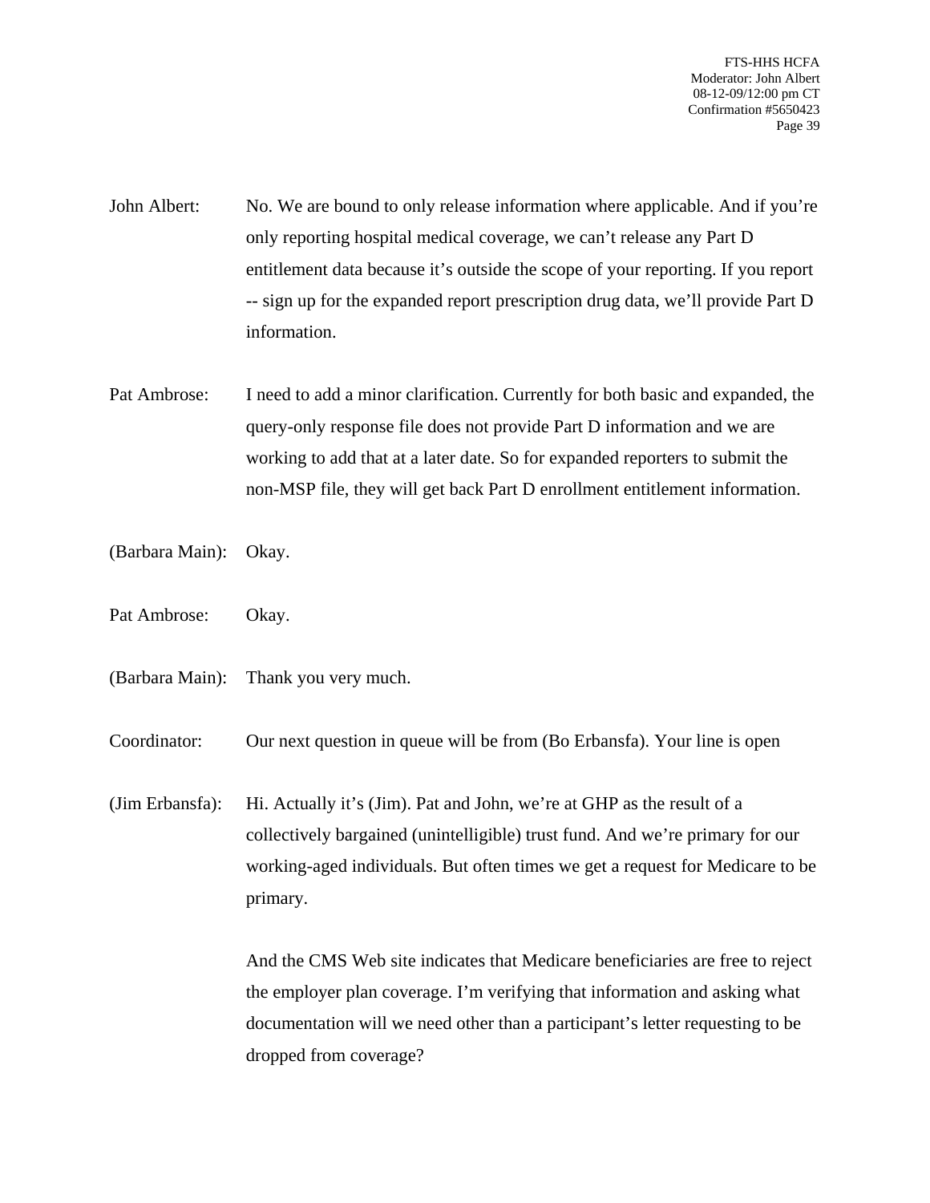John Albert: No. We are bound to only release information where applicable. And if you're only reporting hospital medical coverage, we can't release any Part D entitlement data because it's outside the scope of your reporting. If you report -- sign up for the expanded report prescription drug data, we'll provide Part D information.

Pat Ambrose: I need to add a minor clarification. Currently for both basic and expanded, the query-only response file does not provide Part D information and we are working to add that at a later date. So for expanded reporters to submit the non-MSP file, they will get back Part D enrollment entitlement information.

(Barbara Main): Okay.

Pat Ambrose: Okay.

(Barbara Main): Thank you very much.

Coordinator: Our next question in queue will be from (Bo Erbansfa). Your line is open

(Jim Erbansfa): Hi. Actually it's (Jim). Pat and John, we're at GHP as the result of a collectively bargained (unintelligible) trust fund. And we're primary for our working-aged individuals. But often times we get a request for Medicare to be primary.

And the CMS Web site indicates that Medicare beneficiaries are free to reject the employer plan coverage. I'm verifying that information and asking what documentation will we need other than a participant's letter requesting to be dropped from coverage?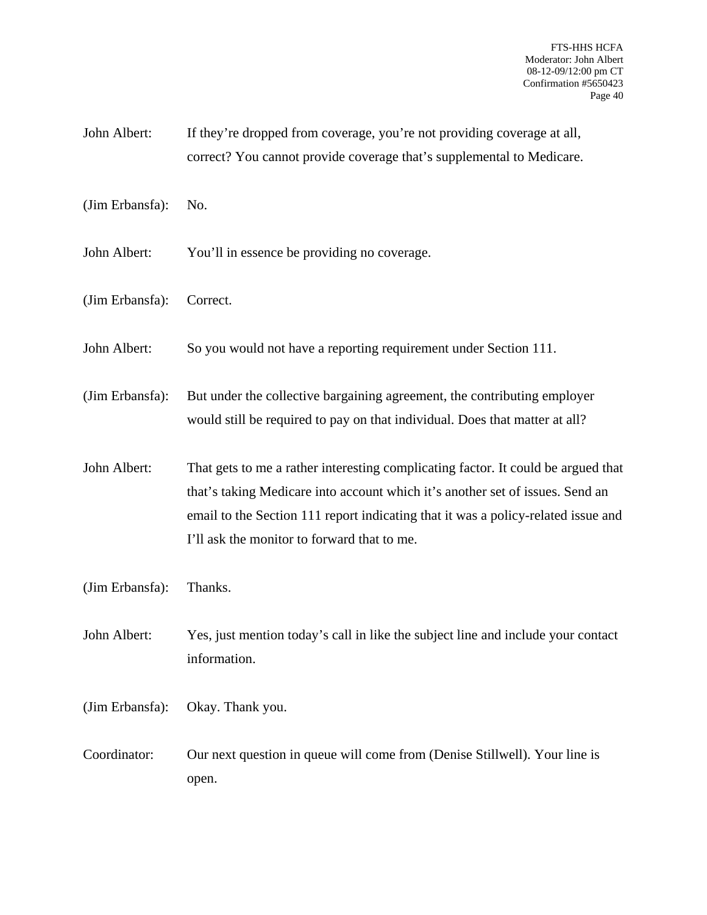John Albert: If they're dropped from coverage, you're not providing coverage at all, correct? You cannot provide coverage that's supplemental to Medicare.

(Jim Erbansfa): No.

John Albert: You'll in essence be providing no coverage.

(Jim Erbansfa): Correct.

John Albert: So you would not have a reporting requirement under Section 111.

(Jim Erbansfa): But under the collective bargaining agreement, the contributing employer would still be required to pay on that individual. Does that matter at all?

John Albert: That gets to me a rather interesting complicating factor. It could be argued that that's taking Medicare into account which it's another set of issues. Send an email to the Section 111 report indicating that it was a policy-related issue and I'll ask the monitor to forward that to me.

(Jim Erbansfa): Thanks.

John Albert: Yes, just mention today's call in like the subject line and include your contact information.

(Jim Erbansfa): Okay. Thank you.

Coordinator: Our next question in queue will come from (Denise Stillwell). Your line is open.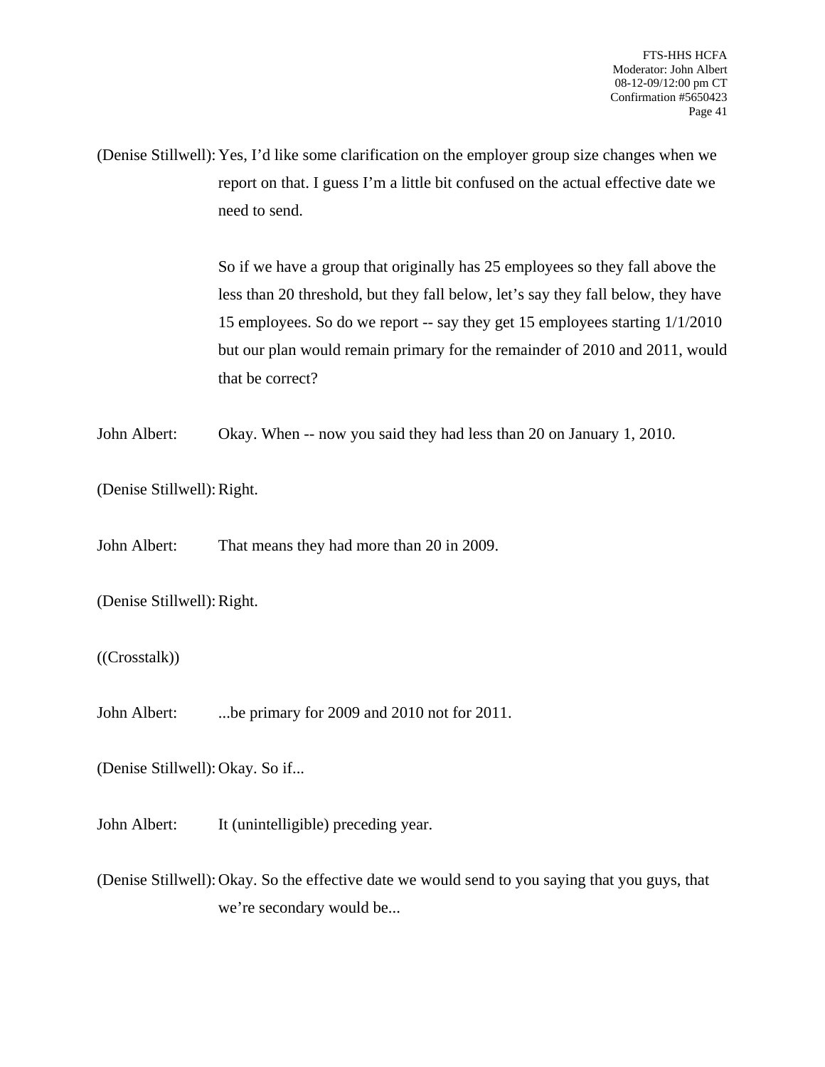(Denise Stillwell): Yes, I'd like some clarification on the employer group size changes when we report on that. I guess I'm a little bit confused on the actual effective date we need to send.

So if we have a group that originally has 25 employees so they fall above the less than 20 threshold, but they fall below, let's say they fall below, they have 15 employees. So do we report -- say they get 15 employees starting 1/1/2010 but our plan would remain primary for the remainder of 2010 and 2011, would that be correct?

John Albert: Okay. When -- now you said they had less than 20 on January 1, 2010.

(Denise Stillwell): Right.

John Albert: That means they had more than 20 in 2009.

(Denise Stillwell): Right.

((Crosstalk))

John Albert: ...be primary for 2009 and 2010 not for 2011.

(Denise Stillwell): Okay. So if...

John Albert: It (unintelligible) preceding year.

(Denise Stillwell): Okay. So the effective date we would send to you saying that you guys, that we're secondary would be...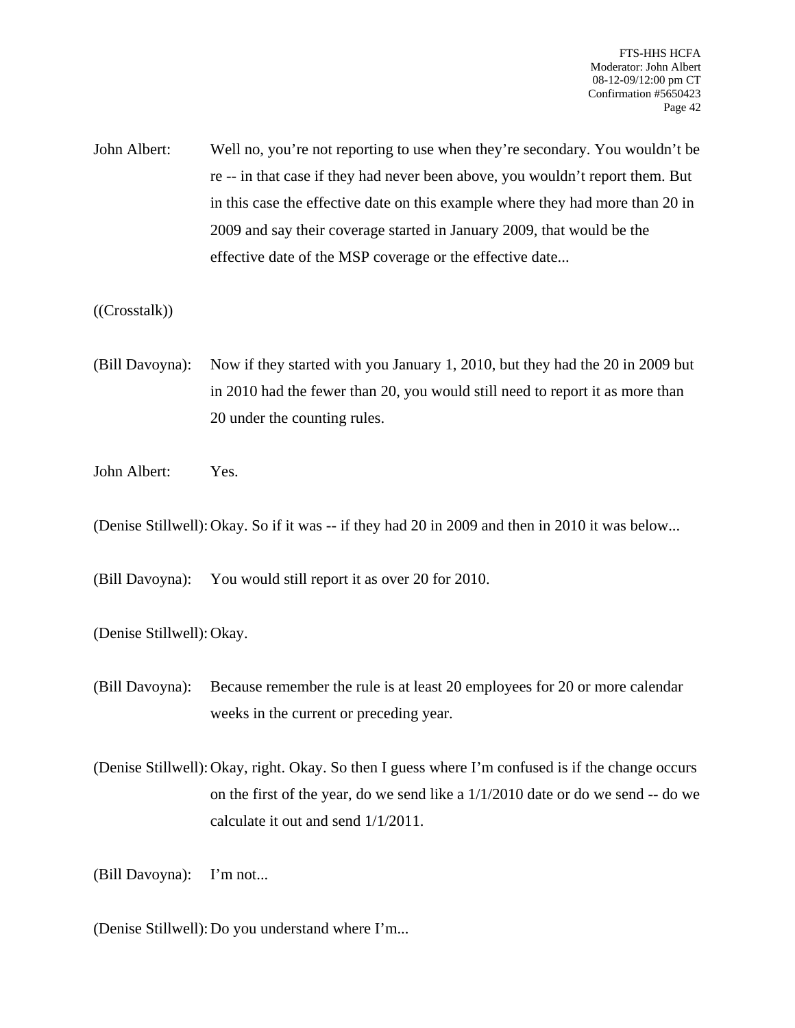John Albert: Well no, you're not reporting to use when they're secondary. You wouldn't be re -- in that case if they had never been above, you wouldn't report them. But in this case the effective date on this example where they had more than 20 in 2009 and say their coverage started in January 2009, that would be the effective date of the MSP coverage or the effective date...

((Crosstalk))

(Bill Davoyna): Now if they started with you January 1, 2010, but they had the 20 in 2009 but in 2010 had the fewer than 20, you would still need to report it as more than 20 under the counting rules.

John Albert: Yes.

(Denise Stillwell): Okay. So if it was -- if they had 20 in 2009 and then in 2010 it was below...

(Bill Davoyna): You would still report it as over 20 for 2010.

(Denise Stillwell): Okay.

(Bill Davoyna): Because remember the rule is at least 20 employees for 20 or more calendar weeks in the current or preceding year.

(Denise Stillwell): Okay, right. Okay. So then I guess where I'm confused is if the change occurs on the first of the year, do we send like a 1/1/2010 date or do we send -- do we calculate it out and send 1/1/2011.

(Bill Davoyna): I'm not...

(Denise Stillwell): Do you understand where I'm...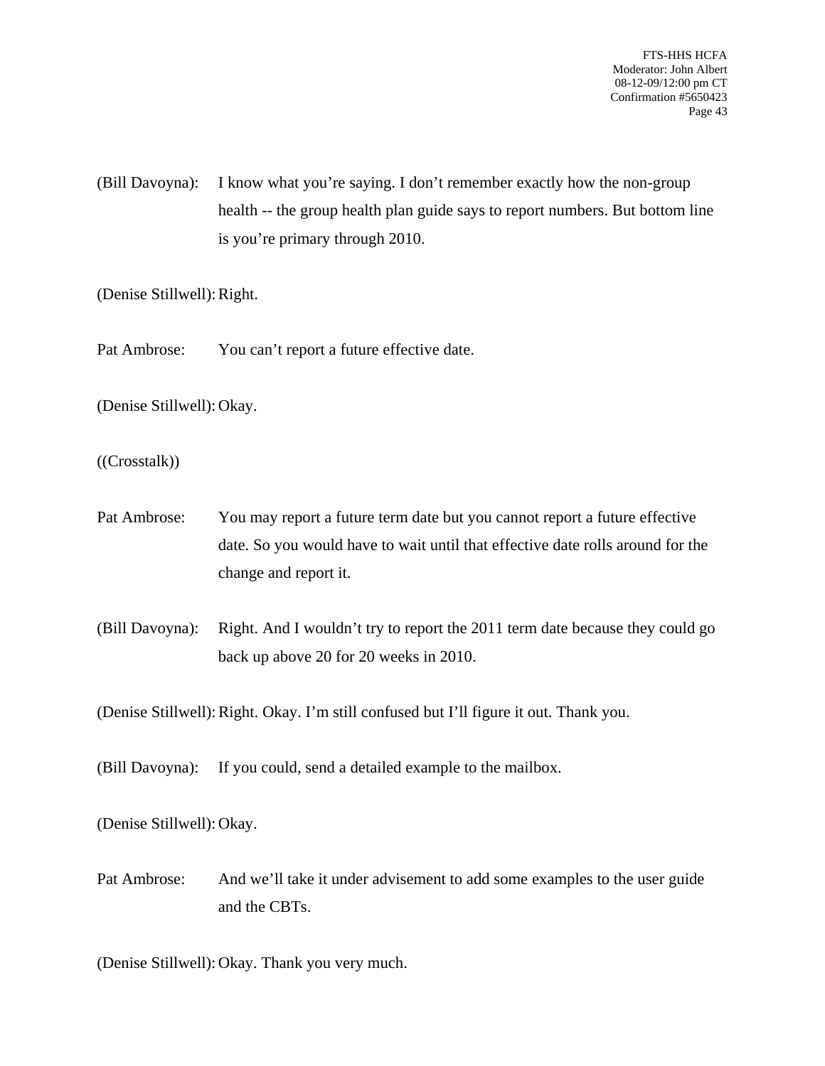(Bill Davoyna): I know what you're saying. I don't remember exactly how the non-group health -- the group health plan guide says to report numbers. But bottom line is you're primary through 2010.

(Denise Stillwell): Right.

Pat Ambrose: You can't report a future effective date.

(Denise Stillwell): Okay.

((Crosstalk))

Pat Ambrose: You may report a future term date but you cannot report a future effective date. So you would have to wait until that effective date rolls around for the change and report it.

(Bill Davoyna): Right. And I wouldn't try to report the 2011 term date because they could go back up above 20 for 20 weeks in 2010.

(Denise Stillwell): Right. Okay. I'm still confused but I'll figure it out. Thank you.

(Bill Davoyna): If you could, send a detailed example to the mailbox.

(Denise Stillwell): Okay.

Pat Ambrose: And we'll take it under advisement to add some examples to the user guide and the CBTs.

(Denise Stillwell): Okay. Thank you very much.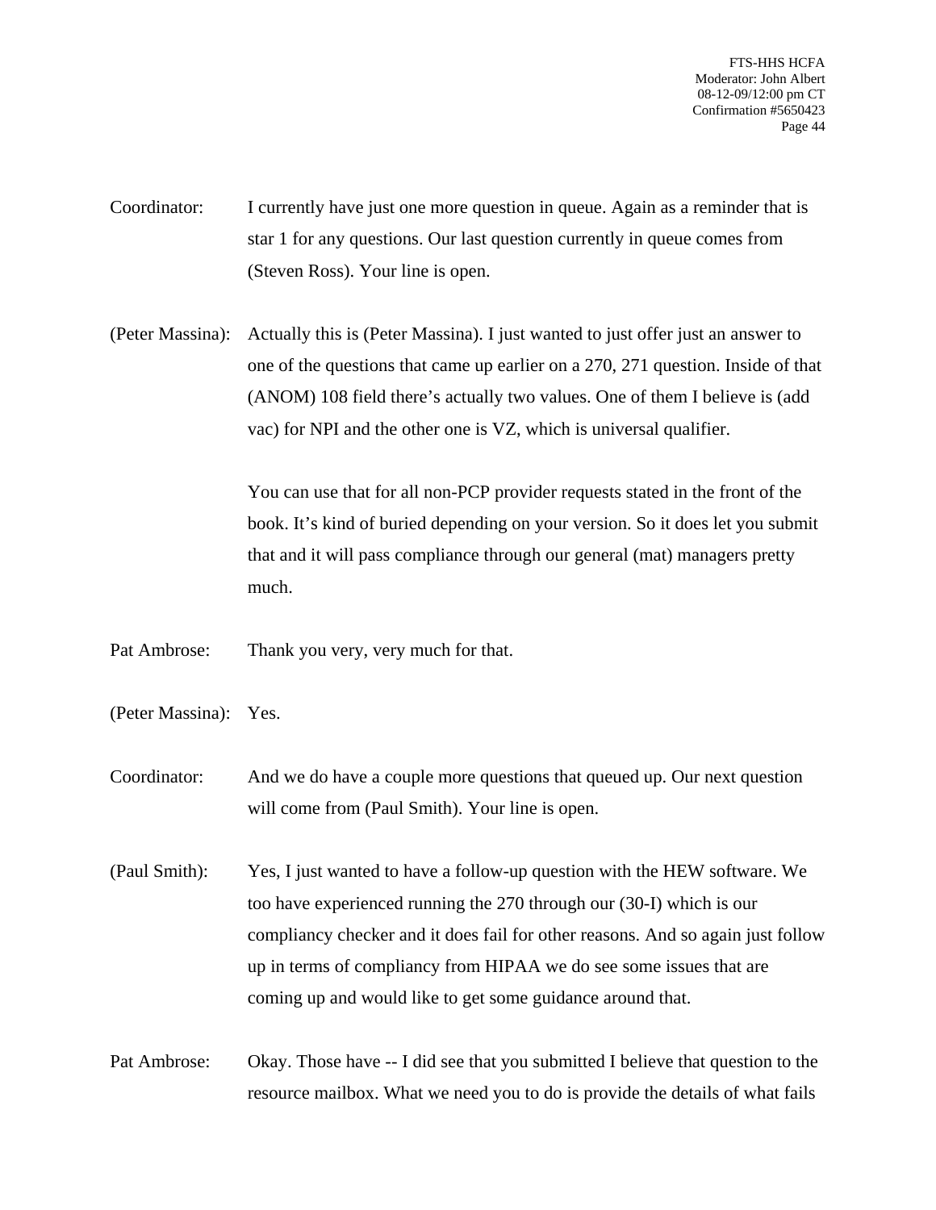Coordinator: I currently have just one more question in queue. Again as a reminder that is star 1 for any questions. Our last question currently in queue comes from (Steven Ross). Your line is open.

(Peter Massina): Actually this is (Peter Massina). I just wanted to just offer just an answer to one of the questions that came up earlier on a 270, 271 question. Inside of that (ANOM) 108 field there's actually two values. One of them I believe is (add vac) for NPI and the other one is VZ, which is universal qualifier.

You can use that for all non-PCP provider requests stated in the front of the book. It's kind of buried depending on your version. So it does let you submit that and it will pass compliance through our general (mat) managers pretty much.

Pat Ambrose: Thank you very, very much for that.

(Peter Massina): Yes.

Coordinator: And we do have a couple more questions that queued up. Our next question will come from (Paul Smith). Your line is open.

(Paul Smith): Yes, I just wanted to have a follow-up question with the HEW software. We too have experienced running the 270 through our (30-I) which is our compliancy checker and it does fail for other reasons. And so again just follow up in terms of compliancy from HIPAA we do see some issues that are coming up and would like to get some guidance around that.

Pat Ambrose: Okay. Those have -- I did see that you submitted I believe that question to the resource mailbox. What we need you to do is provide the details of what fails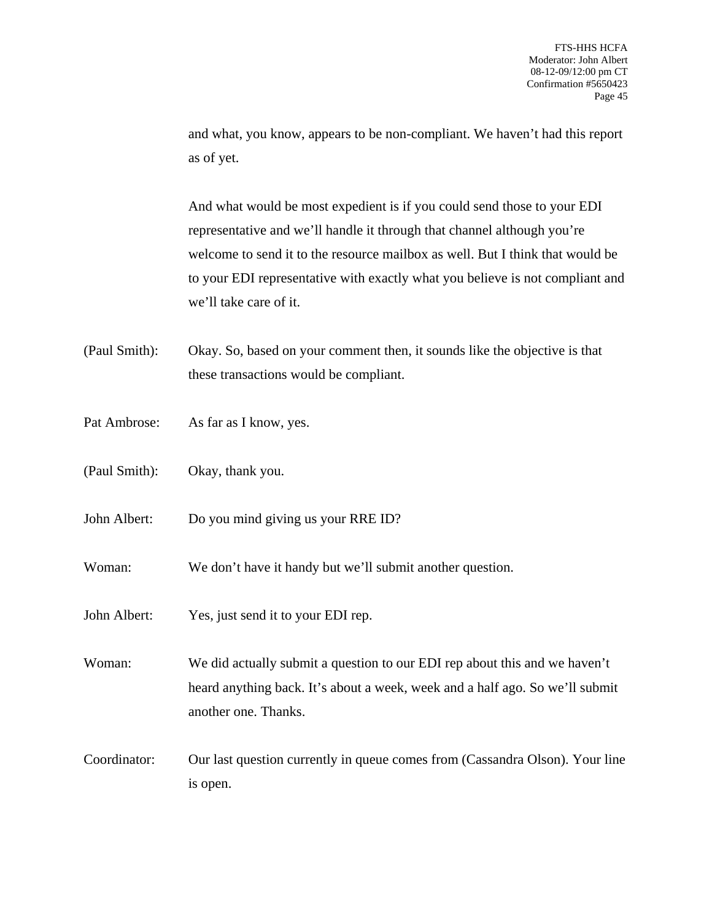and what, you know, appears to be non-compliant. We haven't had this report as of yet.

And what would be most expedient is if you could send those to your EDI representative and we'll handle it through that channel although you're welcome to send it to the resource mailbox as well. But I think that would be to your EDI representative with exactly what you believe is not compliant and we'll take care of it.

(Paul Smith): Okay. So, based on your comment then, it sounds like the objective is that these transactions would be compliant.

Pat Ambrose: As far as I know, yes.

(Paul Smith): Okay, thank you.

John Albert: Do you mind giving us your RRE ID?

Woman: We don't have it handy but we'll submit another question.

John Albert: Yes, just send it to your EDI rep.

Woman: We did actually submit a question to our EDI rep about this and we haven't heard anything back. It's about a week, week and a half ago. So we'll submit another one. Thanks.

Coordinator: Our last question currently in queue comes from (Cassandra Olson). Your line is open.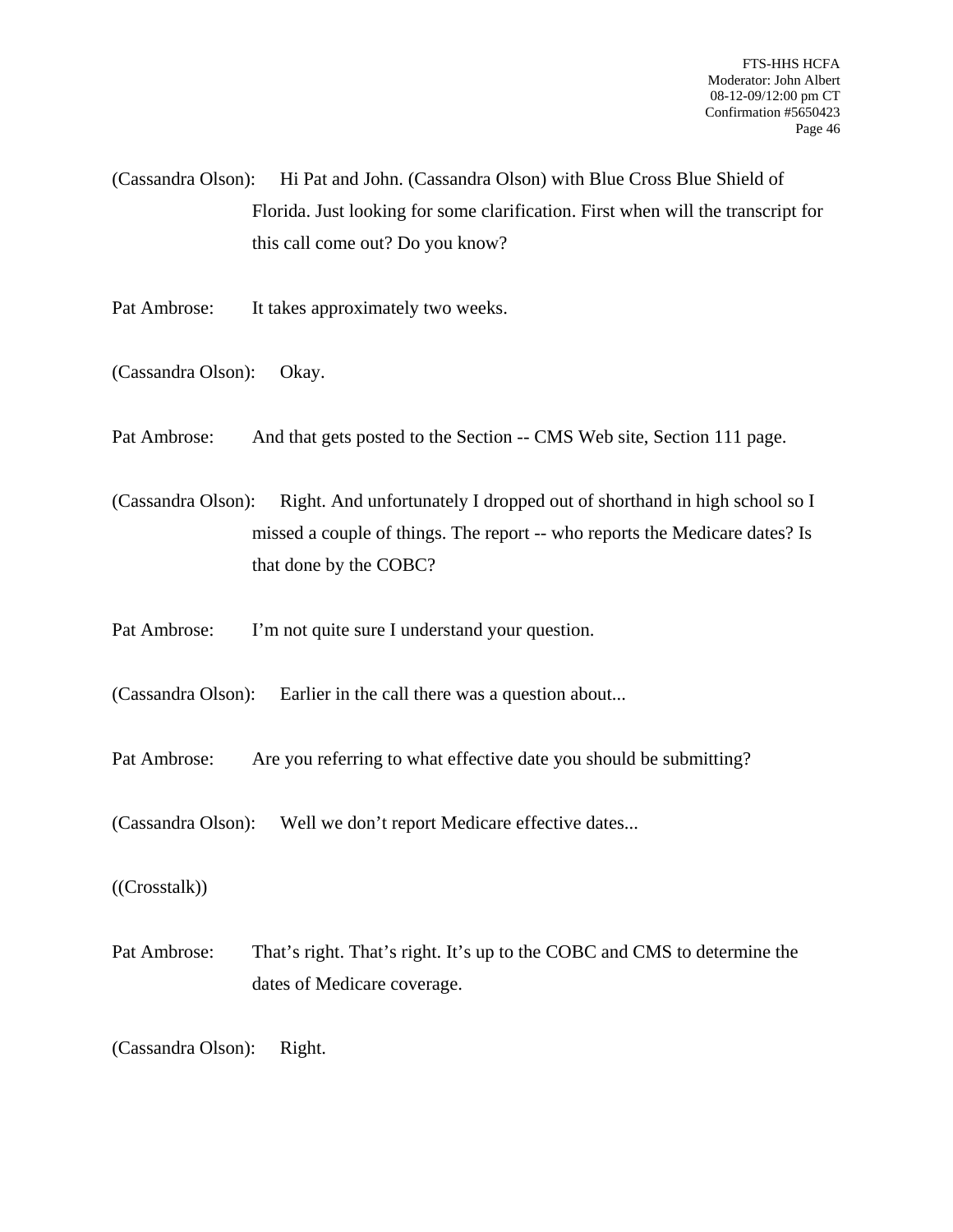(Cassandra Olson): Hi Pat and John. (Cassandra Olson) with Blue Cross Blue Shield of Florida. Just looking for some clarification. First when will the transcript for this call come out? Do you know?

Pat Ambrose: It takes approximately two weeks.

(Cassandra Olson): Okay.

Pat Ambrose: And that gets posted to the Section -- CMS Web site, Section 111 page.

(Cassandra Olson): Right. And unfortunately I dropped out of shorthand in high school so I missed a couple of things. The report -- who reports the Medicare dates? Is that done by the COBC?

Pat Ambrose: I'm not quite sure I understand your question.

(Cassandra Olson): Earlier in the call there was a question about...

Pat Ambrose: Are you referring to what effective date you should be submitting?

(Cassandra Olson): Well we don't report Medicare effective dates...

((Crosstalk))

Pat Ambrose: That's right. That's right. It's up to the COBC and CMS to determine the dates of Medicare coverage.

(Cassandra Olson): Right.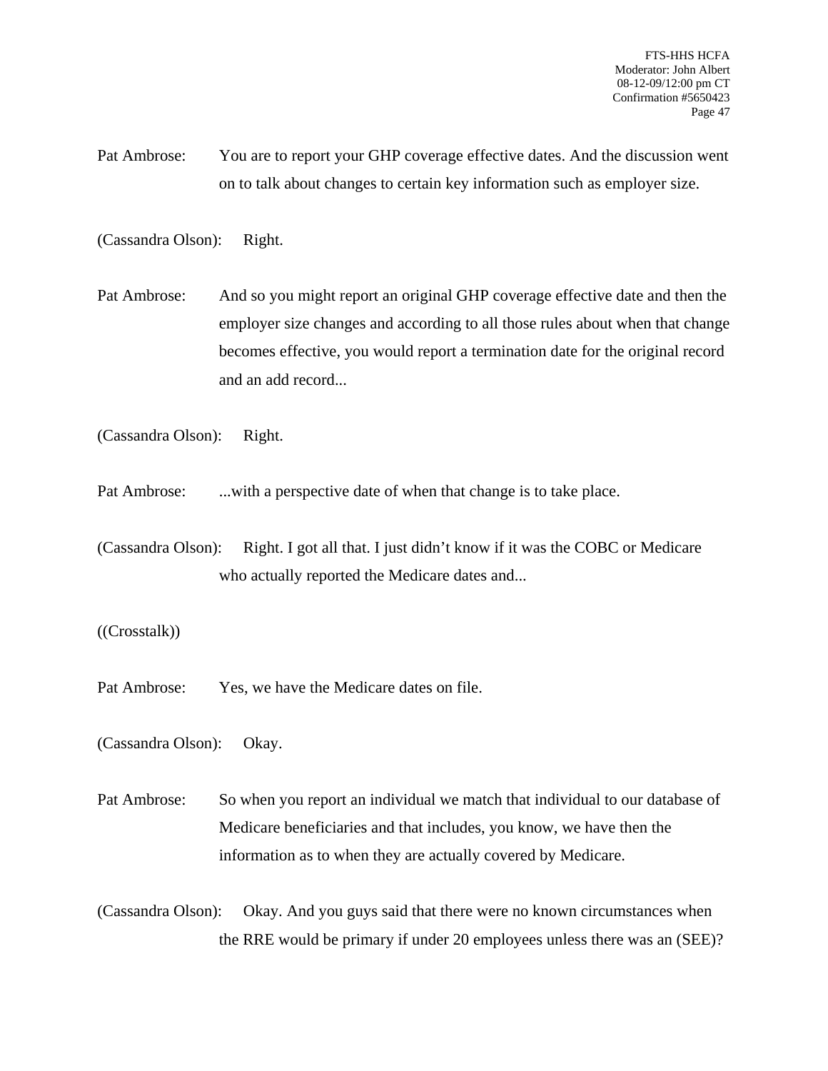Pat Ambrose: You are to report your GHP coverage effective dates. And the discussion went on to talk about changes to certain key information such as employer size.

(Cassandra Olson): Right.

Pat Ambrose: And so you might report an original GHP coverage effective date and then the employer size changes and according to all those rules about when that change becomes effective, you would report a termination date for the original record and an add record...

(Cassandra Olson): Right.

Pat Ambrose: ...with a perspective date of when that change is to take place.

(Cassandra Olson): Right. I got all that. I just didn't know if it was the COBC or Medicare who actually reported the Medicare dates and...

((Crosstalk))

Pat Ambrose: Yes, we have the Medicare dates on file.

(Cassandra Olson): Okay.

Pat Ambrose: So when you report an individual we match that individual to our database of Medicare beneficiaries and that includes, you know, we have then the information as to when they are actually covered by Medicare.

(Cassandra Olson): Okay. And you guys said that there were no known circumstances when the RRE would be primary if under 20 employees unless there was an (SEE)?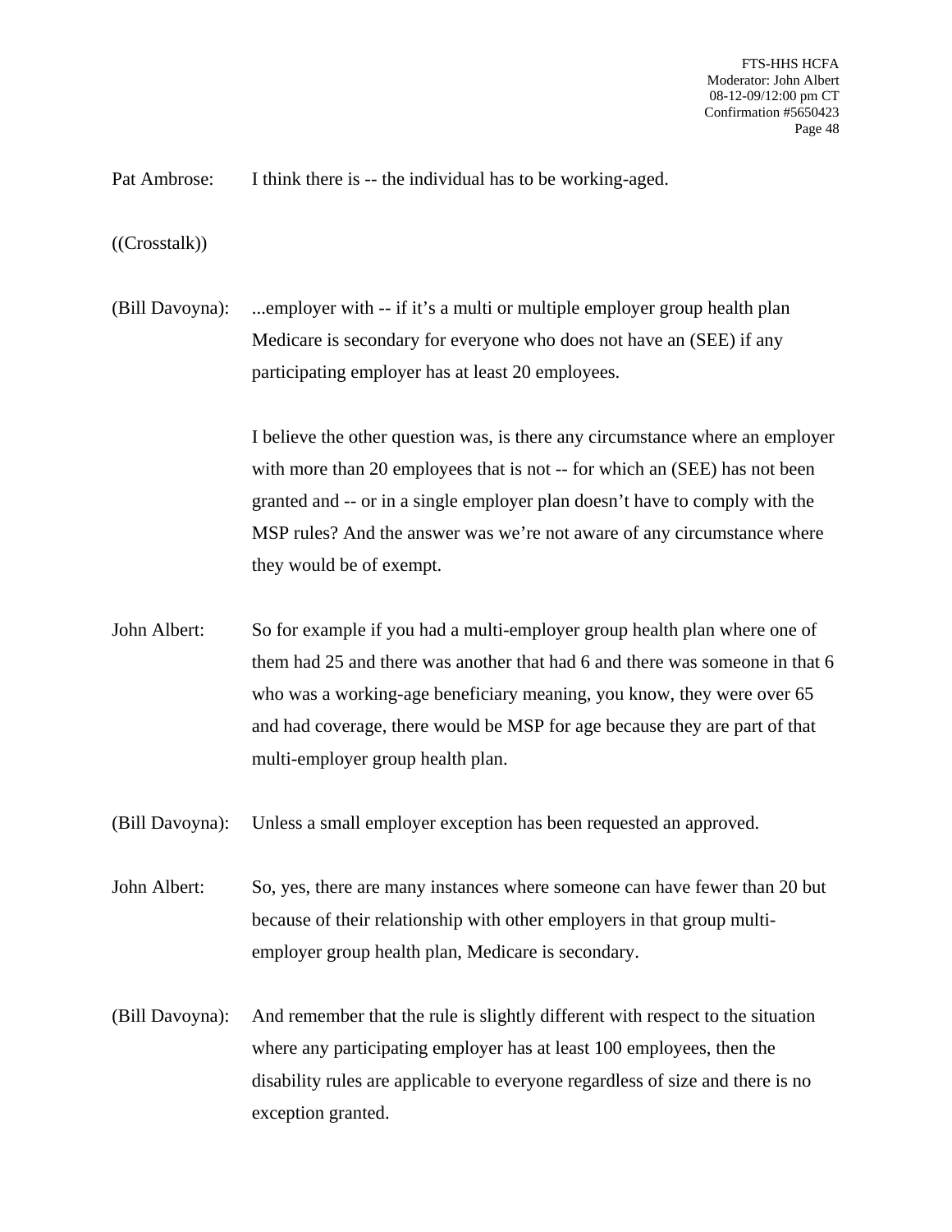Pat Ambrose: I think there is -- the individual has to be working-aged.

((Crosstalk))

(Bill Davoyna): ...employer with -- if it's a multi or multiple employer group health plan Medicare is secondary for everyone who does not have an (SEE) if any participating employer has at least 20 employees.

I believe the other question was, is there any circumstance where an employer with more than 20 employees that is not -- for which an (SEE) has not been granted and -- or in a single employer plan doesn't have to comply with the MSP rules? And the answer was we're not aware of any circumstance where they would be of exempt.

John Albert: So for example if you had a multi-employer group health plan where one of them had 25 and there was another that had 6 and there was someone in that 6 who was a working-age beneficiary meaning, you know, they were over 65 and had coverage, there would be MSP for age because they are part of that multi-employer group health plan.

(Bill Davoyna): Unless a small employer exception has been requested an approved.

John Albert: So, yes, there are many instances where someone can have fewer than 20 but because of their relationship with other employers in that group multi-employer group health plan, Medicare is secondary.

(Bill Davoyna): And remember that the rule is slightly different with respect to the situation where any participating employer has at least 100 employees, then the disability rules are applicable to everyone regardless of size and there is no exception granted.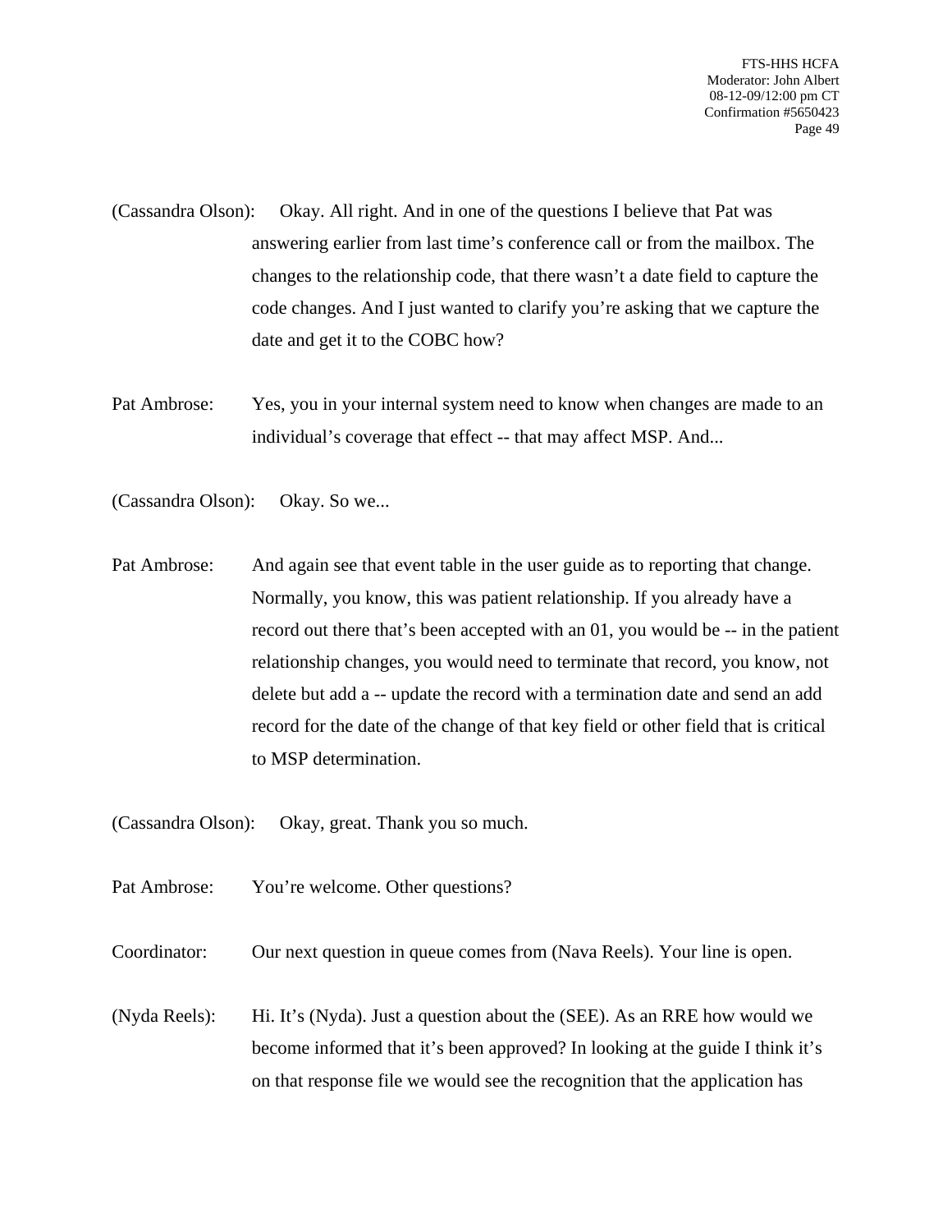(Cassandra Olson): Okay. All right. And in one of the questions I believe that Pat was answering earlier from last time's conference call or from the mailbox. The changes to the relationship code, that there wasn't a date field to capture the code changes. And I just wanted to clarify you're asking that we capture the date and get it to the COBC how?

Pat Ambrose: Yes, you in your internal system need to know when changes are made to an individual's coverage that effect -- that may affect MSP. And...

(Cassandra Olson): Okay. So we...

Pat Ambrose: And again see that event table in the user guide as to reporting that change. Normally, you know, this was patient relationship. If you already have a record out there that's been accepted with an 01, you would be -- in the patient relationship changes, you would need to terminate that record, you know, not delete but add a -- update the record with a termination date and send an add record for the date of the change of that key field or other field that is critical to MSP determination.

(Cassandra Olson): Okay, great. Thank you so much.

Pat Ambrose: You're welcome. Other questions?

Coordinator: Our next question in queue comes from (Nava Reels). Your line is open.

(Nyda Reels): Hi. It's (Nyda). Just a question about the (SEE). As an RRE how would we become informed that it's been approved? In looking at the guide I think it's on that response file we would see the recognition that the application has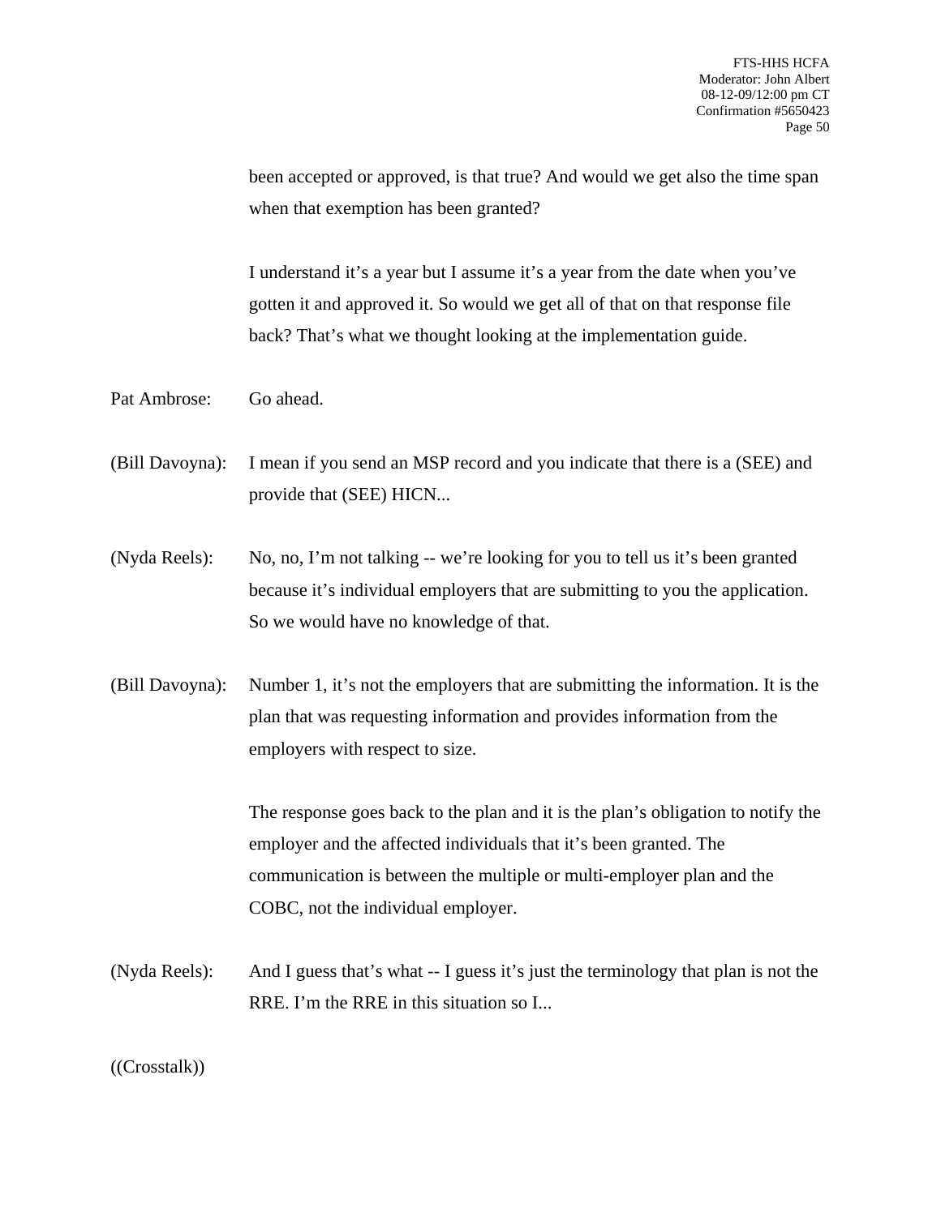been accepted or approved, is that true? And would we get also the time span when that exemption has been granted?

I understand it's a year but I assume it's a year from the date when you've gotten it and approved it. So would we get all of that on that response file back? That's what we thought looking at the implementation guide.

Pat Ambrose: Go ahead.

(Bill Davoyna): I mean if you send an MSP record and you indicate that there is a (SEE) and provide that (SEE) HICN...

(Nyda Reels): No, no, I'm not talking -- we're looking for you to tell us it's been granted because it's individual employers that are submitting to you the application. So we would have no knowledge of that.

(Bill Davoyna): Number 1, it's not the employers that are submitting the information. It is the plan that was requesting information and provides information from the employers with respect to size.

The response goes back to the plan and it is the plan's obligation to notify the employer and the affected individuals that it's been granted. The communication is between the multiple or multi-employer plan and the COBC, not the individual employer.

(Nyda Reels): And I guess that's what -- I guess it's just the terminology that plan is not the RRE. I'm the RRE in this situation so I...

((Crosstalk))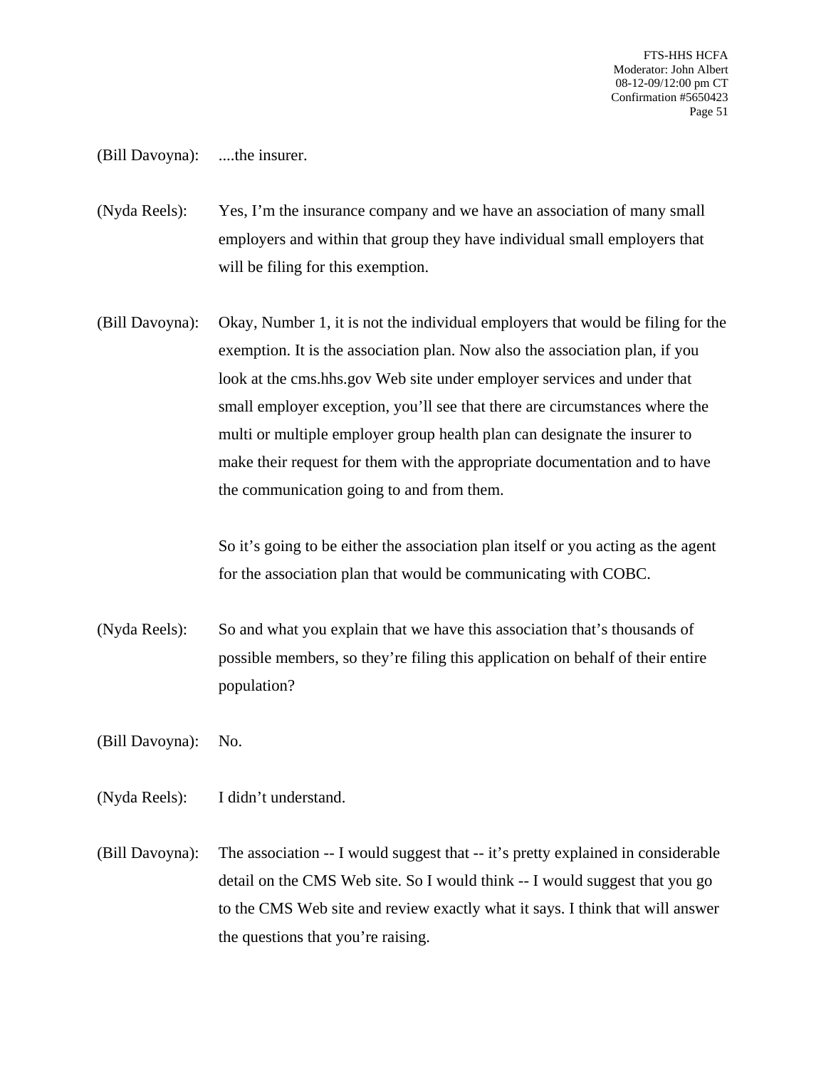(Bill Davoyna): ....the insurer.

(Nyda Reels): Yes, I'm the insurance company and we have an association of many small employers and within that group they have individual small employers that will be filing for this exemption.

(Bill Davoyna): Okay, Number 1, it is not the individual employers that would be filing for the exemption. It is the association plan. Now also the association plan, if you look at the cms.hhs.gov Web site under employer services and under that small employer exception, you'll see that there are circumstances where the multi or multiple employer group health plan can designate the insurer to make their request for them with the appropriate documentation and to have the communication going to and from them.

So it's going to be either the association plan itself or you acting as the agent for the association plan that would be communicating with COBC.

(Nyda Reels): So and what you explain that we have this association that's thousands of possible members, so they're filing this application on behalf of their entire population?

(Bill Davoyna): No.

(Nyda Reels): I didn't understand.

(Bill Davoyna): The association -- I would suggest that -- it's pretty explained in considerable detail on the CMS Web site. So I would think -- I would suggest that you go to the CMS Web site and review exactly what it says. I think that will answer the questions that you're raising.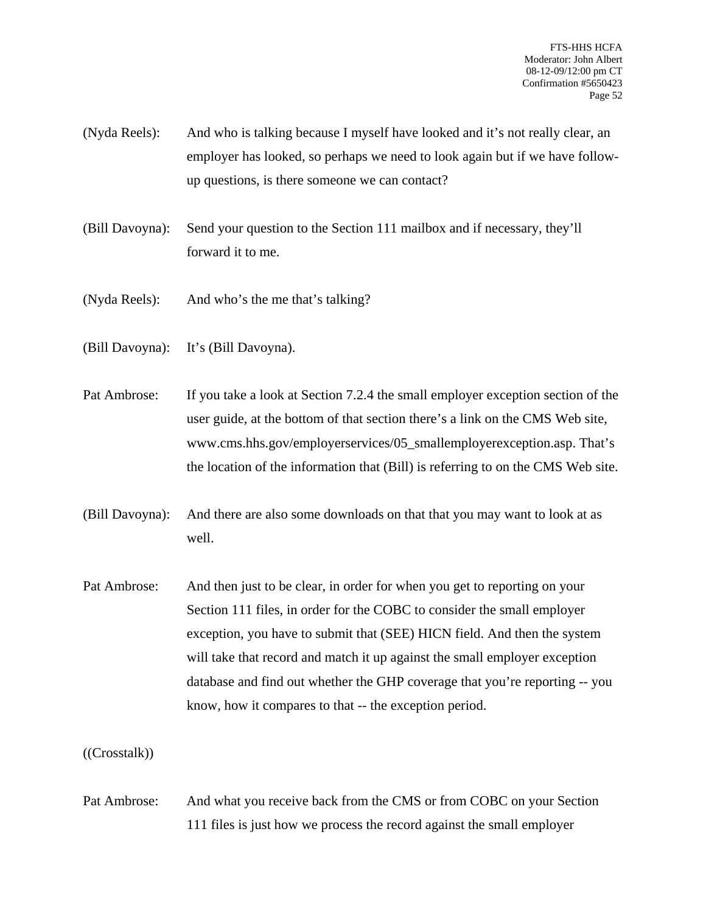(Nyda Reels): And who is talking because I myself have looked and it's not really clear, an employer has looked, so perhaps we need to look again but if we have follow-up questions, is there someone we can contact?

(Bill Davoyna): Send your question to the Section 111 mailbox and if necessary, they'll forward it to me.

(Nyda Reels): And who's the me that's talking?

(Bill Davoyna): It's (Bill Davoyna).

Pat Ambrose: If you take a look at Section 7.2.4 the small employer exception section of the user guide, at the bottom of that section there's a link on the CMS Web site, www.cms.hhs.gov/employerservices/05_smallemployerexception.asp. That's the location of the information that (Bill) is referring to on the CMS Web site.

(Bill Davoyna): And there are also some downloads on that that you may want to look at as well.

Pat Ambrose: And then just to be clear, in order for when you get to reporting on your Section 111 files, in order for the COBC to consider the small employer exception, you have to submit that (SEE) HICN field. And then the system will take that record and match it up against the small employer exception database and find out whether the GHP coverage that you're reporting -- you know, how it compares to that -- the exception period.

((Crosstalk))

Pat Ambrose: And what you receive back from the CMS or from COBC on your Section 111 files is just how we process the record against the small employer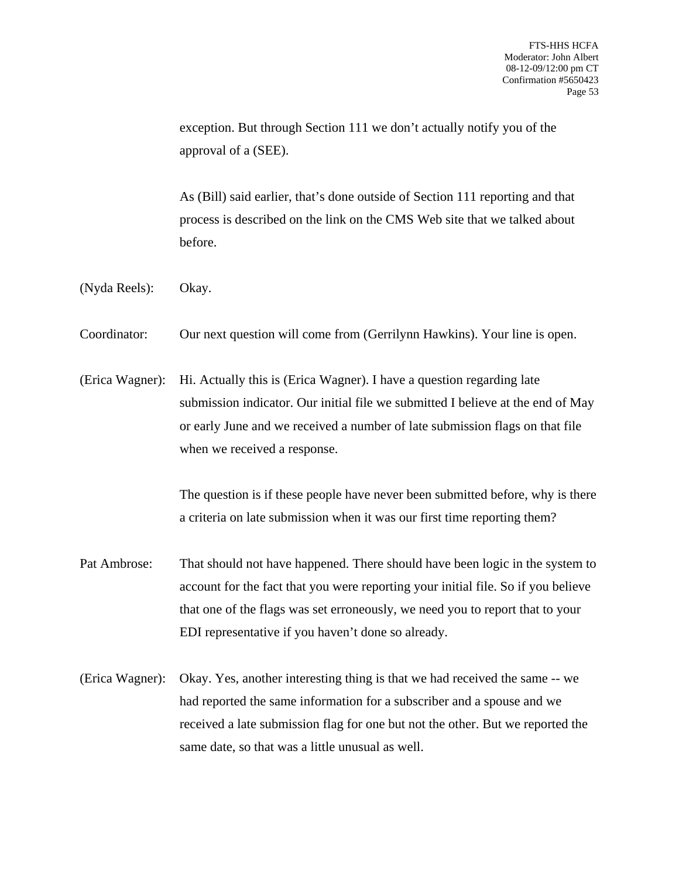exception. But through Section 111 we don't actually notify you of the approval of a (SEE).

As (Bill) said earlier, that's done outside of Section 111 reporting and that process is described on the link on the CMS Web site that we talked about before.

(Nyda Reels): Okay.

Coordinator: Our next question will come from (Gerrilynn Hawkins). Your line is open.

(Erica Wagner): Hi. Actually this is (Erica Wagner). I have a question regarding late submission indicator. Our initial file we submitted I believe at the end of May or early June and we received a number of late submission flags on that file when we received a response.

The question is if these people have never been submitted before, why is there a criteria on late submission when it was our first time reporting them?

Pat Ambrose: That should not have happened. There should have been logic in the system to account for the fact that you were reporting your initial file. So if you believe that one of the flags was set erroneously, we need you to report that to your EDI representative if you haven't done so already.

(Erica Wagner): Okay. Yes, another interesting thing is that we had received the same -- we had reported the same information for a subscriber and a spouse and we received a late submission flag for one but not the other. But we reported the same date, so that was a little unusual as well.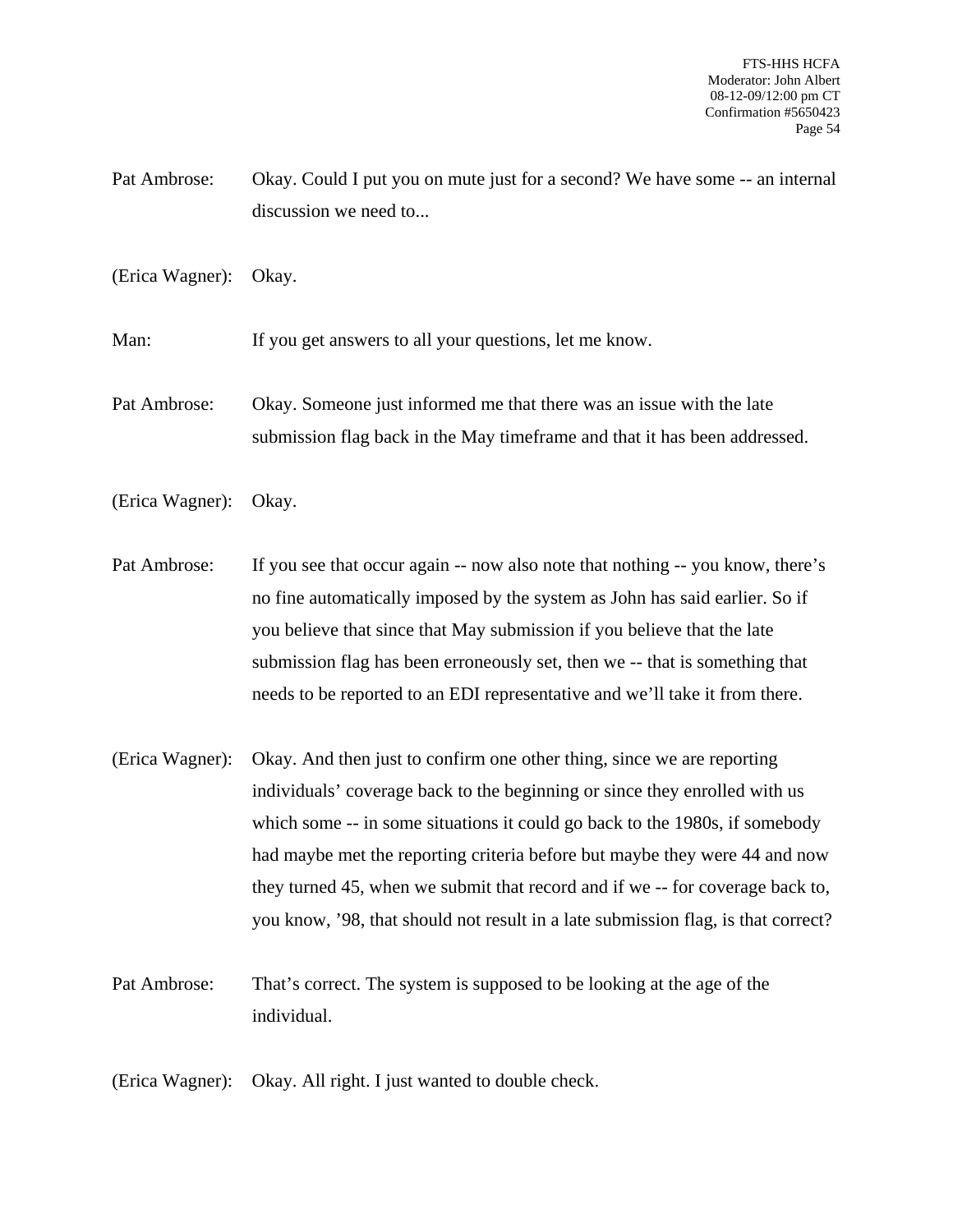Pat Ambrose: Okay. Could I put you on mute just for a second? We have some -- an internal discussion we need to...

(Erica Wagner): Okay.

Man: If you get answers to all your questions, let me know.

Pat Ambrose: Okay. Someone just informed me that there was an issue with the late submission flag back in the May timeframe and that it has been addressed.

(Erica Wagner): Okay.

Pat Ambrose: If you see that occur again -- now also note that nothing -- you know, there's no fine automatically imposed by the system as John has said earlier. So if you believe that since that May submission if you believe that the late submission flag has been erroneously set, then we -- that is something that needs to be reported to an EDI representative and we'll take it from there.

(Erica Wagner): Okay. And then just to confirm one other thing, since we are reporting individuals' coverage back to the beginning or since they enrolled with us which some -- in some situations it could go back to the 1980s, if somebody had maybe met the reporting criteria before but maybe they were 44 and now they turned 45, when we submit that record and if we -- for coverage back to, you know, '98, that should not result in a late submission flag, is that correct?

Pat Ambrose: That's correct. The system is supposed to be looking at the age of the individual.

(Erica Wagner): Okay. All right. I just wanted to double check.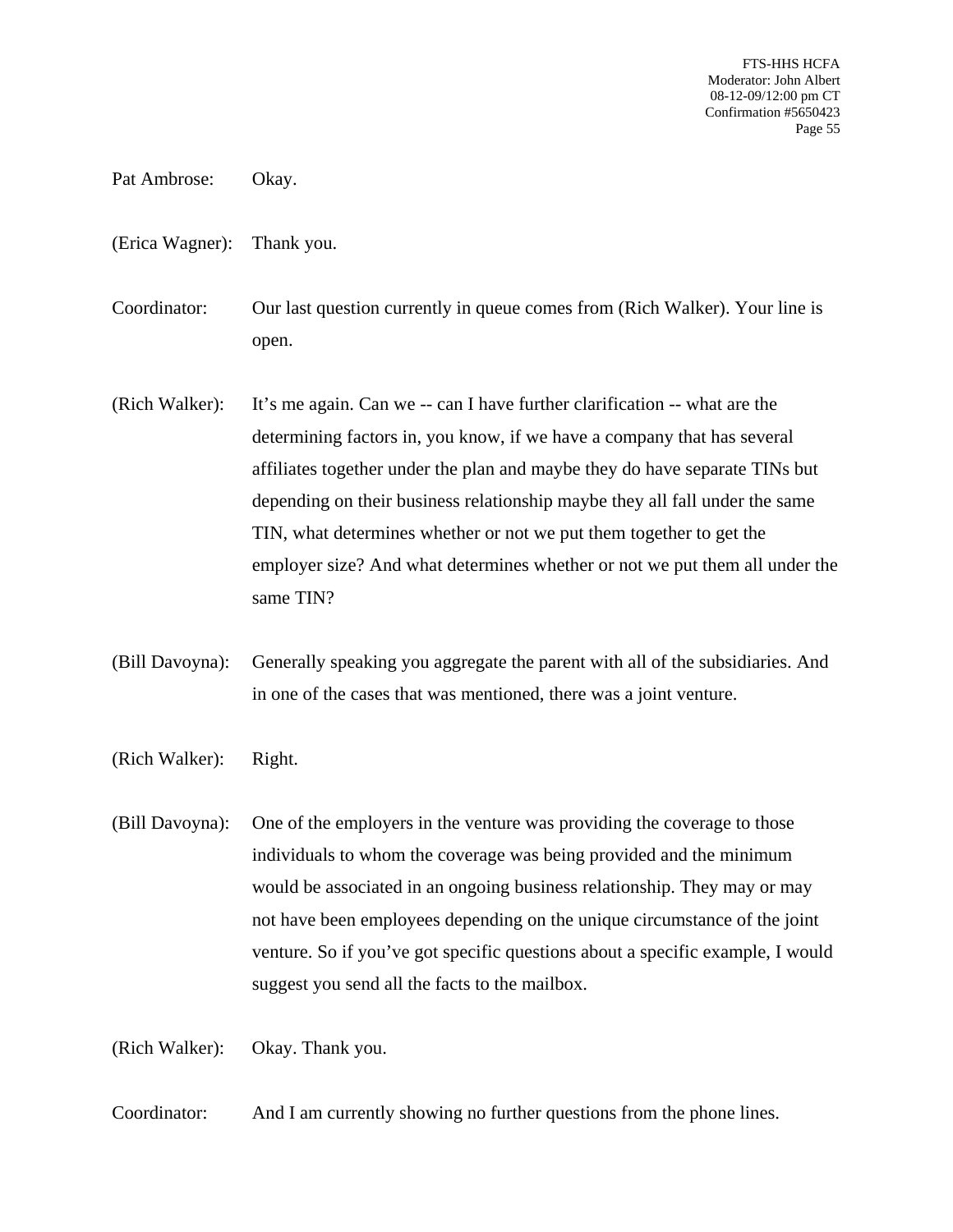Pat Ambrose: Okay.

(Erica Wagner): Thank you.

Coordinator: Our last question currently in queue comes from (Rich Walker). Your line is open.

(Rich Walker): It's me again. Can we -- can I have further clarification -- what are the determining factors in, you know, if we have a company that has several affiliates together under the plan and maybe they do have separate TINs but depending on their business relationship maybe they all fall under the same TIN, what determines whether or not we put them together to get the employer size? And what determines whether or not we put them all under the same TIN?

(Bill Davoyna): Generally speaking you aggregate the parent with all of the subsidiaries. And in one of the cases that was mentioned, there was a joint venture.

(Rich Walker): Right.

(Bill Davoyna): One of the employers in the venture was providing the coverage to those individuals to whom the coverage was being provided and the minimum would be associated in an ongoing business relationship. They may or may not have been employees depending on the unique circumstance of the joint venture. So if you've got specific questions about a specific example, I would suggest you send all the facts to the mailbox.

(Rich Walker): Okay. Thank you.

Coordinator: And I am currently showing no further questions from the phone lines.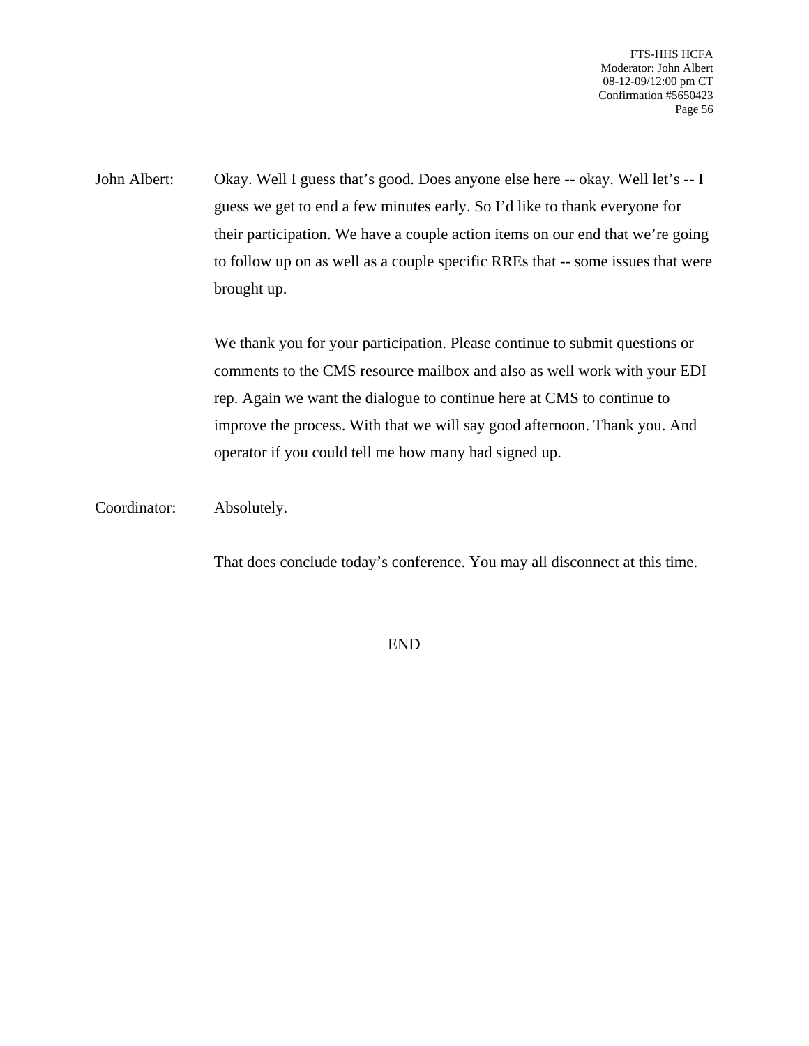John Albert: Okay. Well I guess that's good. Does anyone else here -- okay. Well let's -- I guess we get to end a few minutes early. So I'd like to thank everyone for their participation. We have a couple action items on our end that we're going to follow up on as well as a couple specific RREs that -- some issues that were brought up.

We thank you for your participation. Please continue to submit questions or comments to the CMS resource mailbox and also as well work with your EDI rep. Again we want the dialogue to continue here at CMS to continue to improve the process. With that we will say good afternoon. Thank you. And operator if you could tell me how many had signed up.

Coordinator: Absolutely.

That does conclude today's conference. You may all disconnect at this time.

END